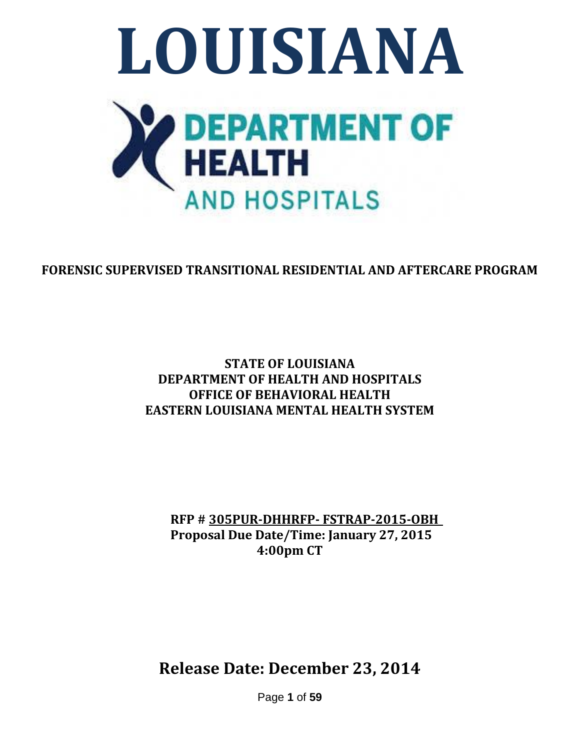# LOUISIANA

DEPARTMENT OF HEALTH AND HOSPITALS

## FORENSIC SUPERVISED TRANSITIONAL RESIDENTIAL AND AFTERCARE PROGRAM

**STATE OF LOUISIANA**
**DEPARTMENT OF HEALTH AND HOSPITALS**
**OFFICE OF BEHAVIORAL HEALTH**
**EASTERN LOUISIANA MENTAL HEALTH SYSTEM**

**RFP # 305PUR-DHHRFP- FSTRAP-2015-OBH**
**Proposal Due Date/Time: January 27, 2015**
**4:00pm CT**

## Release Date: December 23, 2014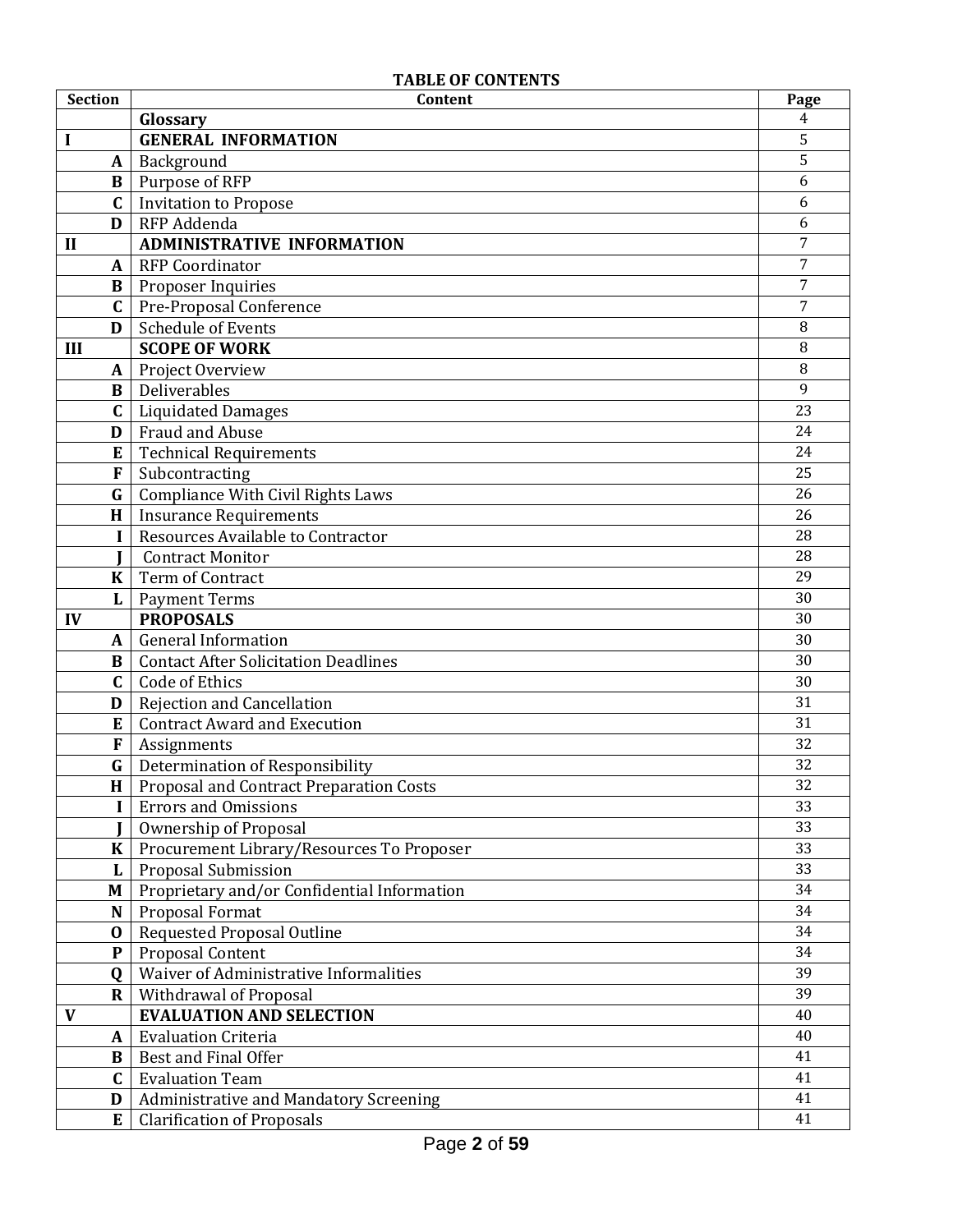**TABLE OF CONTENTS**

| Section | Content | Page |
|---|---|---|
| | **Glossary** | 4 |
| **I** | **GENERAL INFORMATION** | 5 |
| **A** | Background | 5 |
| **B** | Purpose of RFP | 6 |
| **C** | Invitation to Propose | 6 |
| **D** | RFP Addenda | 6 |
| **II** | **ADMINISTRATIVE INFORMATION** | 7 |
| **A** | RFP Coordinator | 7 |
| **B** | Proposer Inquiries | 7 |
| **C** | Pre-Proposal Conference | 7 |
| **D** | Schedule of Events | 8 |
| **III** | **SCOPE OF WORK** | 8 |
| **A** | Project Overview | 8 |
| **B** | Deliverables | 9 |
| **C** | Liquidated Damages | 23 |
| **D** | Fraud and Abuse | 24 |
| **E** | Technical Requirements | 24 |
| **F** | Subcontracting | 25 |
| **G** | Compliance With Civil Rights Laws | 26 |
| **H** | Insurance Requirements | 26 |
| **I** | Resources Available to Contractor | 28 |
| **J** | Contract Monitor | 28 |
| **K** | Term of Contract | 29 |
| **L** | Payment Terms | 30 |
| **IV** | **PROPOSALS** | 30 |
| **A** | General Information | 30 |
| **B** | Contact After Solicitation Deadlines | 30 |
| **C** | Code of Ethics | 30 |
| **D** | Rejection and Cancellation | 31 |
| **E** | Contract Award and Execution | 31 |
| **F** | Assignments | 32 |
| **G** | Determination of Responsibility | 32 |
| **H** | Proposal and Contract Preparation Costs | 32 |
| **I** | Errors and Omissions | 33 |
| **J** | Ownership of Proposal | 33 |
| **K** | Procurement Library/Resources To Proposer | 33 |
| **L** | Proposal Submission | 33 |
| **M** | Proprietary and/or Confidential Information | 34 |
| **N** | Proposal Format | 34 |
| **O** | Requested Proposal Outline | 34 |
| **P** | Proposal Content | 34 |
| **Q** | Waiver of Administrative Informalities | 39 |
| **R** | Withdrawal of Proposal | 39 |
| **V** | **EVALUATION AND SELECTION** | 40 |
| **A** | Evaluation Criteria | 40 |
| **B** | Best and Final Offer | 41 |
| **C** | Evaluation Team | 41 |
| **D** | Administrative and Mandatory Screening | 41 |
| **E** | Clarification of Proposals | 41 |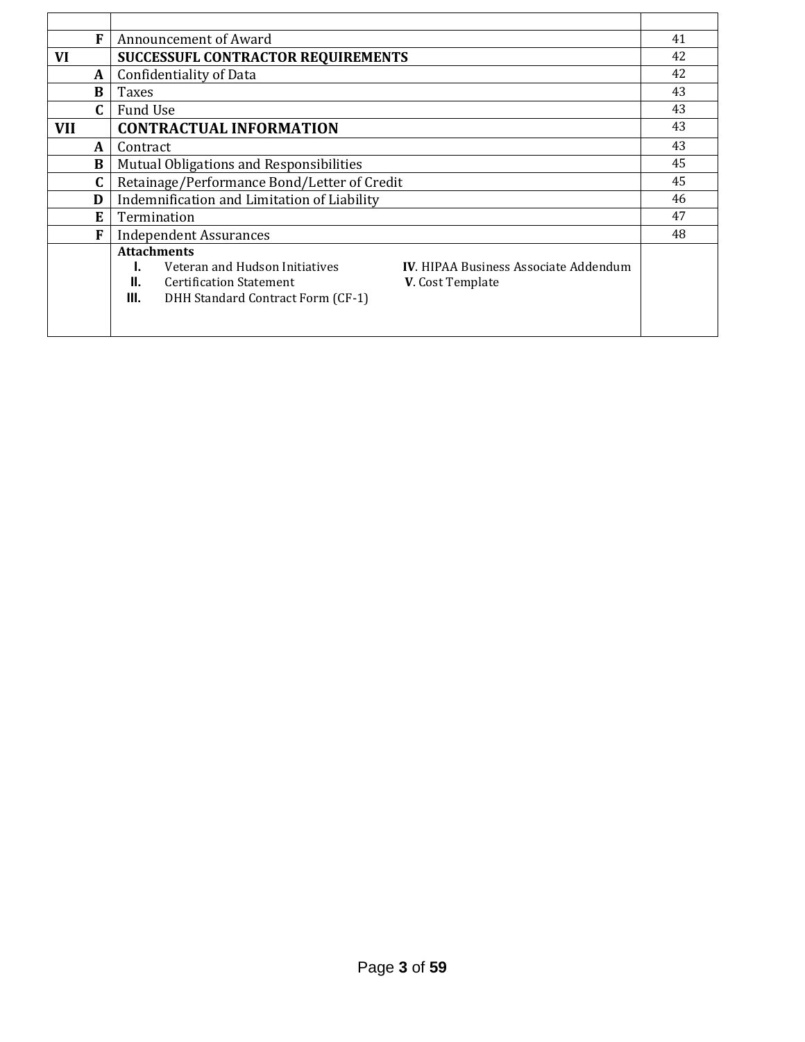| | | |
|---|---|---|
| F | Announcement of Award | 41 |
| VI | **SUCCESSUFL CONTRACTOR REQUIREMENTS** | 42 |
| A | Confidentiality of Data | 42 |
| B | Taxes | 43 |
| C | Fund Use | 43 |
| VII | **CONTRACTUAL INFORMATION** | 43 |
| A | Contract | 43 |
| B | Mutual Obligations and Responsibilities | 45 |
| C | Retainage/Performance Bond/Letter of Credit | 45 |
| D | Indemnification and Limitation of Liability | 46 |
| E | Termination | 47 |
| F | Independent Assurances | 48 |
| | **Attachments**<br>**I.** Veteran and Hudson Initiatives<br>**II.** Certification Statement<br>**III.** DHH Standard Contract Form (CF-1)<br>**IV**. HIPAA Business Associate Addendum<br>**V**. Cost Template | |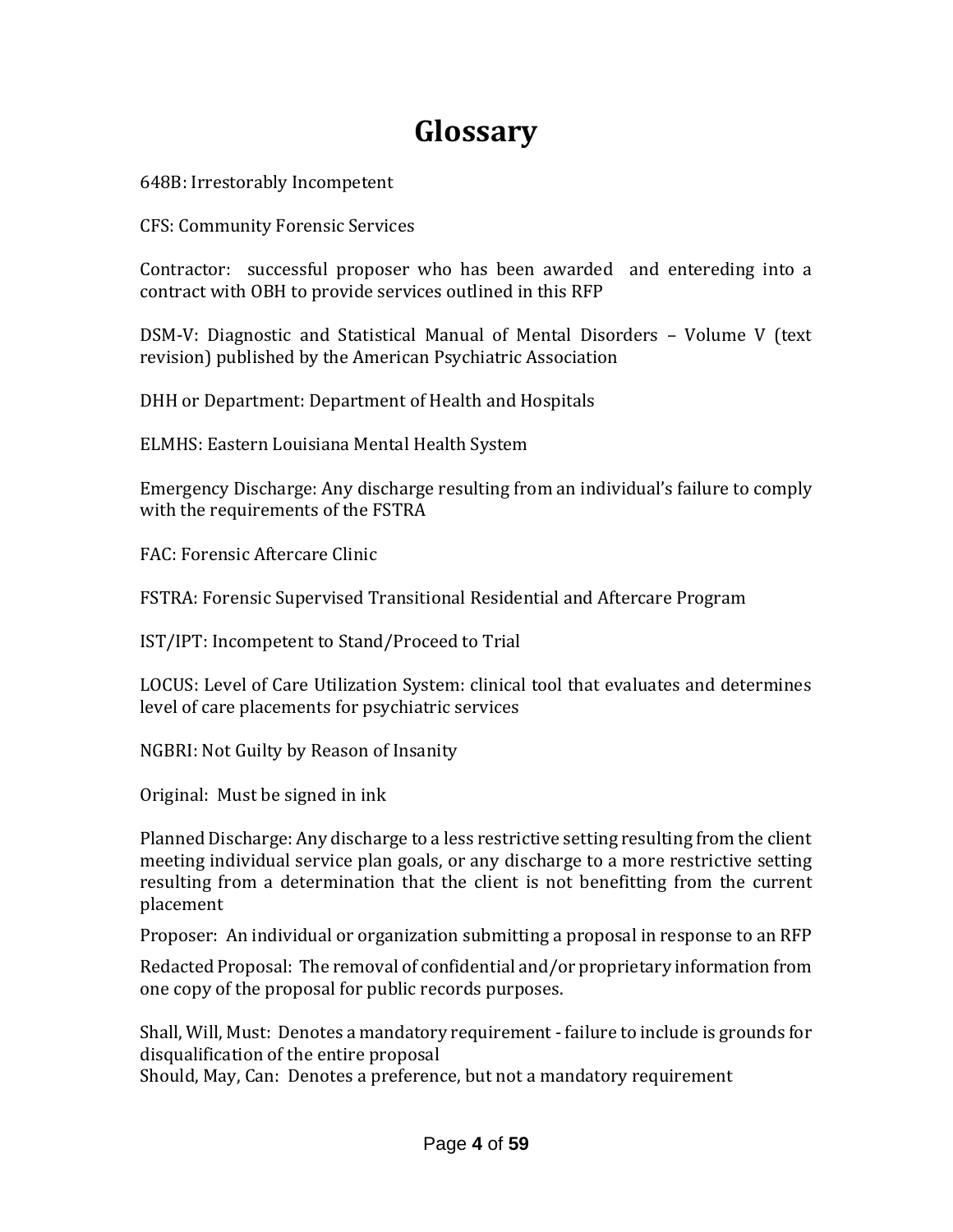# Glossary

648B: Irrestorably Incompetent

CFS: Community Forensic Services

Contractor: successful proposer who has been awarded and entereding into a contract with OBH to provide services outlined in this RFP

DSM-V: Diagnostic and Statistical Manual of Mental Disorders – Volume V (text revision) published by the American Psychiatric Association

DHH or Department: Department of Health and Hospitals

ELMHS: Eastern Louisiana Mental Health System

Emergency Discharge: Any discharge resulting from an individual's failure to comply with the requirements of the FSTRA

FAC: Forensic Aftercare Clinic

FSTRA: Forensic Supervised Transitional Residential and Aftercare Program

IST/IPT: Incompetent to Stand/Proceed to Trial

LOCUS: Level of Care Utilization System: clinical tool that evaluates and determines level of care placements for psychiatric services

NGBRI: Not Guilty by Reason of Insanity

Original: Must be signed in ink

Planned Discharge: Any discharge to a less restrictive setting resulting from the client meeting individual service plan goals, or any discharge to a more restrictive setting resulting from a determination that the client is not benefitting from the current placement

Proposer: An individual or organization submitting a proposal in response to an RFP

Redacted Proposal: The removal of confidential and/or proprietary information from one copy of the proposal for public records purposes.

Shall, Will, Must: Denotes a mandatory requirement - failure to include is grounds for disqualification of the entire proposal

Should, May, Can: Denotes a preference, but not a mandatory requirement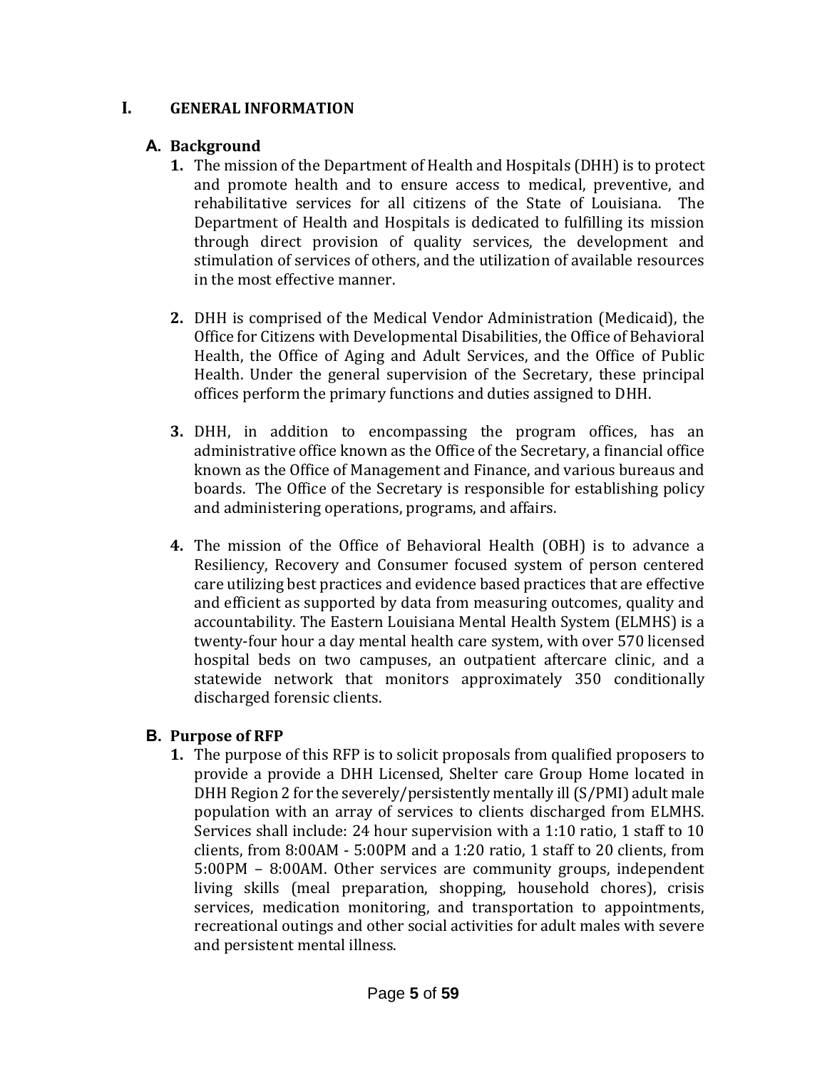# I. GENERAL INFORMATION

## A. Background

1. The mission of the Department of Health and Hospitals (DHH) is to protect and promote health and to ensure access to medical, preventive, and rehabilitative services for all citizens of the State of Louisiana. The Department of Health and Hospitals is dedicated to fulfilling its mission through direct provision of quality services, the development and stimulation of services of others, and the utilization of available resources in the most effective manner.

2. DHH is comprised of the Medical Vendor Administration (Medicaid), the Office for Citizens with Developmental Disabilities, the Office of Behavioral Health, the Office of Aging and Adult Services, and the Office of Public Health. Under the general supervision of the Secretary, these principal offices perform the primary functions and duties assigned to DHH.

3. DHH, in addition to encompassing the program offices, has an administrative office known as the Office of the Secretary, a financial office known as the Office of Management and Finance, and various bureaus and boards. The Office of the Secretary is responsible for establishing policy and administering operations, programs, and affairs.

4. The mission of the Office of Behavioral Health (OBH) is to advance a Resiliency, Recovery and Consumer focused system of person centered care utilizing best practices and evidence based practices that are effective and efficient as supported by data from measuring outcomes, quality and accountability. The Eastern Louisiana Mental Health System (ELMHS) is a twenty-four hour a day mental health care system, with over 570 licensed hospital beds on two campuses, an outpatient aftercare clinic, and a statewide network that monitors approximately 350 conditionally discharged forensic clients.

## B. Purpose of RFP

1. The purpose of this RFP is to solicit proposals from qualified proposers to provide a provide a DHH Licensed, Shelter care Group Home located in DHH Region 2 for the severely/persistently mentally ill (S/PMI) adult male population with an array of services to clients discharged from ELMHS. Services shall include: 24 hour supervision with a 1:10 ratio, 1 staff to 10 clients, from 8:00AM - 5:00PM and a 1:20 ratio, 1 staff to 20 clients, from 5:00PM – 8:00AM. Other services are community groups, independent living skills (meal preparation, shopping, household chores), crisis services, medication monitoring, and transportation to appointments, recreational outings and other social activities for adult males with severe and persistent mental illness.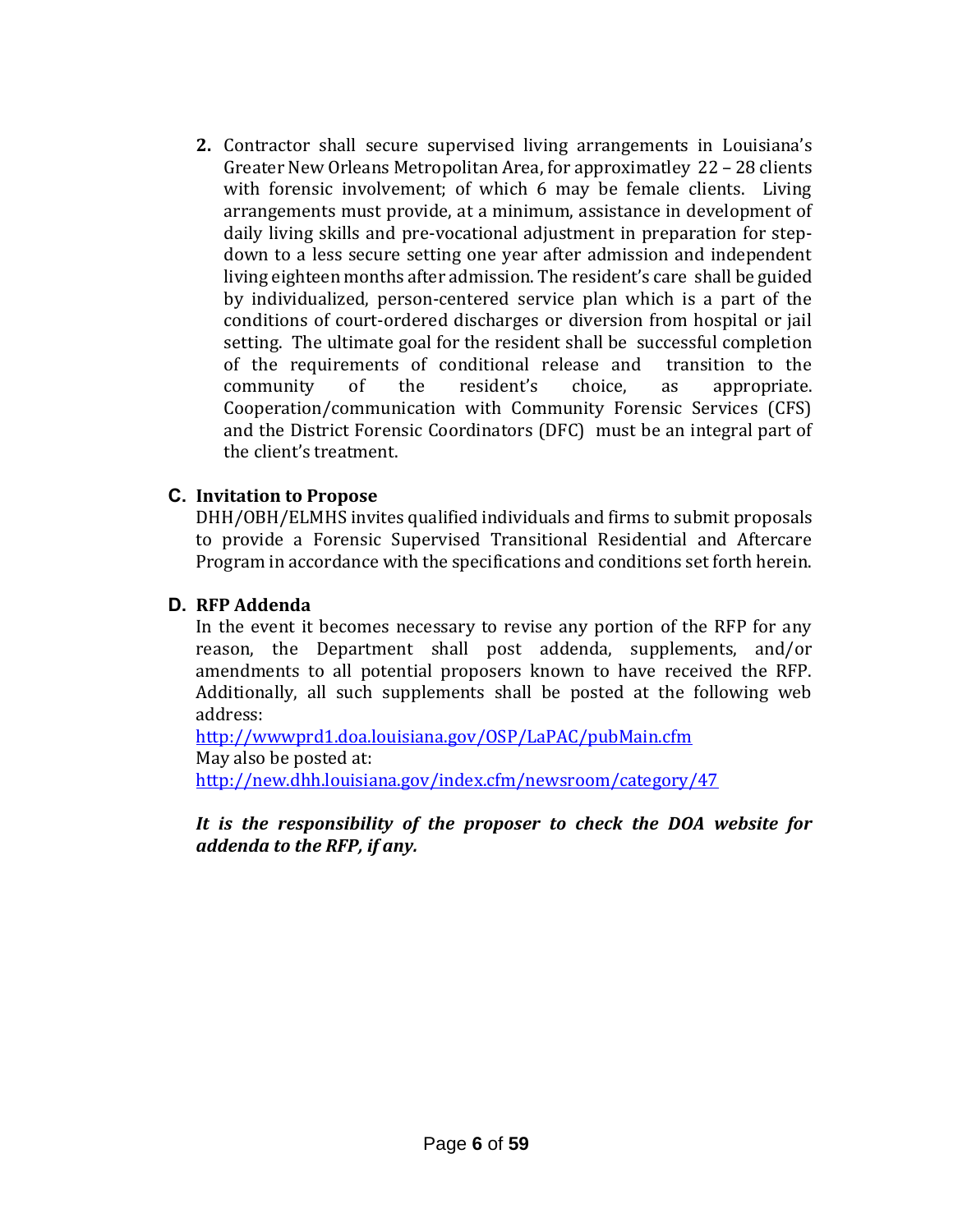2. Contractor shall secure supervised living arrangements in Louisiana's Greater New Orleans Metropolitan Area, for approximatley 22 – 28 clients with forensic involvement; of which 6 may be female clients. Living arrangements must provide, at a minimum, assistance in development of daily living skills and pre-vocational adjustment in preparation for step-down to a less secure setting one year after admission and independent living eighteen months after admission. The resident's care shall be guided by individualized, person-centered service plan which is a part of the conditions of court-ordered discharges or diversion from hospital or jail setting. The ultimate goal for the resident shall be successful completion of the requirements of conditional release and transition to the community of the resident's choice, as appropriate. Cooperation/communication with Community Forensic Services (CFS) and the District Forensic Coordinators (DFC) must be an integral part of the client's treatment.

### C. Invitation to Propose

DHH/OBH/ELMHS invites qualified individuals and firms to submit proposals to provide a Forensic Supervised Transitional Residential and Aftercare Program in accordance with the specifications and conditions set forth herein.

### D. RFP Addenda

In the event it becomes necessary to revise any portion of the RFP for any reason, the Department shall post addenda, supplements, and/or amendments to all potential proposers known to have received the RFP. Additionally, all such supplements shall be posted at the following web address:
http://wwwprd1.doa.louisiana.gov/OSP/LaPAC/pubMain.cfm
May also be posted at:
http://new.dhh.louisiana.gov/index.cfm/newsroom/category/47

***It is the responsibility of the proposer to check the DOA website for addenda to the RFP, if any.***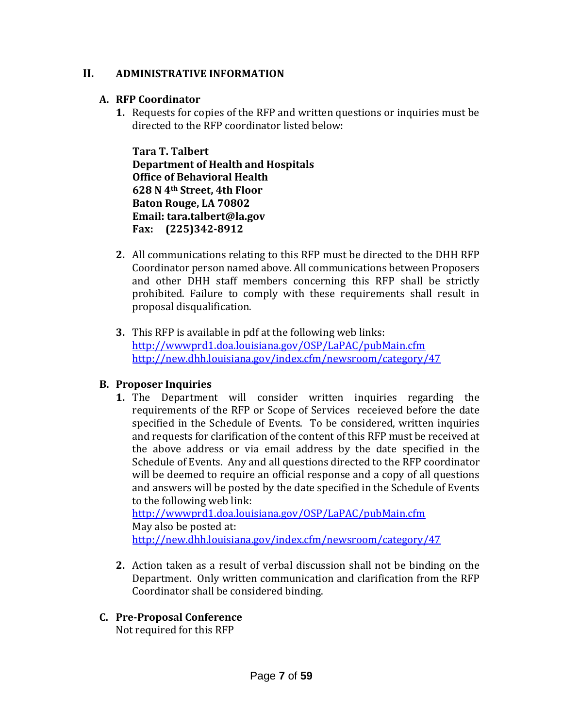## II. ADMINISTRATIVE INFORMATION

### A. RFP Coordinator

1. Requests for copies of the RFP and written questions or inquiries must be directed to the RFP coordinator listed below:

   **Tara T. Talbert**
   **Department of Health and Hospitals**
   **Office of Behavioral Health**
   **628 N 4th Street, 4th Floor**
   **Baton Rouge, LA 70802**
   **Email: tara.talbert@la.gov**
   **Fax: (225)342-8912**

2. All communications relating to this RFP must be directed to the DHH RFP Coordinator person named above. All communications between Proposers and other DHH staff members concerning this RFP shall be strictly prohibited. Failure to comply with these requirements shall result in proposal disqualification.

3. This RFP is available in pdf at the following web links:
   http://wwwprd1.doa.louisiana.gov/OSP/LaPAC/pubMain.cfm
   http://new.dhh.louisiana.gov/index.cfm/newsroom/category/47

### B. Proposer Inquiries

1. The Department will consider written inquiries regarding the requirements of the RFP or Scope of Services receieved before the date specified in the Schedule of Events. To be considered, written inquiries and requests for clarification of the content of this RFP must be received at the above address or via email address by the date specified in the Schedule of Events. Any and all questions directed to the RFP coordinator will be deemed to require an official response and a copy of all questions and answers will be posted by the date specified in the Schedule of Events to the following web link:
   http://wwwprd1.doa.louisiana.gov/OSP/LaPAC/pubMain.cfm
   May also be posted at:
   http://new.dhh.louisiana.gov/index.cfm/newsroom/category/47

2. Action taken as a result of verbal discussion shall not be binding on the Department. Only written communication and clarification from the RFP Coordinator shall be considered binding.

### C. Pre-Proposal Conference

Not required for this RFP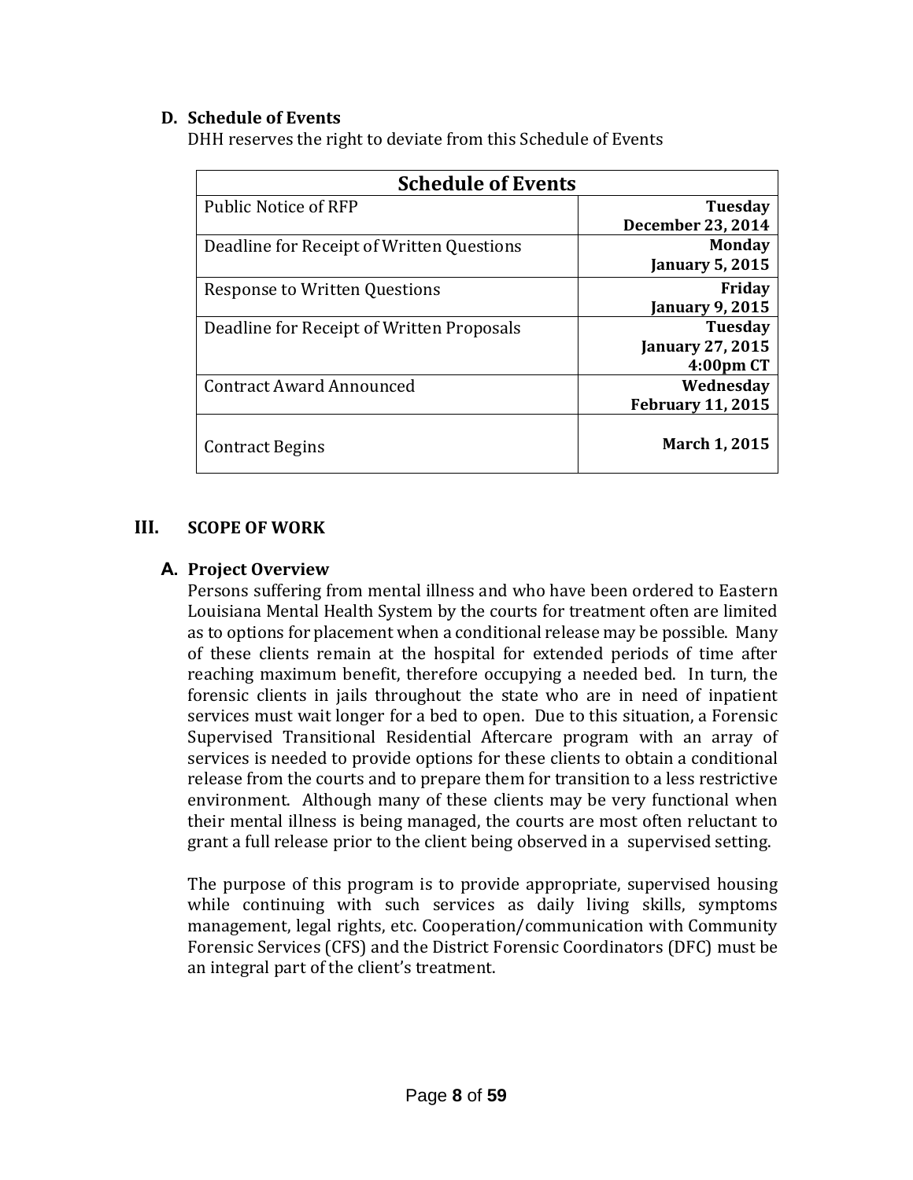### D. Schedule of Events

DHH reserves the right to deviate from this Schedule of Events

| Schedule of Events | |
|---|---|
| Public Notice of RFP | **Tuesday December 23, 2014** |
| Deadline for Receipt of Written Questions | **Monday January 5, 2015** |
| Response to Written Questions | **Friday January 9, 2015** |
| Deadline for Receipt of Written Proposals | **Tuesday January 27, 2015 4:00pm CT** |
| Contract Award Announced | **Wednesday February 11, 2015** |
| Contract Begins | **March 1, 2015** |

## III. SCOPE OF WORK

### A. Project Overview

Persons suffering from mental illness and who have been ordered to Eastern Louisiana Mental Health System by the courts for treatment often are limited as to options for placement when a conditional release may be possible. Many of these clients remain at the hospital for extended periods of time after reaching maximum benefit, therefore occupying a needed bed. In turn, the forensic clients in jails throughout the state who are in need of inpatient services must wait longer for a bed to open. Due to this situation, a Forensic Supervised Transitional Residential Aftercare program with an array of services is needed to provide options for these clients to obtain a conditional release from the courts and to prepare them for transition to a less restrictive environment. Although many of these clients may be very functional when their mental illness is being managed, the courts are most often reluctant to grant a full release prior to the client being observed in a supervised setting.

The purpose of this program is to provide appropriate, supervised housing while continuing with such services as daily living skills, symptoms management, legal rights, etc. Cooperation/communication with Community Forensic Services (CFS) and the District Forensic Coordinators (DFC) must be an integral part of the client's treatment.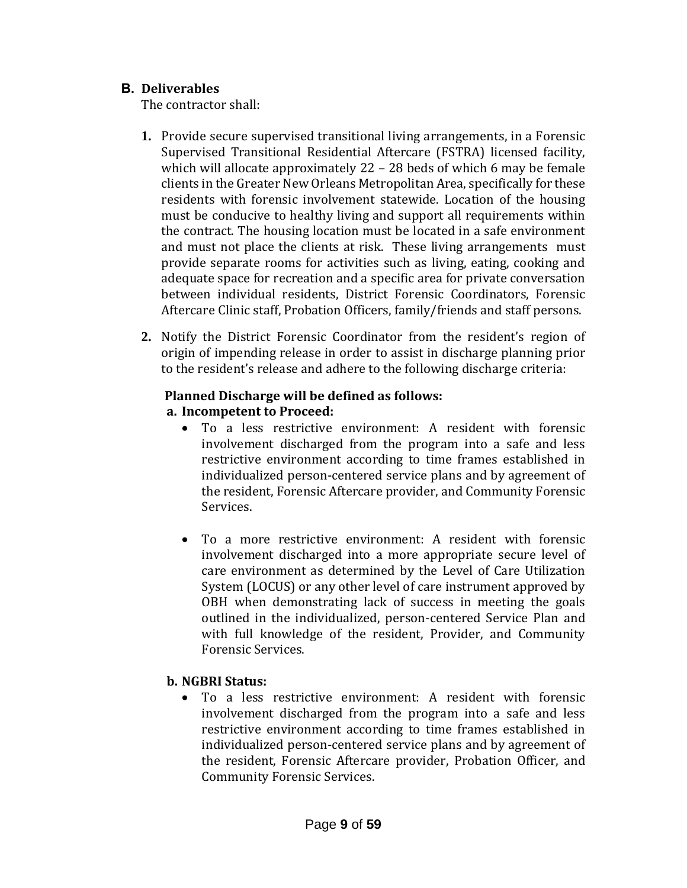## B. Deliverables

The contractor shall:

1. Provide secure supervised transitional living arrangements, in a Forensic Supervised Transitional Residential Aftercare (FSTRA) licensed facility, which will allocate approximately 22 – 28 beds of which 6 may be female clients in the Greater New Orleans Metropolitan Area, specifically for these residents with forensic involvement statewide. Location of the housing must be conducive to healthy living and support all requirements within the contract. The housing location must be located in a safe environment and must not place the clients at risk. These living arrangements must provide separate rooms for activities such as living, eating, cooking and adequate space for recreation and a specific area for private conversation between individual residents, District Forensic Coordinators, Forensic Aftercare Clinic staff, Probation Officers, family/friends and staff persons.

2. Notify the District Forensic Coordinator from the resident's region of origin of impending release in order to assist in discharge planning prior to the resident's release and adhere to the following discharge criteria:

   **Planned Discharge will be defined as follows:**

   **a. Incompetent to Proceed:**

   - To a less restrictive environment: A resident with forensic involvement discharged from the program into a safe and less restrictive environment according to time frames established in individualized person-centered service plans and by agreement of the resident, Forensic Aftercare provider, and Community Forensic Services.

   - To a more restrictive environment: A resident with forensic involvement discharged into a more appropriate secure level of care environment as determined by the Level of Care Utilization System (LOCUS) or any other level of care instrument approved by OBH when demonstrating lack of success in meeting the goals outlined in the individualized, person-centered Service Plan and with full knowledge of the resident, Provider, and Community Forensic Services.

   **b. NGBRI Status:**

   - To a less restrictive environment: A resident with forensic involvement discharged from the program into a safe and less restrictive environment according to time frames established in individualized person-centered service plans and by agreement of the resident, Forensic Aftercare provider, Probation Officer, and Community Forensic Services.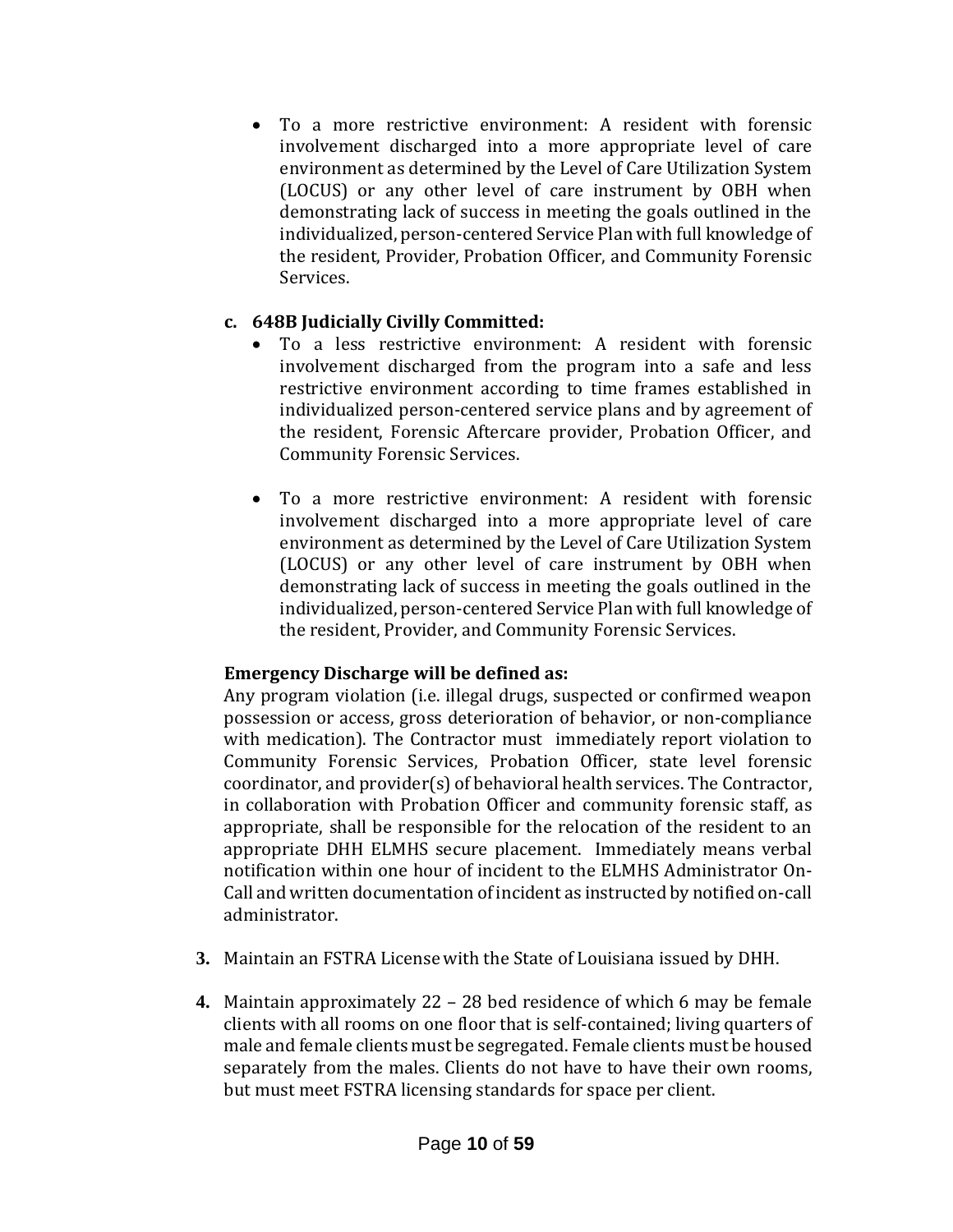- To a more restrictive environment: A resident with forensic involvement discharged into a more appropriate level of care environment as determined by the Level of Care Utilization System (LOCUS) or any other level of care instrument by OBH when demonstrating lack of success in meeting the goals outlined in the individualized, person-centered Service Plan with full knowledge of the resident, Provider, Probation Officer, and Community Forensic Services.

**c. 648B Judicially Civilly Committed:**

- To a less restrictive environment: A resident with forensic involvement discharged from the program into a safe and less restrictive environment according to time frames established in individualized person-centered service plans and by agreement of the resident, Forensic Aftercare provider, Probation Officer, and Community Forensic Services.

- To a more restrictive environment: A resident with forensic involvement discharged into a more appropriate level of care environment as determined by the Level of Care Utilization System (LOCUS) or any other level of care instrument by OBH when demonstrating lack of success in meeting the goals outlined in the individualized, person-centered Service Plan with full knowledge of the resident, Provider, and Community Forensic Services.

**Emergency Discharge will be defined as:**

Any program violation (i.e. illegal drugs, suspected or confirmed weapon possession or access, gross deterioration of behavior, or non-compliance with medication). The Contractor must immediately report violation to Community Forensic Services, Probation Officer, state level forensic coordinator, and provider(s) of behavioral health services. The Contractor, in collaboration with Probation Officer and community forensic staff, as appropriate, shall be responsible for the relocation of the resident to an appropriate DHH ELMHS secure placement. Immediately means verbal notification within one hour of incident to the ELMHS Administrator On-Call and written documentation of incident as instructed by notified on-call administrator.

**3.** Maintain an FSTRA License with the State of Louisiana issued by DHH.

**4.** Maintain approximately 22 – 28 bed residence of which 6 may be female clients with all rooms on one floor that is self-contained; living quarters of male and female clients must be segregated. Female clients must be housed separately from the males. Clients do not have to have their own rooms, but must meet FSTRA licensing standards for space per client.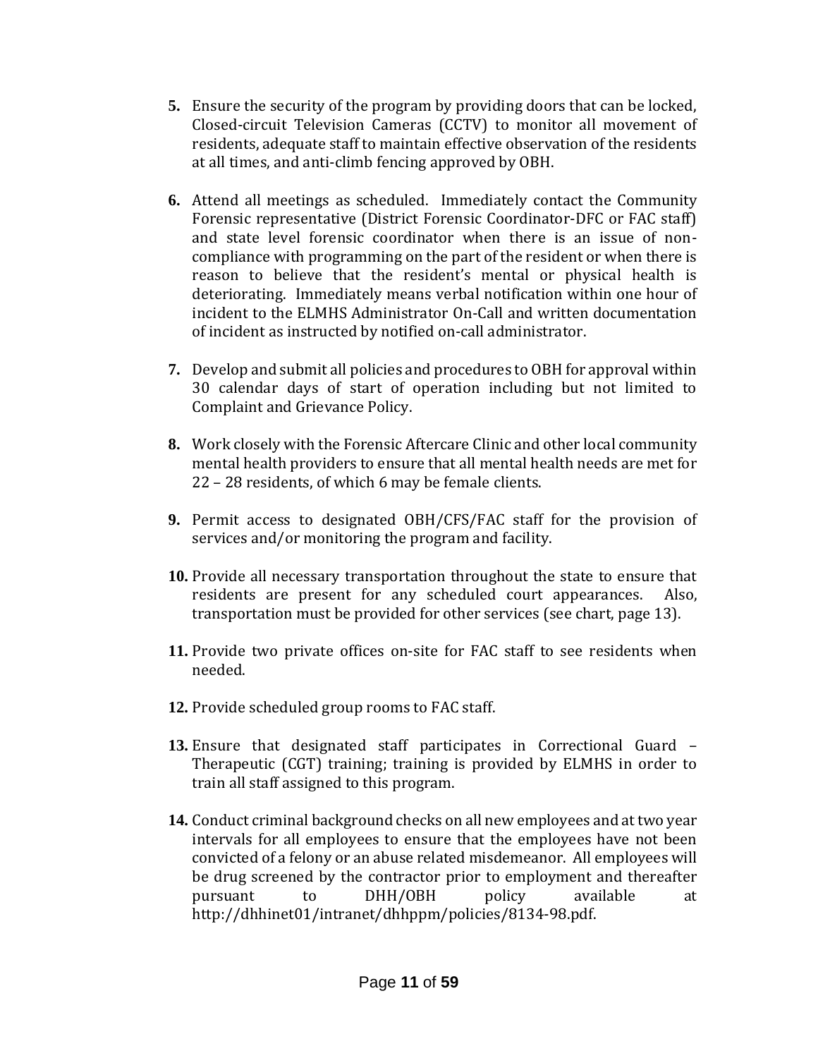5. Ensure the security of the program by providing doors that can be locked, Closed-circuit Television Cameras (CCTV) to monitor all movement of residents, adequate staff to maintain effective observation of the residents at all times, and anti-climb fencing approved by OBH.

6. Attend all meetings as scheduled. Immediately contact the Community Forensic representative (District Forensic Coordinator-DFC or FAC staff) and state level forensic coordinator when there is an issue of non-compliance with programming on the part of the resident or when there is reason to believe that the resident's mental or physical health is deteriorating. Immediately means verbal notification within one hour of incident to the ELMHS Administrator On-Call and written documentation of incident as instructed by notified on-call administrator.

7. Develop and submit all policies and procedures to OBH for approval within 30 calendar days of start of operation including but not limited to Complaint and Grievance Policy.

8. Work closely with the Forensic Aftercare Clinic and other local community mental health providers to ensure that all mental health needs are met for 22 – 28 residents, of which 6 may be female clients.

9. Permit access to designated OBH/CFS/FAC staff for the provision of services and/or monitoring the program and facility.

10. Provide all necessary transportation throughout the state to ensure that residents are present for any scheduled court appearances. Also, transportation must be provided for other services (see chart, page 13).

11. Provide two private offices on-site for FAC staff to see residents when needed.

12. Provide scheduled group rooms to FAC staff.

13. Ensure that designated staff participates in Correctional Guard – Therapeutic (CGT) training; training is provided by ELMHS in order to train all staff assigned to this program.

14. Conduct criminal background checks on all new employees and at two year intervals for all employees to ensure that the employees have not been convicted of a felony or an abuse related misdemeanor. All employees will be drug screened by the contractor prior to employment and thereafter pursuant to DHH/OBH policy available at http://dhhinet01/intranet/dhhppm/policies/8134-98.pdf.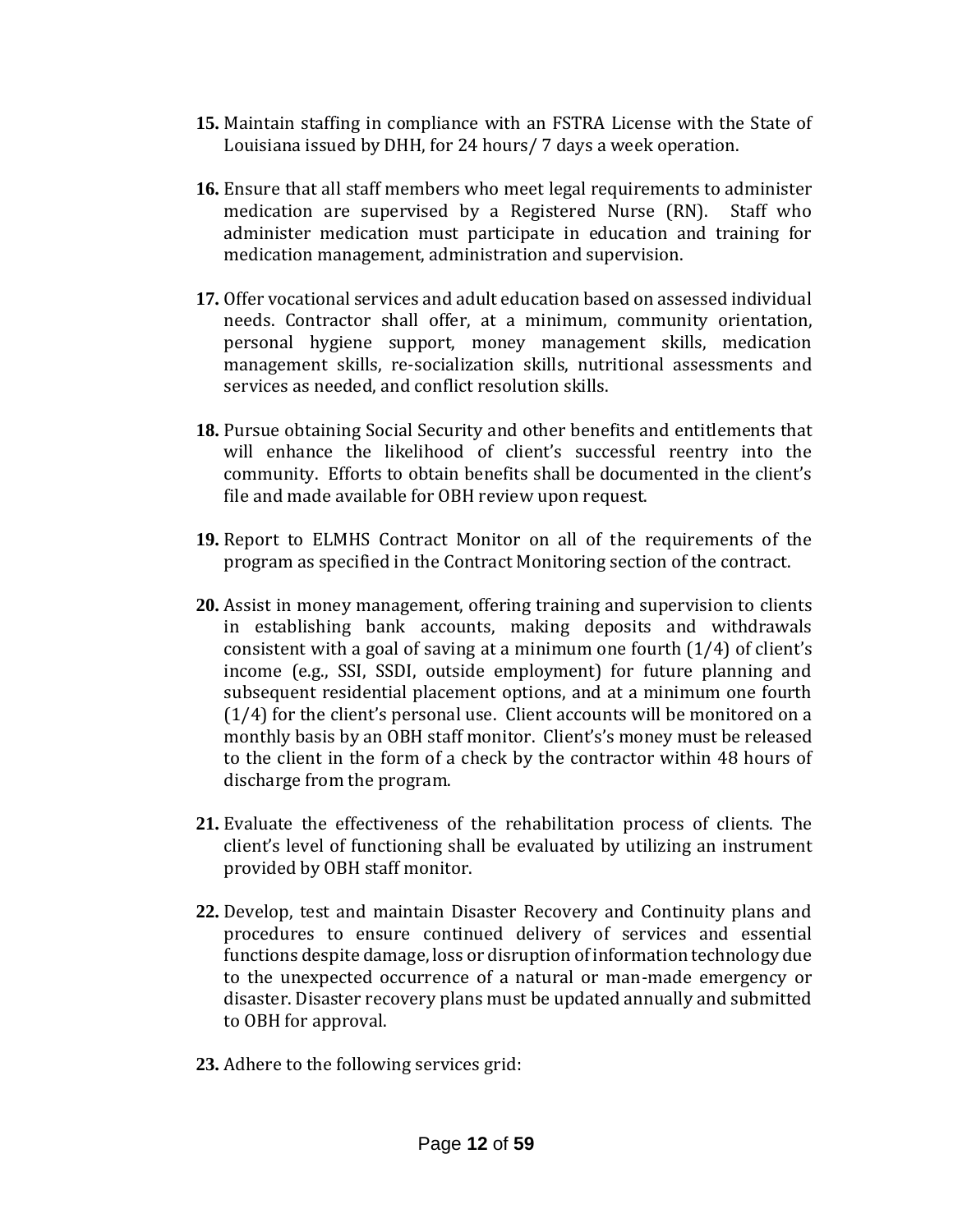**15.** Maintain staffing in compliance with an FSTRA License with the State of Louisiana issued by DHH, for 24 hours/ 7 days a week operation.

**16.** Ensure that all staff members who meet legal requirements to administer medication are supervised by a Registered Nurse (RN). Staff who administer medication must participate in education and training for medication management, administration and supervision.

**17.** Offer vocational services and adult education based on assessed individual needs. Contractor shall offer, at a minimum, community orientation, personal hygiene support, money management skills, medication management skills, re-socialization skills, nutritional assessments and services as needed, and conflict resolution skills.

**18.** Pursue obtaining Social Security and other benefits and entitlements that will enhance the likelihood of client's successful reentry into the community. Efforts to obtain benefits shall be documented in the client's file and made available for OBH review upon request.

**19.** Report to ELMHS Contract Monitor on all of the requirements of the program as specified in the Contract Monitoring section of the contract.

**20.** Assist in money management, offering training and supervision to clients in establishing bank accounts, making deposits and withdrawals consistent with a goal of saving at a minimum one fourth (1/4) of client's income (e.g., SSI, SSDI, outside employment) for future planning and subsequent residential placement options, and at a minimum one fourth (1/4) for the client's personal use. Client accounts will be monitored on a monthly basis by an OBH staff monitor. Client's's money must be released to the client in the form of a check by the contractor within 48 hours of discharge from the program.

**21.** Evaluate the effectiveness of the rehabilitation process of clients. The client's level of functioning shall be evaluated by utilizing an instrument provided by OBH staff monitor.

**22.** Develop, test and maintain Disaster Recovery and Continuity plans and procedures to ensure continued delivery of services and essential functions despite damage, loss or disruption of information technology due to the unexpected occurrence of a natural or man-made emergency or disaster. Disaster recovery plans must be updated annually and submitted to OBH for approval.

**23.** Adhere to the following services grid: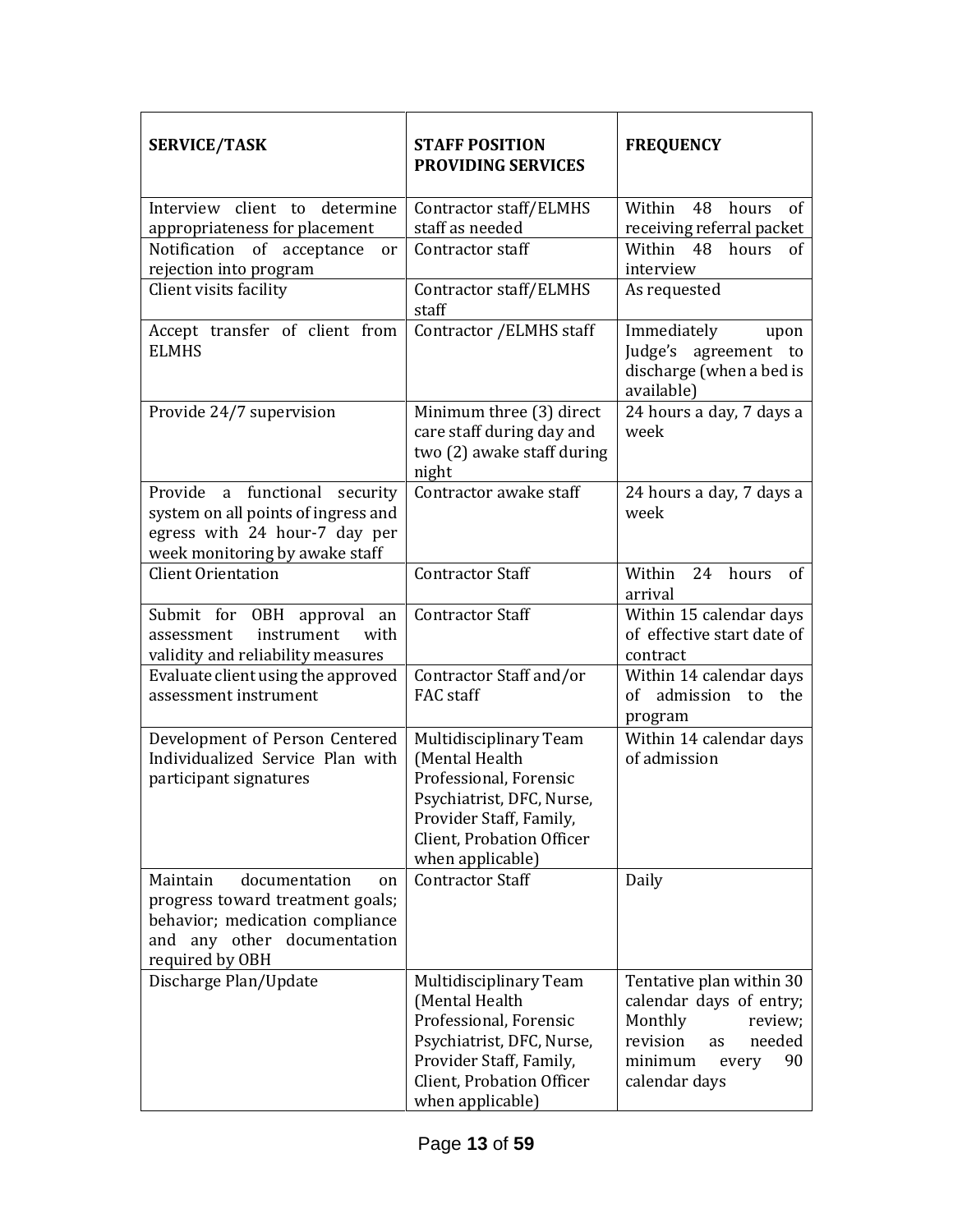| SERVICE/TASK | STAFF POSITION PROVIDING SERVICES | FREQUENCY |
|---|---|---|
| Interview client to determine appropriateness for placement | Contractor staff/ELMHS staff as needed | Within 48 hours of receiving referral packet |
| Notification of acceptance or rejection into program | Contractor staff | Within 48 hours of interview |
| Client visits facility | Contractor staff/ELMHS staff | As requested |
| Accept transfer of client from ELMHS | Contractor /ELMHS staff | Immediately upon Judge's agreement to discharge (when a bed is available) |
| Provide 24/7 supervision | Minimum three (3) direct care staff during day and two (2) awake staff during night | 24 hours a day, 7 days a week |
| Provide a functional security system on all points of ingress and egress with 24 hour-7 day per week monitoring by awake staff | Contractor awake staff | 24 hours a day, 7 days a week |
| Client Orientation | Contractor Staff | Within 24 hours of arrival |
| Submit for OBH approval an assessment instrument with validity and reliability measures | Contractor Staff | Within 15 calendar days of effective start date of contract |
| Evaluate client using the approved assessment instrument | Contractor Staff and/or FAC staff | Within 14 calendar days of admission to the program |
| Development of Person Centered Individualized Service Plan with participant signatures | Multidisciplinary Team (Mental Health Professional, Forensic Psychiatrist, DFC, Nurse, Provider Staff, Family, Client, Probation Officer when applicable) | Within 14 calendar days of admission |
| Maintain documentation on progress toward treatment goals; behavior; medication compliance and any other documentation required by OBH | Contractor Staff | Daily |
| Discharge Plan/Update | Multidisciplinary Team (Mental Health Professional, Forensic Psychiatrist, DFC, Nurse, Provider Staff, Family, Client, Probation Officer when applicable) | Tentative plan within 30 calendar days of entry; Monthly review; revision as needed minimum every 90 calendar days |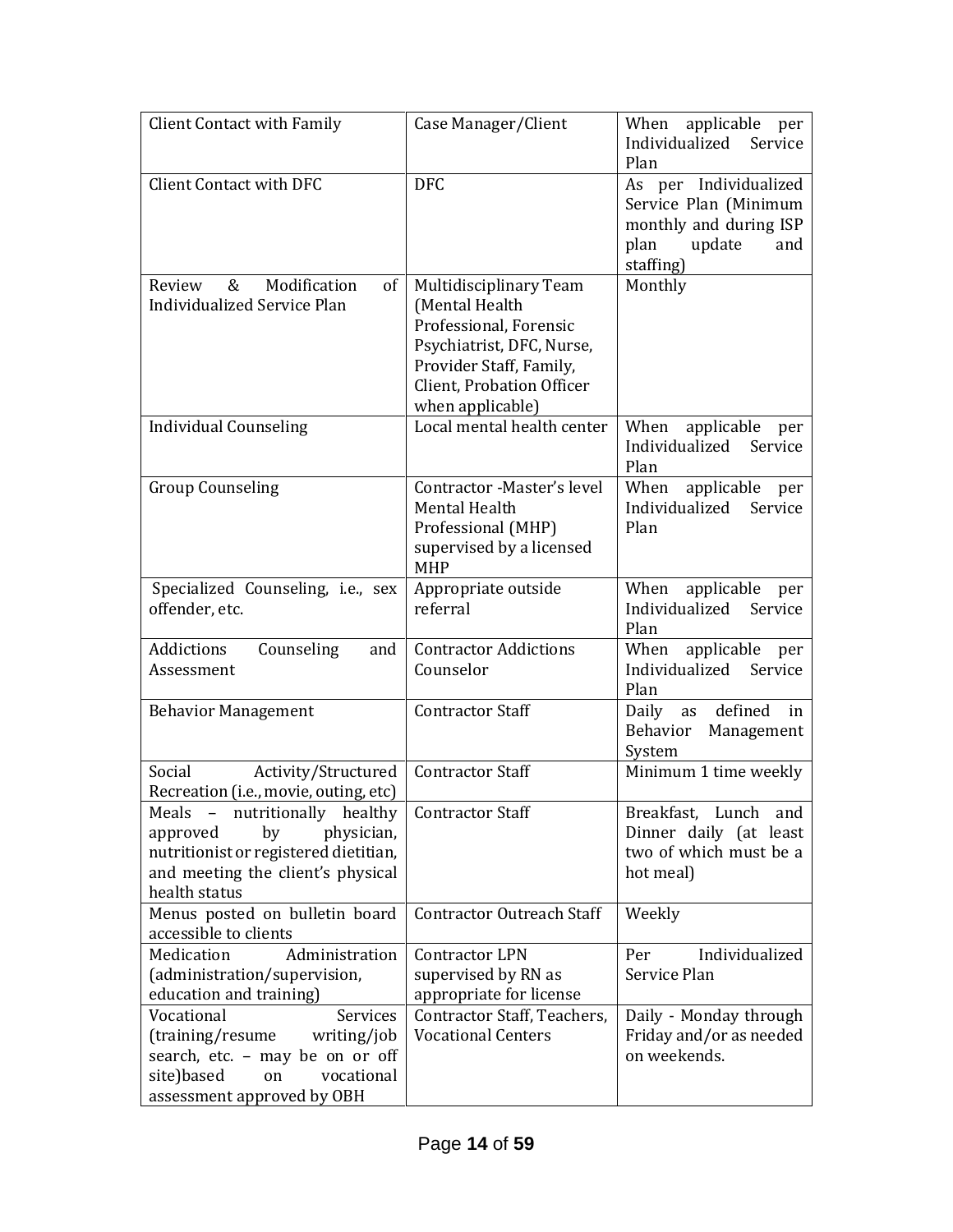| | | |
|---|---|---|
| Client Contact with Family | Case Manager/Client | When applicable per Individualized Service Plan |
| Client Contact with DFC | DFC | As per Individualized Service Plan (Minimum monthly and during ISP plan update and staffing) |
| Review & Modification of Individualized Service Plan | Multidisciplinary Team (Mental Health Professional, Forensic Psychiatrist, DFC, Nurse, Provider Staff, Family, Client, Probation Officer when applicable) | Monthly |
| Individual Counseling | Local mental health center | When applicable per Individualized Service Plan |
| Group Counseling | Contractor -Master's level Mental Health Professional (MHP) supervised by a licensed MHP | When applicable per Individualized Service Plan |
| Specialized Counseling, i.e., sex offender, etc. | Appropriate outside referral | When applicable per Individualized Service Plan |
| Addictions Counseling and Assessment | Contractor Addictions Counselor | When applicable per Individualized Service Plan |
| Behavior Management | Contractor Staff | Daily as defined in Behavior Management System |
| Social Activity/Structured Recreation (i.e., movie, outing, etc) | Contractor Staff | Minimum 1 time weekly |
| Meals – nutritionally healthy approved by physician, nutritionist or registered dietitian, and meeting the client's physical health status | Contractor Staff | Breakfast, Lunch and Dinner daily (at least two of which must be a hot meal) |
| Menus posted on bulletin board accessible to clients | Contractor Outreach Staff | Weekly |
| Medication Administration (administration/supervision, education and training) | Contractor LPN supervised by RN as appropriate for license | Per Individualized Service Plan |
| Vocational Services (training/resume writing/job search, etc. – may be on or off site)based on vocational assessment approved by OBH | Contractor Staff, Teachers, Vocational Centers | Daily - Monday through Friday and/or as needed on weekends. |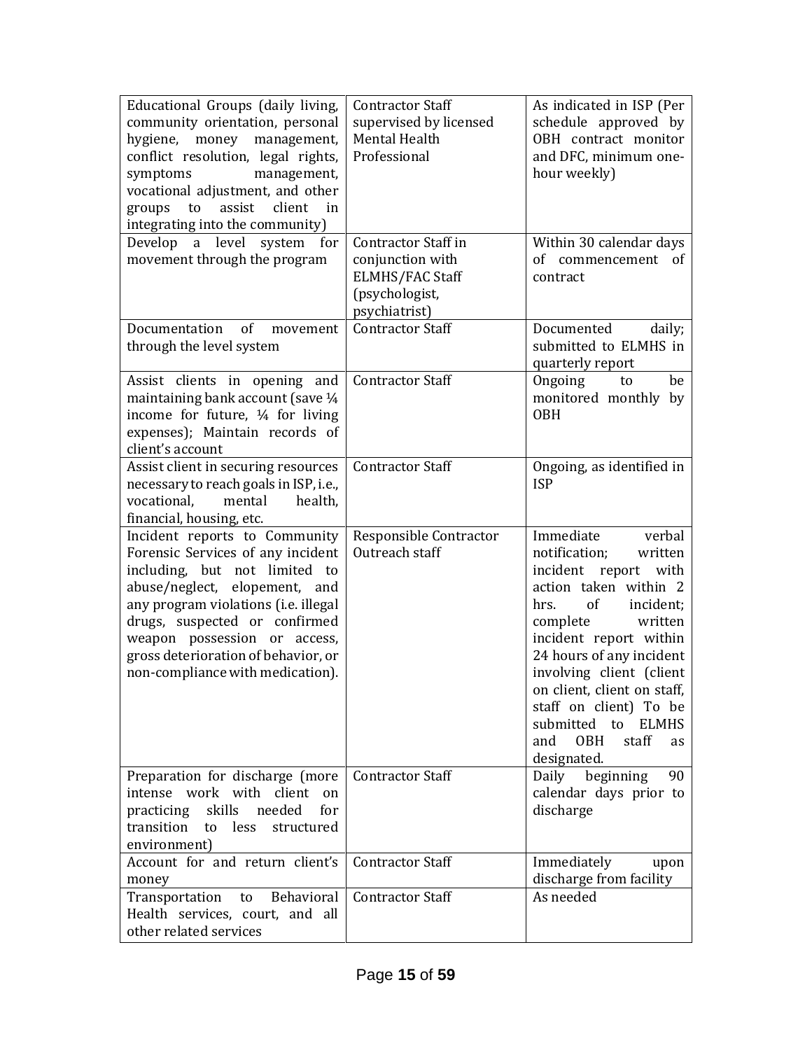| | | |
|---|---|---|
| Educational Groups (daily living, community orientation, personal hygiene, money management, conflict resolution, legal rights, symptoms management, vocational adjustment, and other groups to assist client in integrating into the community) | Contractor Staff supervised by licensed Mental Health Professional | As indicated in ISP (Per schedule approved by OBH contract monitor and DFC, minimum one-hour weekly) |
| Develop a level system for movement through the program | Contractor Staff in conjunction with ELMHS/FAC Staff (psychologist, psychiatrist) | Within 30 calendar days of commencement of contract |
| Documentation of movement through the level system | Contractor Staff | Documented daily; submitted to ELMHS in quarterly report |
| Assist clients in opening and maintaining bank account (save ¼ income for future, ¼ for living expenses); Maintain records of client's account | Contractor Staff | Ongoing to be monitored monthly by OBH |
| Assist client in securing resources necessary to reach goals in ISP, i.e., vocational, mental health, financial, housing, etc. | Contractor Staff | Ongoing, as identified in ISP |
| Incident reports to Community Forensic Services of any incident including, but not limited to abuse/neglect, elopement, and any program violations (i.e. illegal drugs, suspected or confirmed weapon possession or access, gross deterioration of behavior, or non-compliance with medication). | Responsible Contractor Outreach staff | Immediate verbal notification; written incident report with action taken within 2 hrs. of incident; complete written incident report within 24 hours of any incident involving client (client on client, client on staff, staff on client) To be submitted to ELMHS and OBH staff as designated. |
| Preparation for discharge (more intense work with client on practicing skills needed for transition to less structured environment) | Contractor Staff | Daily beginning 90 calendar days prior to discharge |
| Account for and return client's money | Contractor Staff | Immediately upon discharge from facility |
| Transportation to Behavioral Health services, court, and all other related services | Contractor Staff | As needed |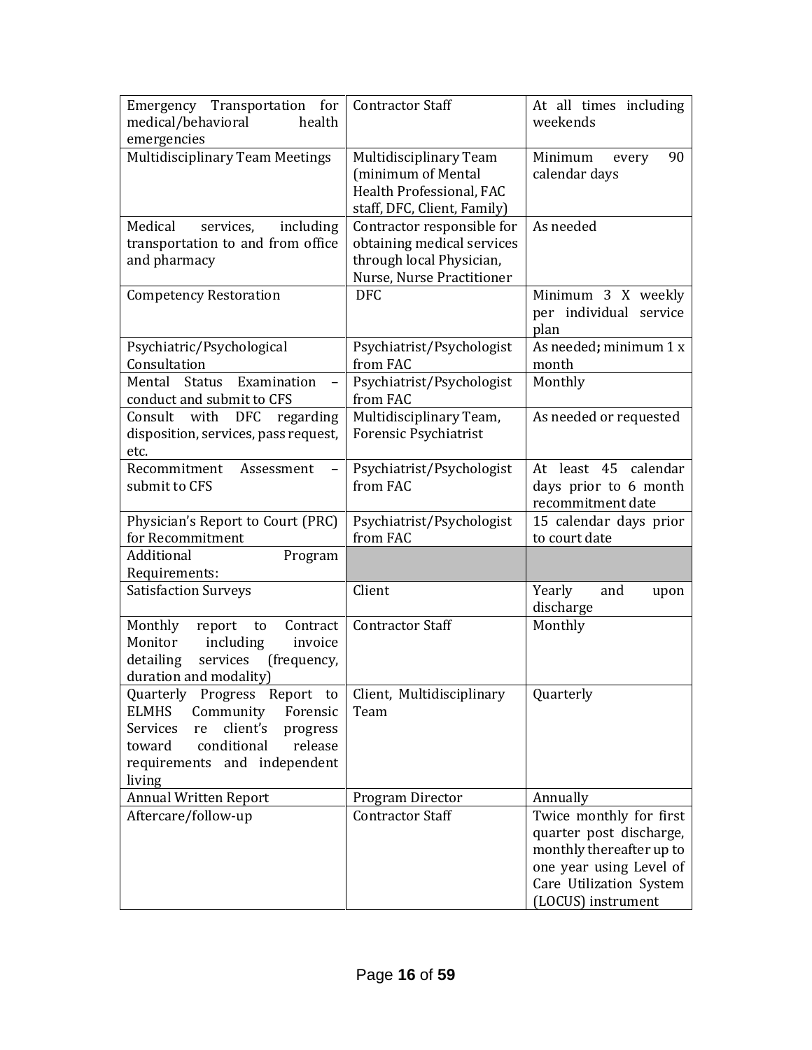| Emergency Transportation for medical/behavioral health emergencies | Contractor Staff | At all times including weekends |
|---|---|---|
| Multidisciplinary Team Meetings | Multidisciplinary Team (minimum of Mental Health Professional, FAC staff, DFC, Client, Family) | Minimum every 90 calendar days |
| Medical services, including transportation to and from office and pharmacy | Contractor responsible for obtaining medical services through local Physician, Nurse, Nurse Practitioner | As needed |
| Competency Restoration | DFC | Minimum 3 X weekly per individual service plan |
| Psychiatric/Psychological Consultation | Psychiatrist/Psychologist from FAC | As needed**;** minimum 1 x month |
| Mental Status Examination – conduct and submit to CFS | Psychiatrist/Psychologist from FAC | Monthly |
| Consult with DFC regarding disposition, services, pass request, etc. | Multidisciplinary Team, Forensic Psychiatrist | As needed or requested |
| Recommitment Assessment – submit to CFS | Psychiatrist/Psychologist from FAC | At least 45 calendar days prior to 6 month recommitment date |
| Physician's Report to Court (PRC) for Recommitment | Psychiatrist/Psychologist from FAC | 15 calendar days prior to court date |
| Additional Program Requirements: | | |
| Satisfaction Surveys | Client | Yearly and upon discharge |
| Monthly report to Contract Monitor including invoice detailing services (frequency, duration and modality) | Contractor Staff | Monthly |
| Quarterly Progress Report to ELMHS Community Forensic Services re client's progress toward conditional release requirements and independent living | Client, Multidisciplinary Team | Quarterly |
| Annual Written Report | Program Director | Annually |
| Aftercare/follow-up | Contractor Staff | Twice monthly for first quarter post discharge, monthly thereafter up to one year using Level of Care Utilization System (LOCUS) instrument |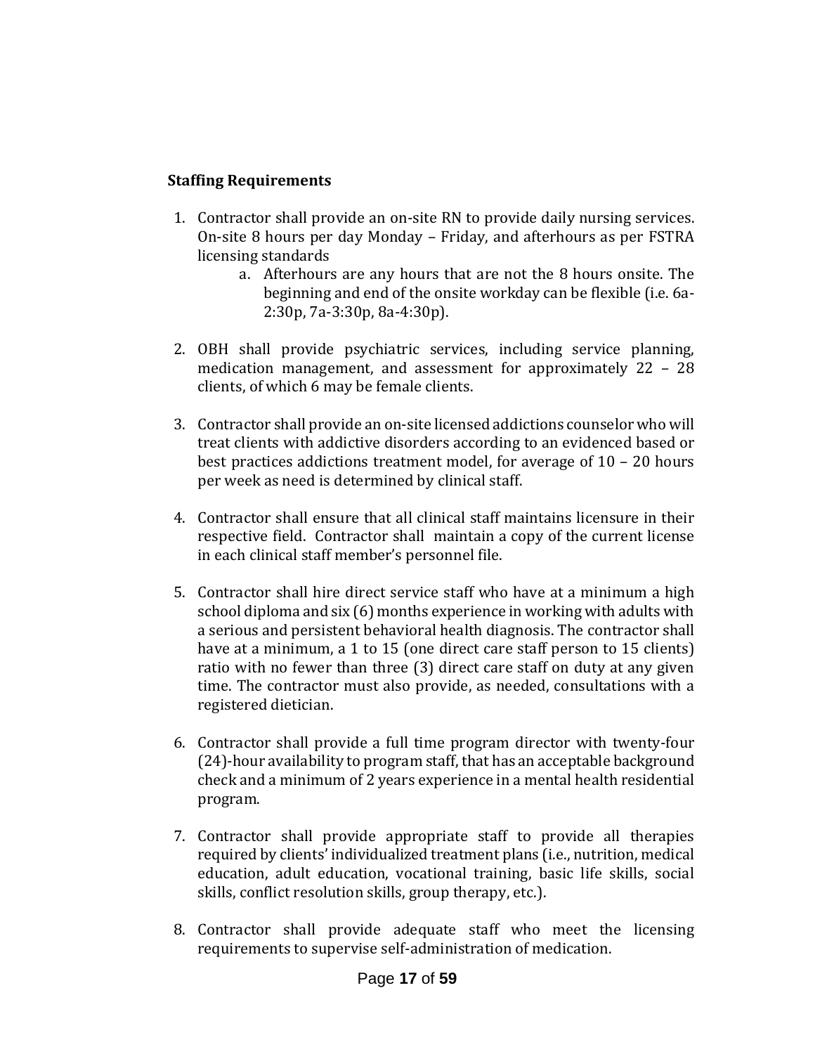**Staffing Requirements**

1. Contractor shall provide an on-site RN to provide daily nursing services. On-site 8 hours per day Monday – Friday, and afterhours as per FSTRA licensing standards
    a. Afterhours are any hours that are not the 8 hours onsite. The beginning and end of the onsite workday can be flexible (i.e. 6a-2:30p, 7a-3:30p, 8a-4:30p).

2. OBH shall provide psychiatric services, including service planning, medication management, and assessment for approximately 22 – 28 clients, of which 6 may be female clients.

3. Contractor shall provide an on-site licensed addictions counselor who will treat clients with addictive disorders according to an evidenced based or best practices addictions treatment model, for average of 10 – 20 hours per week as need is determined by clinical staff.

4. Contractor shall ensure that all clinical staff maintains licensure in their respective field. Contractor shall maintain a copy of the current license in each clinical staff member's personnel file.

5. Contractor shall hire direct service staff who have at a minimum a high school diploma and six (6) months experience in working with adults with a serious and persistent behavioral health diagnosis. The contractor shall have at a minimum, a 1 to 15 (one direct care staff person to 15 clients) ratio with no fewer than three (3) direct care staff on duty at any given time. The contractor must also provide, as needed, consultations with a registered dietician.

6. Contractor shall provide a full time program director with twenty-four (24)-hour availability to program staff, that has an acceptable background check and a minimum of 2 years experience in a mental health residential program.

7. Contractor shall provide appropriate staff to provide all therapies required by clients' individualized treatment plans (i.e., nutrition, medical education, adult education, vocational training, basic life skills, social skills, conflict resolution skills, group therapy, etc.).

8. Contractor shall provide adequate staff who meet the licensing requirements to supervise self-administration of medication.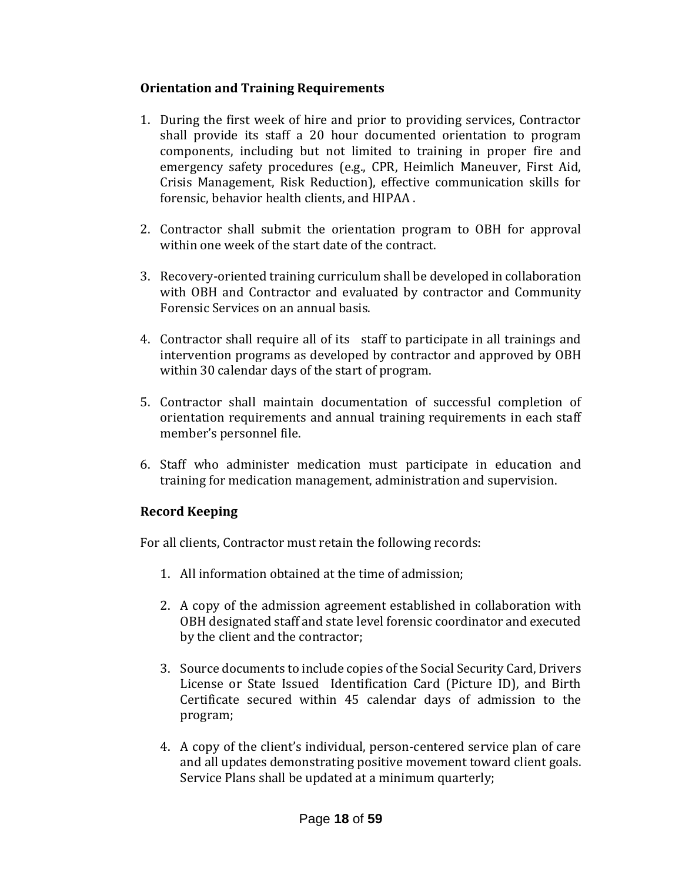**Orientation and Training Requirements**

1. During the first week of hire and prior to providing services, Contractor shall provide its staff a 20 hour documented orientation to program components, including but not limited to training in proper fire and emergency safety procedures (e.g., CPR, Heimlich Maneuver, First Aid, Crisis Management, Risk Reduction), effective communication skills for forensic, behavior health clients, and HIPAA .

2. Contractor shall submit the orientation program to OBH for approval within one week of the start date of the contract.

3. Recovery-oriented training curriculum shall be developed in collaboration with OBH and Contractor and evaluated by contractor and Community Forensic Services on an annual basis.

4. Contractor shall require all of its staff to participate in all trainings and intervention programs as developed by contractor and approved by OBH within 30 calendar days of the start of program.

5. Contractor shall maintain documentation of successful completion of orientation requirements and annual training requirements in each staff member's personnel file.

6. Staff who administer medication must participate in education and training for medication management, administration and supervision.

**Record Keeping**

For all clients, Contractor must retain the following records:

1. All information obtained at the time of admission;

2. A copy of the admission agreement established in collaboration with OBH designated staff and state level forensic coordinator and executed by the client and the contractor;

3. Source documents to include copies of the Social Security Card, Drivers License or State Issued Identification Card (Picture ID), and Birth Certificate secured within 45 calendar days of admission to the program;

4. A copy of the client's individual, person-centered service plan of care and all updates demonstrating positive movement toward client goals. Service Plans shall be updated at a minimum quarterly;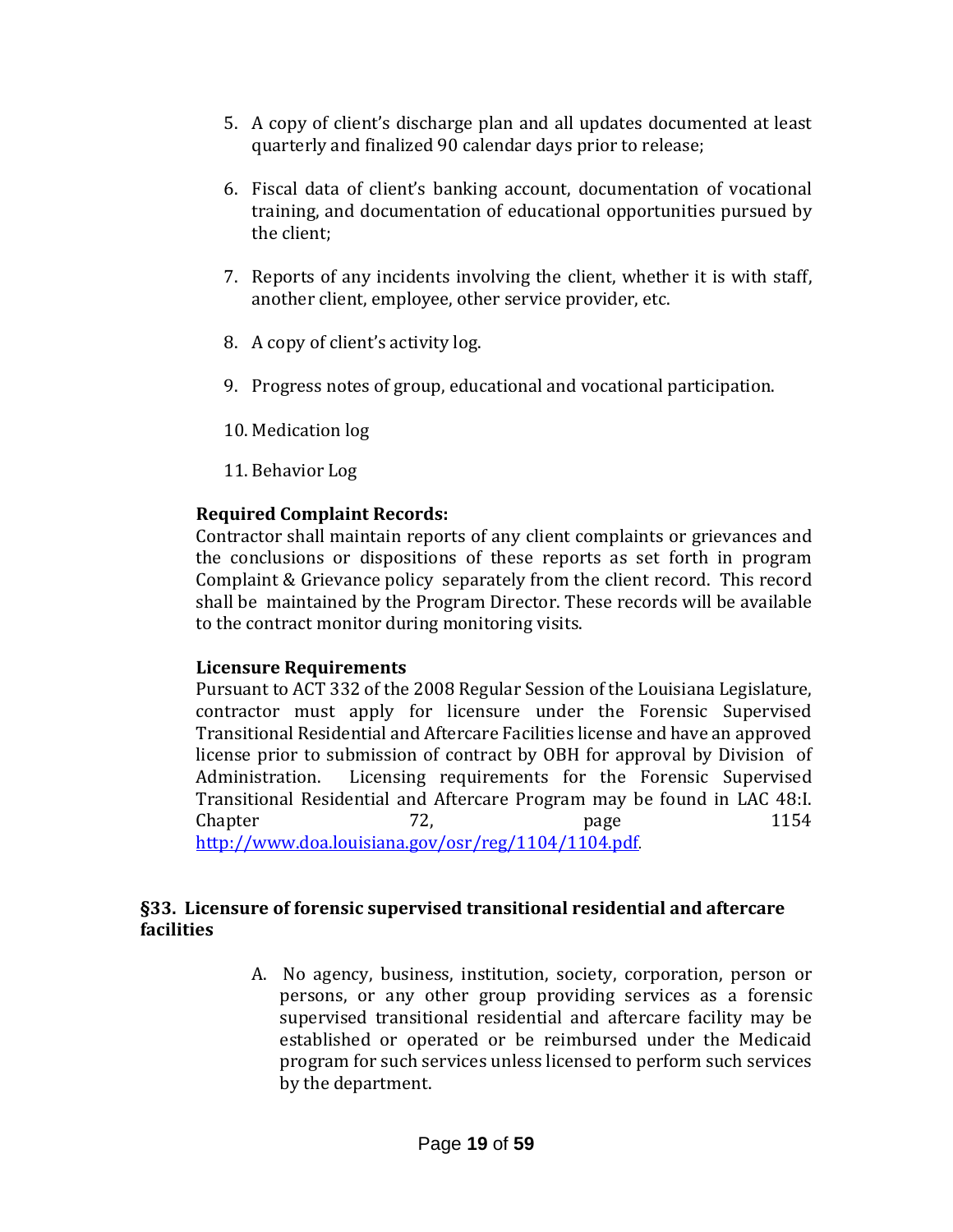5. A copy of client's discharge plan and all updates documented at least quarterly and finalized 90 calendar days prior to release;

6. Fiscal data of client's banking account, documentation of vocational training, and documentation of educational opportunities pursued by the client;

7. Reports of any incidents involving the client, whether it is with staff, another client, employee, other service provider, etc.

8. A copy of client's activity log.

9. Progress notes of group, educational and vocational participation.

10. Medication log

11. Behavior Log

**Required Complaint Records:**
Contractor shall maintain reports of any client complaints or grievances and the conclusions or dispositions of these reports as set forth in program Complaint & Grievance policy separately from the client record. This record shall be maintained by the Program Director. These records will be available to the contract monitor during monitoring visits.

**Licensure Requirements**
Pursuant to ACT 332 of the 2008 Regular Session of the Louisiana Legislature, contractor must apply for licensure under the Forensic Supervised Transitional Residential and Aftercare Facilities license and have an approved license prior to submission of contract by OBH for approval by Division of Administration. Licensing requirements for the Forensic Supervised Transitional Residential and Aftercare Program may be found in LAC 48:I. Chapter 72, page 1154 [http://www.doa.louisiana.gov/osr/reg/1104/1104.pdf](http://www.doa.louisiana.gov/osr/reg/1104/1104.pdf).

## §33. Licensure of forensic supervised transitional residential and aftercare facilities

A. No agency, business, institution, society, corporation, person or persons, or any other group providing services as a forensic supervised transitional residential and aftercare facility may be established or operated or be reimbursed under the Medicaid program for such services unless licensed to perform such services by the department.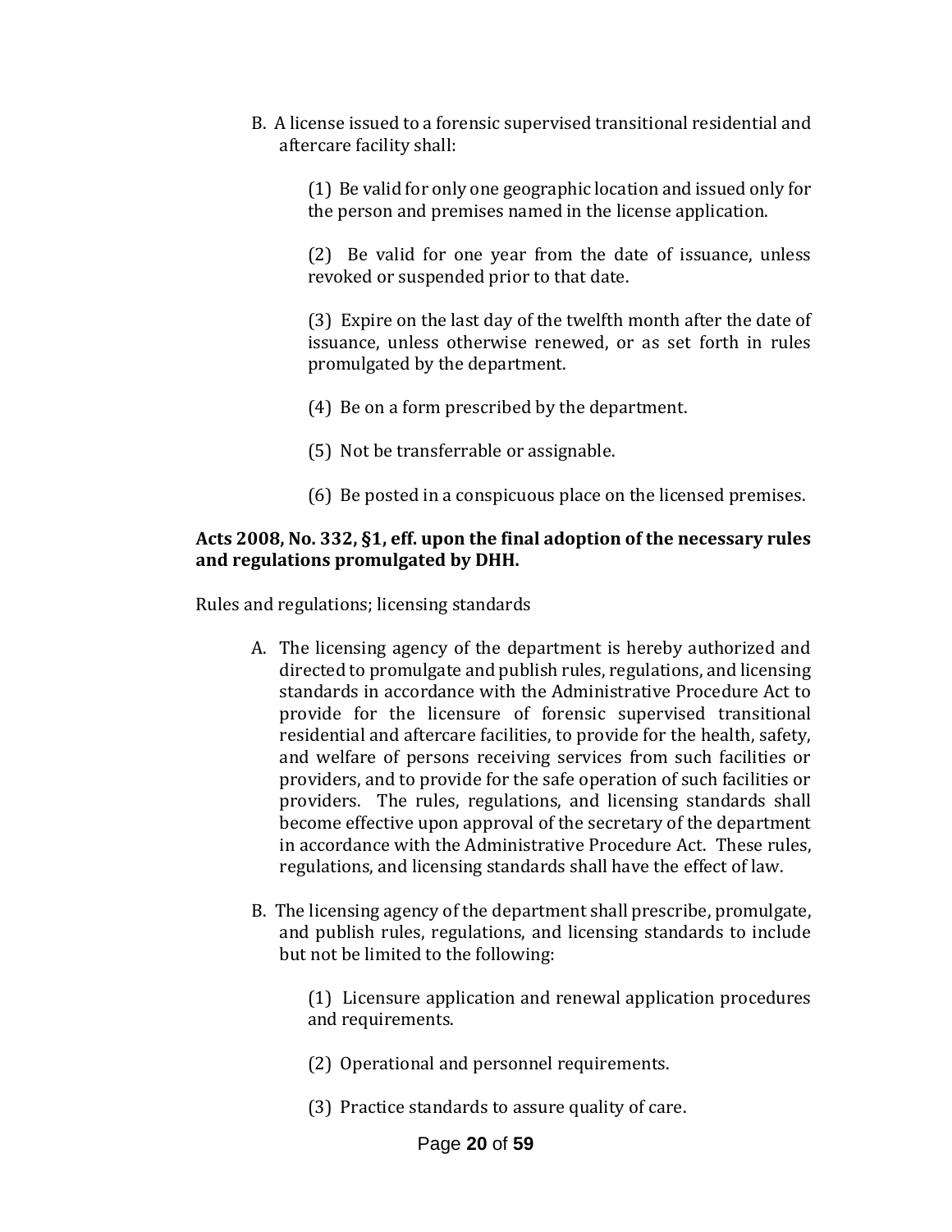B. A license issued to a forensic supervised transitional residential and aftercare facility shall:

(1) Be valid for only one geographic location and issued only for the person and premises named in the license application.

(2) Be valid for one year from the date of issuance, unless revoked or suspended prior to that date.

(3) Expire on the last day of the twelfth month after the date of issuance, unless otherwise renewed, or as set forth in rules promulgated by the department.

(4) Be on a form prescribed by the department.

(5) Not be transferrable or assignable.

(6) Be posted in a conspicuous place on the licensed premises.

**Acts 2008, No. 332, §1, eff. upon the final adoption of the necessary rules and regulations promulgated by DHH.**

Rules and regulations; licensing standards

A. The licensing agency of the department is hereby authorized and directed to promulgate and publish rules, regulations, and licensing standards in accordance with the Administrative Procedure Act to provide for the licensure of forensic supervised transitional residential and aftercare facilities, to provide for the health, safety, and welfare of persons receiving services from such facilities or providers, and to provide for the safe operation of such facilities or providers. The rules, regulations, and licensing standards shall become effective upon approval of the secretary of the department in accordance with the Administrative Procedure Act. These rules, regulations, and licensing standards shall have the effect of law.

B. The licensing agency of the department shall prescribe, promulgate, and publish rules, regulations, and licensing standards to include but not be limited to the following:

(1) Licensure application and renewal application procedures and requirements.

(2) Operational and personnel requirements.

(3) Practice standards to assure quality of care.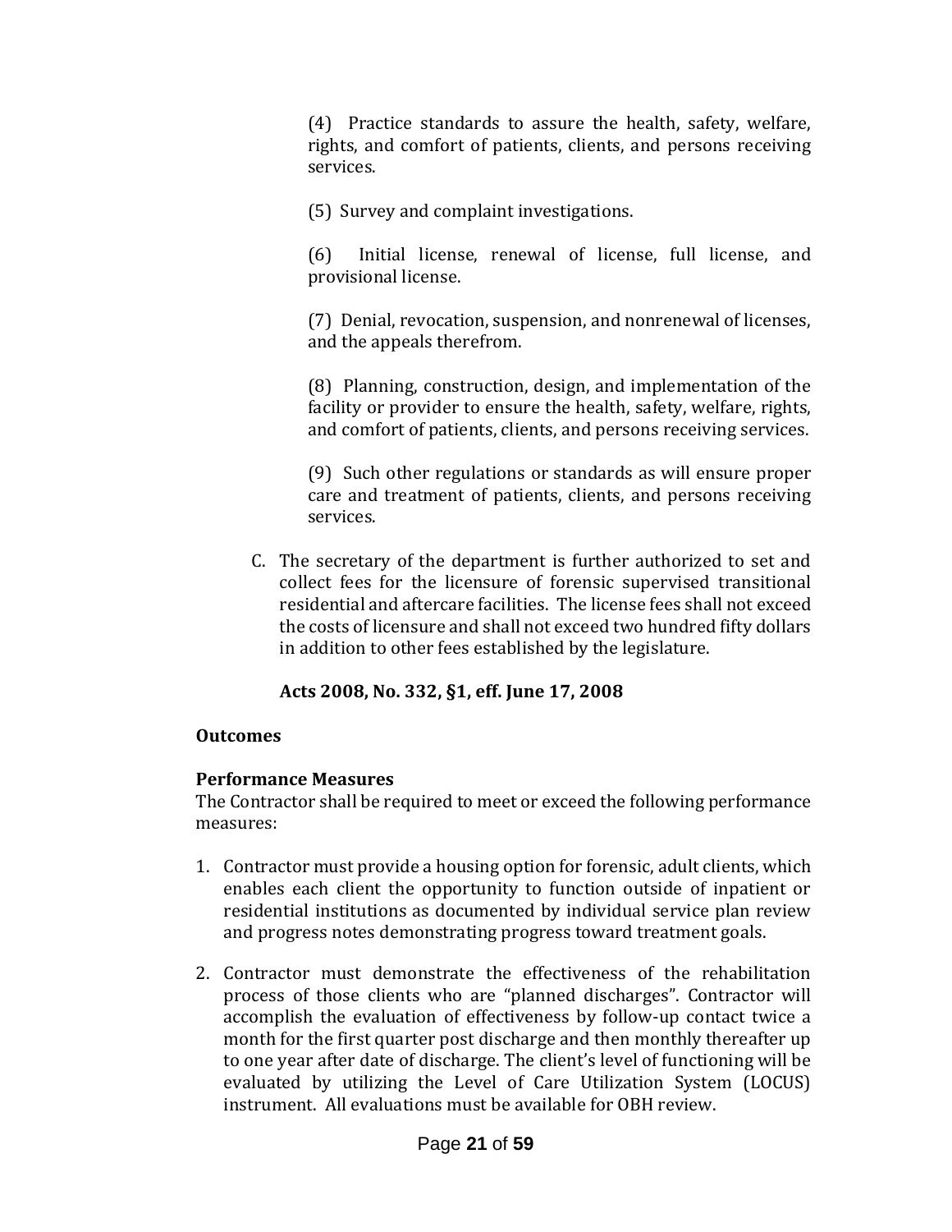(4) Practice standards to assure the health, safety, welfare, rights, and comfort of patients, clients, and persons receiving services.

(5) Survey and complaint investigations.

(6) Initial license, renewal of license, full license, and provisional license.

(7) Denial, revocation, suspension, and nonrenewal of licenses, and the appeals therefrom.

(8) Planning, construction, design, and implementation of the facility or provider to ensure the health, safety, welfare, rights, and comfort of patients, clients, and persons receiving services.

(9) Such other regulations or standards as will ensure proper care and treatment of patients, clients, and persons receiving services.

C. The secretary of the department is further authorized to set and collect fees for the licensure of forensic supervised transitional residential and aftercare facilities. The license fees shall not exceed the costs of licensure and shall not exceed two hundred fifty dollars in addition to other fees established by the legislature.

**Acts 2008, No. 332, §1, eff. June 17, 2008**

**Outcomes**

**Performance Measures**

The Contractor shall be required to meet or exceed the following performance measures:

1. Contractor must provide a housing option for forensic, adult clients, which enables each client the opportunity to function outside of inpatient or residential institutions as documented by individual service plan review and progress notes demonstrating progress toward treatment goals.

2. Contractor must demonstrate the effectiveness of the rehabilitation process of those clients who are "planned discharges". Contractor will accomplish the evaluation of effectiveness by follow-up contact twice a month for the first quarter post discharge and then monthly thereafter up to one year after date of discharge. The client's level of functioning will be evaluated by utilizing the Level of Care Utilization System (LOCUS) instrument. All evaluations must be available for OBH review.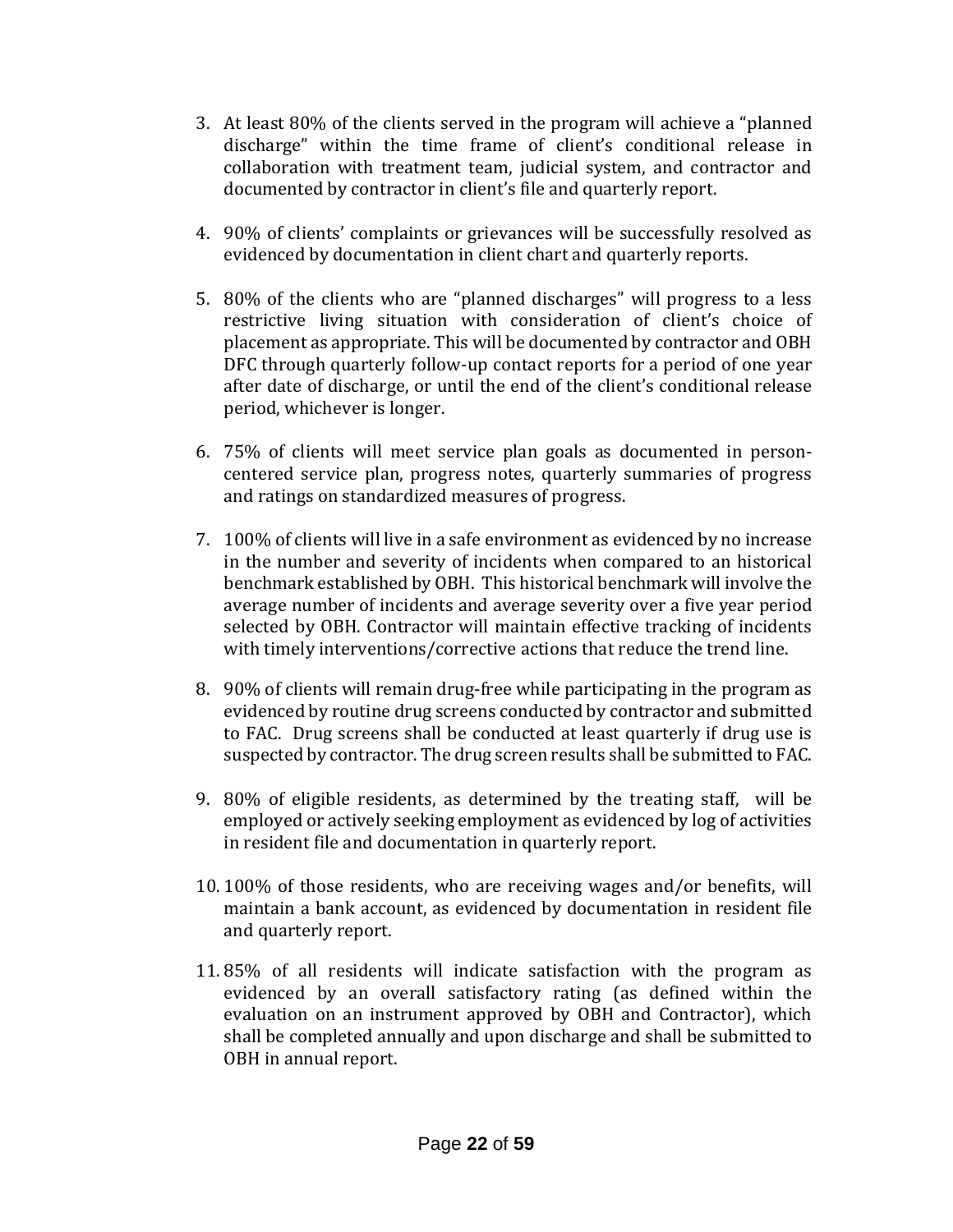3. At least 80% of the clients served in the program will achieve a "planned discharge" within the time frame of client's conditional release in collaboration with treatment team, judicial system, and contractor and documented by contractor in client's file and quarterly report.

4. 90% of clients' complaints or grievances will be successfully resolved as evidenced by documentation in client chart and quarterly reports.

5. 80% of the clients who are "planned discharges" will progress to a less restrictive living situation with consideration of client's choice of placement as appropriate. This will be documented by contractor and OBH DFC through quarterly follow-up contact reports for a period of one year after date of discharge, or until the end of the client's conditional release period, whichever is longer.

6. 75% of clients will meet service plan goals as documented in person-centered service plan, progress notes, quarterly summaries of progress and ratings on standardized measures of progress.

7. 100% of clients will live in a safe environment as evidenced by no increase in the number and severity of incidents when compared to an historical benchmark established by OBH. This historical benchmark will involve the average number of incidents and average severity over a five year period selected by OBH. Contractor will maintain effective tracking of incidents with timely interventions/corrective actions that reduce the trend line.

8. 90% of clients will remain drug-free while participating in the program as evidenced by routine drug screens conducted by contractor and submitted to FAC. Drug screens shall be conducted at least quarterly if drug use is suspected by contractor. The drug screen results shall be submitted to FAC.

9. 80% of eligible residents, as determined by the treating staff, will be employed or actively seeking employment as evidenced by log of activities in resident file and documentation in quarterly report.

10. 100% of those residents, who are receiving wages and/or benefits, will maintain a bank account, as evidenced by documentation in resident file and quarterly report.

11. 85% of all residents will indicate satisfaction with the program as evidenced by an overall satisfactory rating (as defined within the evaluation on an instrument approved by OBH and Contractor), which shall be completed annually and upon discharge and shall be submitted to OBH in annual report.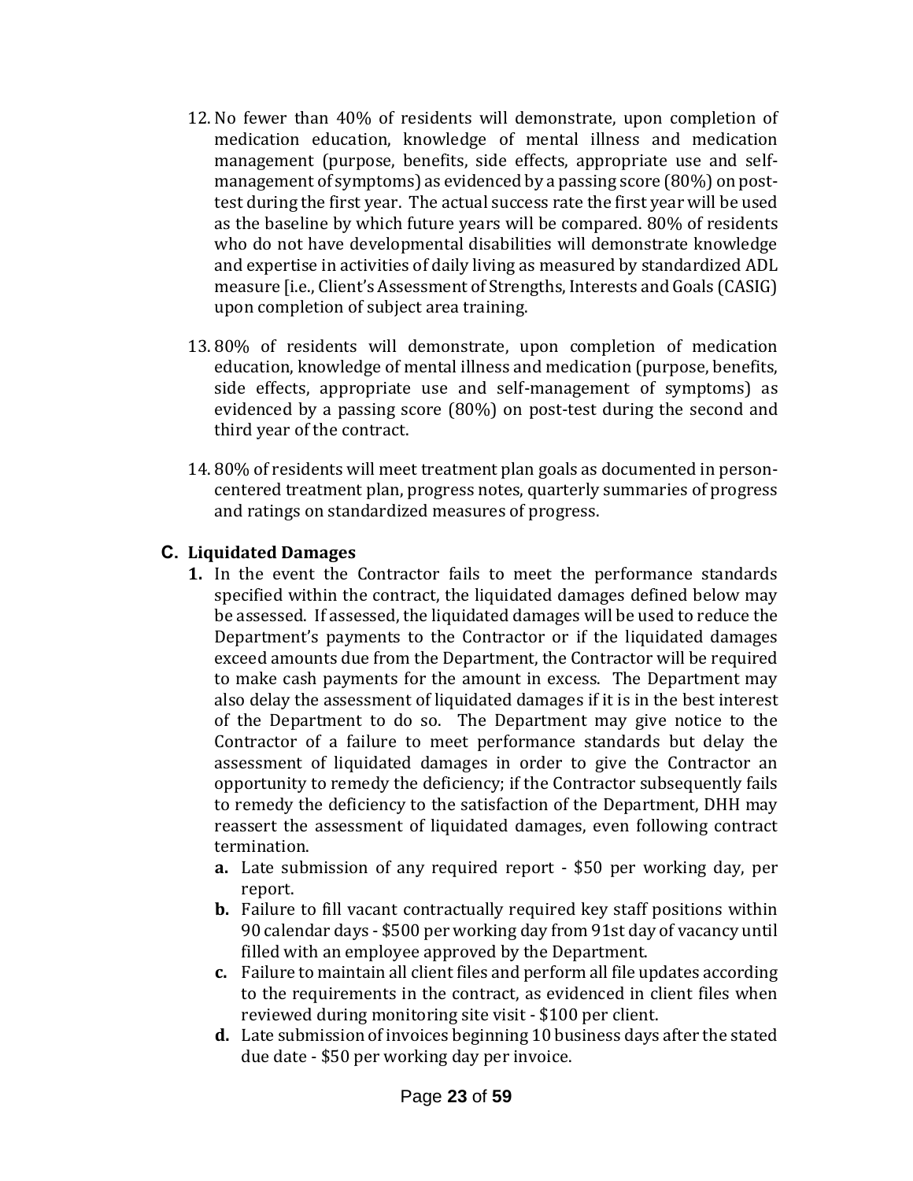12. No fewer than 40% of residents will demonstrate, upon completion of medication education, knowledge of mental illness and medication management (purpose, benefits, side effects, appropriate use and self-management of symptoms) as evidenced by a passing score (80%) on post-test during the first year. The actual success rate the first year will be used as the baseline by which future years will be compared. 80% of residents who do not have developmental disabilities will demonstrate knowledge and expertise in activities of daily living as measured by standardized ADL measure [i.e., Client's Assessment of Strengths, Interests and Goals (CASIG) upon completion of subject area training.

13. 80% of residents will demonstrate, upon completion of medication education, knowledge of mental illness and medication (purpose, benefits, side effects, appropriate use and self-management of symptoms) as evidenced by a passing score (80%) on post-test during the second and third year of the contract.

14. 80% of residents will meet treatment plan goals as documented in person-centered treatment plan, progress notes, quarterly summaries of progress and ratings on standardized measures of progress.

### C. Liquidated Damages

**1.** In the event the Contractor fails to meet the performance standards specified within the contract, the liquidated damages defined below may be assessed. If assessed, the liquidated damages will be used to reduce the Department's payments to the Contractor or if the liquidated damages exceed amounts due from the Department, the Contractor will be required to make cash payments for the amount in excess. The Department may also delay the assessment of liquidated damages if it is in the best interest of the Department to do so. The Department may give notice to the Contractor of a failure to meet performance standards but delay the assessment of liquidated damages in order to give the Contractor an opportunity to remedy the deficiency; if the Contractor subsequently fails to remedy the deficiency to the satisfaction of the Department, DHH may reassert the assessment of liquidated damages, even following contract termination.

- **a.** Late submission of any required report - $50 per working day, per report.
- **b.** Failure to fill vacant contractually required key staff positions within 90 calendar days - $500 per working day from 91st day of vacancy until filled with an employee approved by the Department.
- **c.** Failure to maintain all client files and perform all file updates according to the requirements in the contract, as evidenced in client files when reviewed during monitoring site visit - $100 per client.
- **d.** Late submission of invoices beginning 10 business days after the stated due date - $50 per working day per invoice.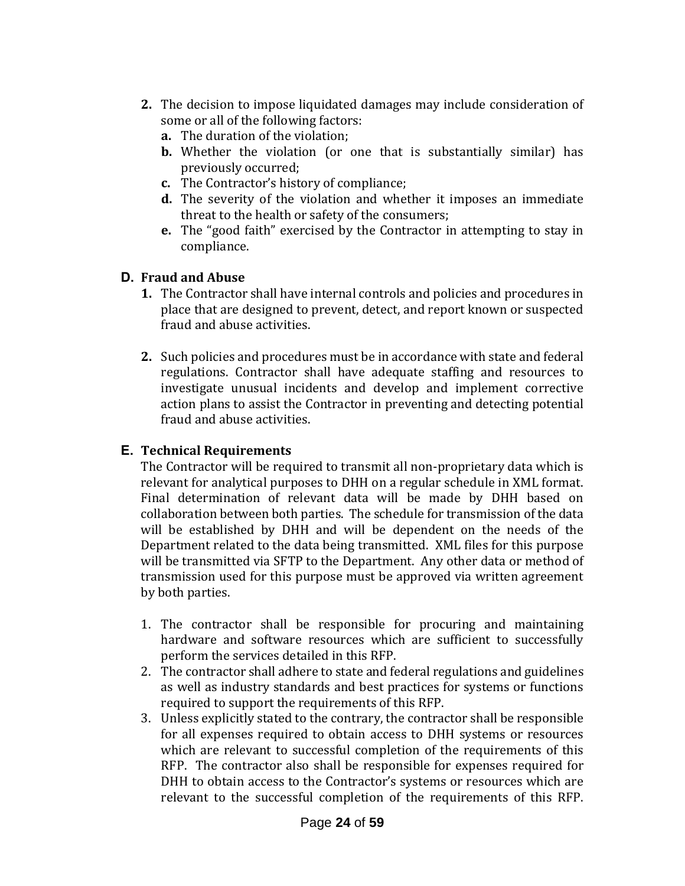2. The decision to impose liquidated damages may include consideration of some or all of the following factors:
   a. The duration of the violation;
   b. Whether the violation (or one that is substantially similar) has previously occurred;
   c. The Contractor's history of compliance;
   d. The severity of the violation and whether it imposes an immediate threat to the health or safety of the consumers;
   e. The "good faith" exercised by the Contractor in attempting to stay in compliance.

## D. Fraud and Abuse

1. The Contractor shall have internal controls and policies and procedures in place that are designed to prevent, detect, and report known or suspected fraud and abuse activities.

2. Such policies and procedures must be in accordance with state and federal regulations. Contractor shall have adequate staffing and resources to investigate unusual incidents and develop and implement corrective action plans to assist the Contractor in preventing and detecting potential fraud and abuse activities.

## E. Technical Requirements

The Contractor will be required to transmit all non-proprietary data which is relevant for analytical purposes to DHH on a regular schedule in XML format. Final determination of relevant data will be made by DHH based on collaboration between both parties. The schedule for transmission of the data will be established by DHH and will be dependent on the needs of the Department related to the data being transmitted. XML files for this purpose will be transmitted via SFTP to the Department. Any other data or method of transmission used for this purpose must be approved via written agreement by both parties.

1. The contractor shall be responsible for procuring and maintaining hardware and software resources which are sufficient to successfully perform the services detailed in this RFP.
2. The contractor shall adhere to state and federal regulations and guidelines as well as industry standards and best practices for systems or functions required to support the requirements of this RFP.
3. Unless explicitly stated to the contrary, the contractor shall be responsible for all expenses required to obtain access to DHH systems or resources which are relevant to successful completion of the requirements of this RFP. The contractor also shall be responsible for expenses required for DHH to obtain access to the Contractor's systems or resources which are relevant to the successful completion of the requirements of this RFP.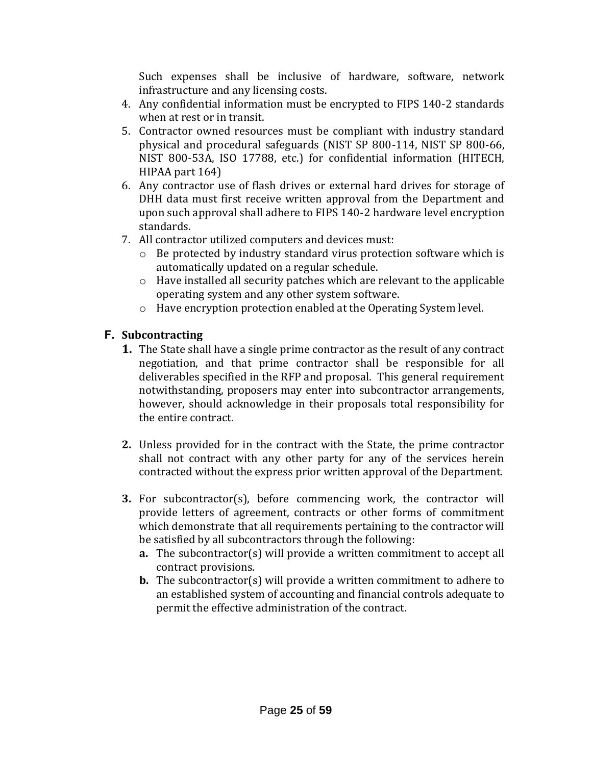Such expenses shall be inclusive of hardware, software, network infrastructure and any licensing costs.

4. Any confidential information must be encrypted to FIPS 140-2 standards when at rest or in transit.
5. Contractor owned resources must be compliant with industry standard physical and procedural safeguards (NIST SP 800-114, NIST SP 800-66, NIST 800-53A, ISO 17788, etc.) for confidential information (HITECH, HIPAA part 164)
6. Any contractor use of flash drives or external hard drives for storage of DHH data must first receive written approval from the Department and upon such approval shall adhere to FIPS 140-2 hardware level encryption standards.
7. All contractor utilized computers and devices must:
   - Be protected by industry standard virus protection software which is automatically updated on a regular schedule.
   - Have installed all security patches which are relevant to the applicable operating system and any other system software.
   - Have encryption protection enabled at the Operating System level.

## F. Subcontracting

**1.** The State shall have a single prime contractor as the result of any contract negotiation, and that prime contractor shall be responsible for all deliverables specified in the RFP and proposal. This general requirement notwithstanding, proposers may enter into subcontractor arrangements, however, should acknowledge in their proposals total responsibility for the entire contract.

**2.** Unless provided for in the contract with the State, the prime contractor shall not contract with any other party for any of the services herein contracted without the express prior written approval of the Department.

**3.** For subcontractor(s), before commencing work, the contractor will provide letters of agreement, contracts or other forms of commitment which demonstrate that all requirements pertaining to the contractor will be satisfied by all subcontractors through the following:

   **a.** The subcontractor(s) will provide a written commitment to accept all contract provisions.

   **b.** The subcontractor(s) will provide a written commitment to adhere to an established system of accounting and financial controls adequate to permit the effective administration of the contract.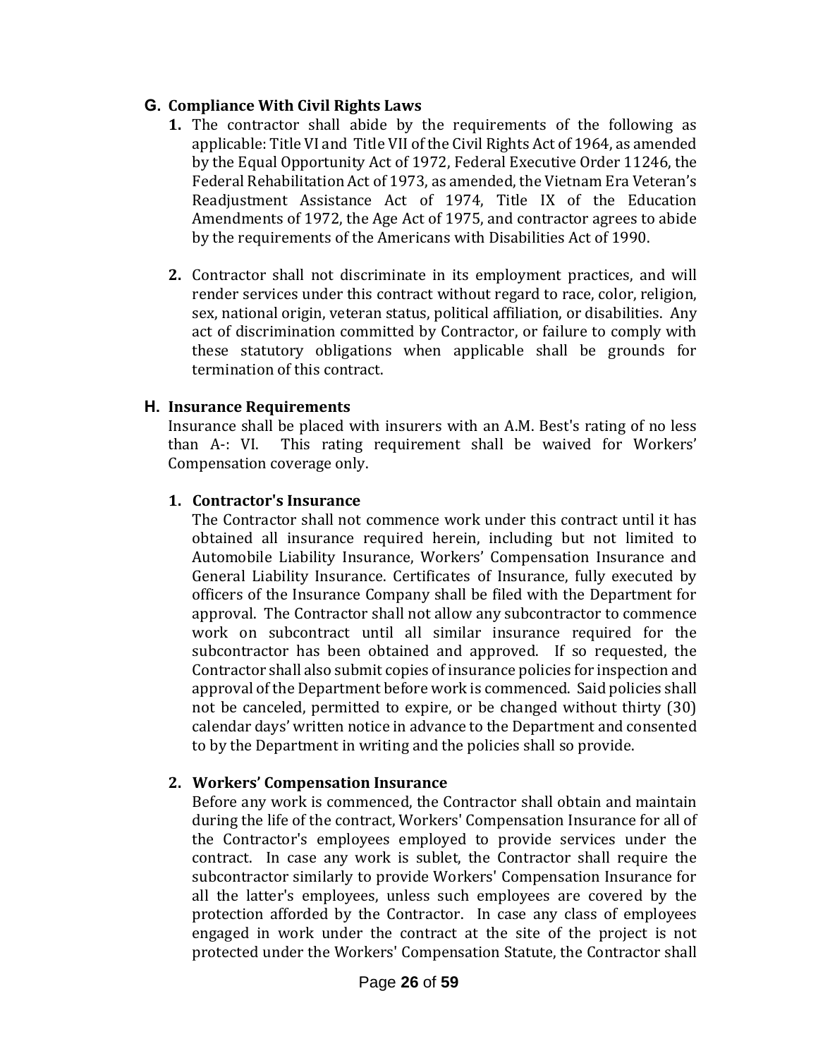## G. Compliance With Civil Rights Laws

1. The contractor shall abide by the requirements of the following as applicable: Title VI and Title VII of the Civil Rights Act of 1964, as amended by the Equal Opportunity Act of 1972, Federal Executive Order 11246, the Federal Rehabilitation Act of 1973, as amended, the Vietnam Era Veteran's Readjustment Assistance Act of 1974, Title IX of the Education Amendments of 1972, the Age Act of 1975, and contractor agrees to abide by the requirements of the Americans with Disabilities Act of 1990.

2. Contractor shall not discriminate in its employment practices, and will render services under this contract without regard to race, color, religion, sex, national origin, veteran status, political affiliation, or disabilities. Any act of discrimination committed by Contractor, or failure to comply with these statutory obligations when applicable shall be grounds for termination of this contract.

## H. Insurance Requirements

Insurance shall be placed with insurers with an A.M. Best's rating of no less than A-: VI. This rating requirement shall be waived for Workers' Compensation coverage only.

### 1. Contractor's Insurance

The Contractor shall not commence work under this contract until it has obtained all insurance required herein, including but not limited to Automobile Liability Insurance, Workers' Compensation Insurance and General Liability Insurance. Certificates of Insurance, fully executed by officers of the Insurance Company shall be filed with the Department for approval. The Contractor shall not allow any subcontractor to commence work on subcontract until all similar insurance required for the subcontractor has been obtained and approved. If so requested, the Contractor shall also submit copies of insurance policies for inspection and approval of the Department before work is commenced. Said policies shall not be canceled, permitted to expire, or be changed without thirty (30) calendar days' written notice in advance to the Department and consented to by the Department in writing and the policies shall so provide.

### 2. Workers' Compensation Insurance

Before any work is commenced, the Contractor shall obtain and maintain during the life of the contract, Workers' Compensation Insurance for all of the Contractor's employees employed to provide services under the contract. In case any work is sublet, the Contractor shall require the subcontractor similarly to provide Workers' Compensation Insurance for all the latter's employees, unless such employees are covered by the protection afforded by the Contractor. In case any class of employees engaged in work under the contract at the site of the project is not protected under the Workers' Compensation Statute, the Contractor shall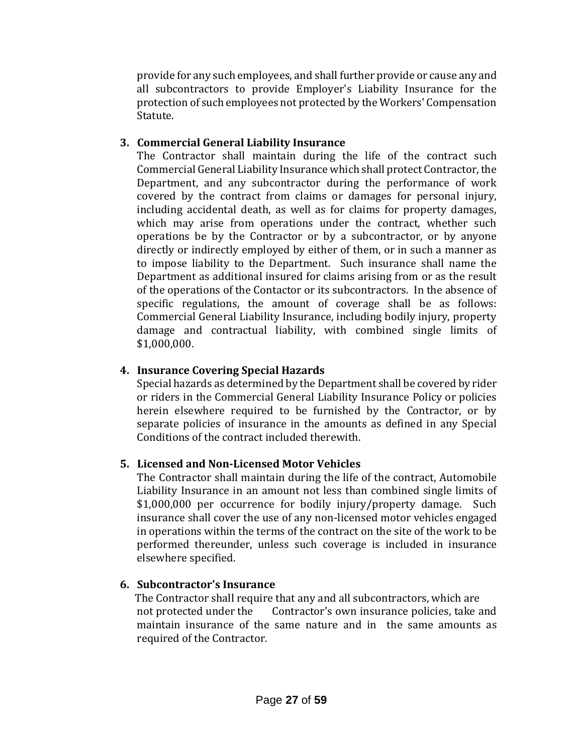provide for any such employees, and shall further provide or cause any and all subcontractors to provide Employer's Liability Insurance for the protection of such employees not protected by the Workers' Compensation Statute.

3. **Commercial General Liability Insurance**
   The Contractor shall maintain during the life of the contract such Commercial General Liability Insurance which shall protect Contractor, the Department, and any subcontractor during the performance of work covered by the contract from claims or damages for personal injury, including accidental death, as well as for claims for property damages, which may arise from operations under the contract, whether such operations be by the Contractor or by a subcontractor, or by anyone directly or indirectly employed by either of them, or in such a manner as to impose liability to the Department. Such insurance shall name the Department as additional insured for claims arising from or as the result of the operations of the Contactor or its subcontractors. In the absence of specific regulations, the amount of coverage shall be as follows: Commercial General Liability Insurance, including bodily injury, property damage and contractual liability, with combined single limits of $1,000,000.

4. **Insurance Covering Special Hazards**
   Special hazards as determined by the Department shall be covered by rider or riders in the Commercial General Liability Insurance Policy or policies herein elsewhere required to be furnished by the Contractor, or by separate policies of insurance in the amounts as defined in any Special Conditions of the contract included therewith.

5. **Licensed and Non-Licensed Motor Vehicles**
   The Contractor shall maintain during the life of the contract, Automobile Liability Insurance in an amount not less than combined single limits of $1,000,000 per occurrence for bodily injury/property damage. Such insurance shall cover the use of any non-licensed motor vehicles engaged in operations within the terms of the contract on the site of the work to be performed thereunder, unless such coverage is included in insurance elsewhere specified.

6. **Subcontractor's Insurance**
   The Contractor shall require that any and all subcontractors, which are not protected under the Contractor's own insurance policies, take and maintain insurance of the same nature and in the same amounts as required of the Contractor.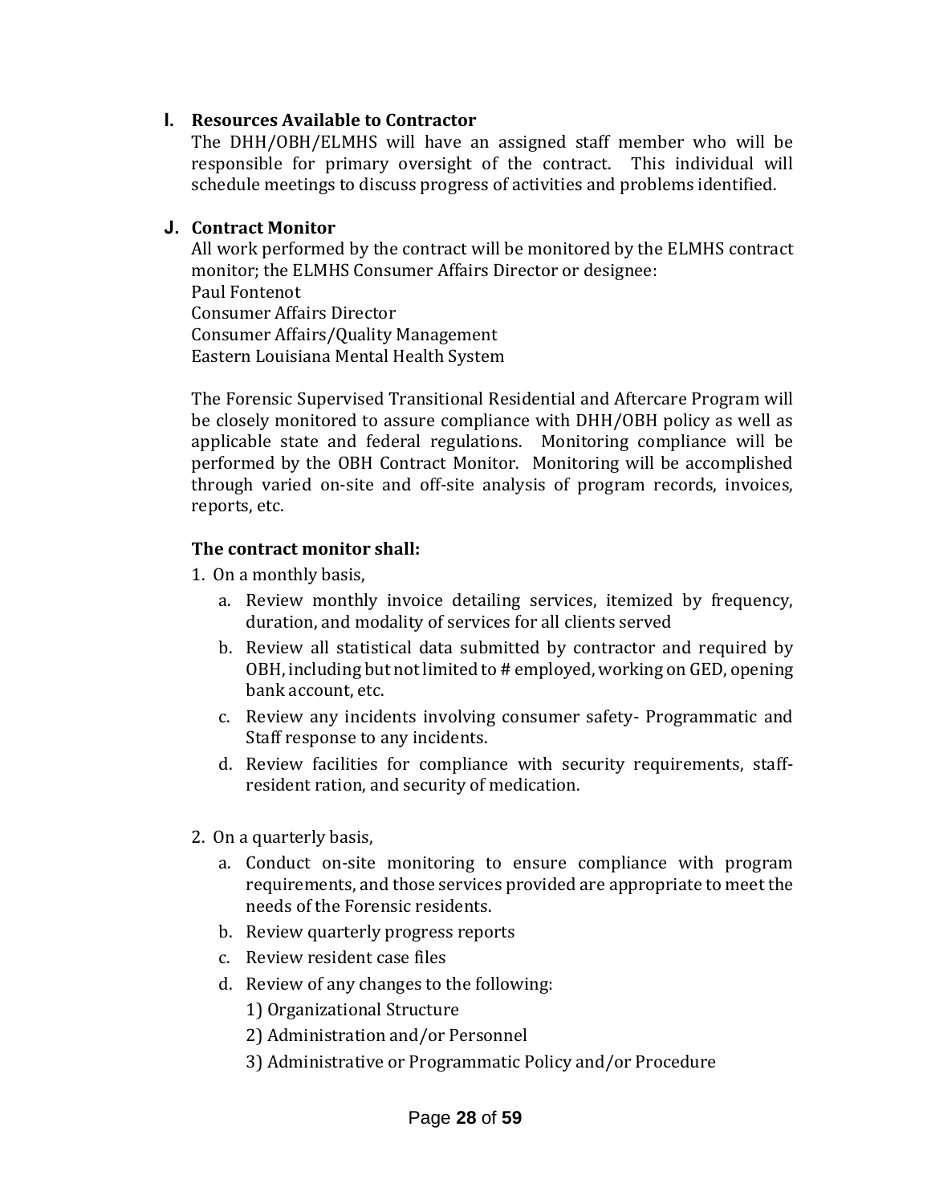## I. Resources Available to Contractor

The DHH/OBH/ELMHS will have an assigned staff member who will be responsible for primary oversight of the contract. This individual will schedule meetings to discuss progress of activities and problems identified.

## J. Contract Monitor

All work performed by the contract will be monitored by the ELMHS contract monitor; the ELMHS Consumer Affairs Director or designee:
Paul Fontenot
Consumer Affairs Director
Consumer Affairs/Quality Management
Eastern Louisiana Mental Health System

The Forensic Supervised Transitional Residential and Aftercare Program will be closely monitored to assure compliance with DHH/OBH policy as well as applicable state and federal regulations. Monitoring compliance will be performed by the OBH Contract Monitor. Monitoring will be accomplished through varied on-site and off-site analysis of program records, invoices, reports, etc.

**The contract monitor shall:**

1. On a monthly basis,
   a. Review monthly invoice detailing services, itemized by frequency, duration, and modality of services for all clients served
   b. Review all statistical data submitted by contractor and required by OBH, including but not limited to # employed, working on GED, opening bank account, etc.
   c. Review any incidents involving consumer safety- Programmatic and Staff response to any incidents.
   d. Review facilities for compliance with security requirements, staff-resident ration, and security of medication.

2. On a quarterly basis,
   a. Conduct on-site monitoring to ensure compliance with program requirements, and those services provided are appropriate to meet the needs of the Forensic residents.
   b. Review quarterly progress reports
   c. Review resident case files
   d. Review of any changes to the following:
      1) Organizational Structure
      2) Administration and/or Personnel
      3) Administrative or Programmatic Policy and/or Procedure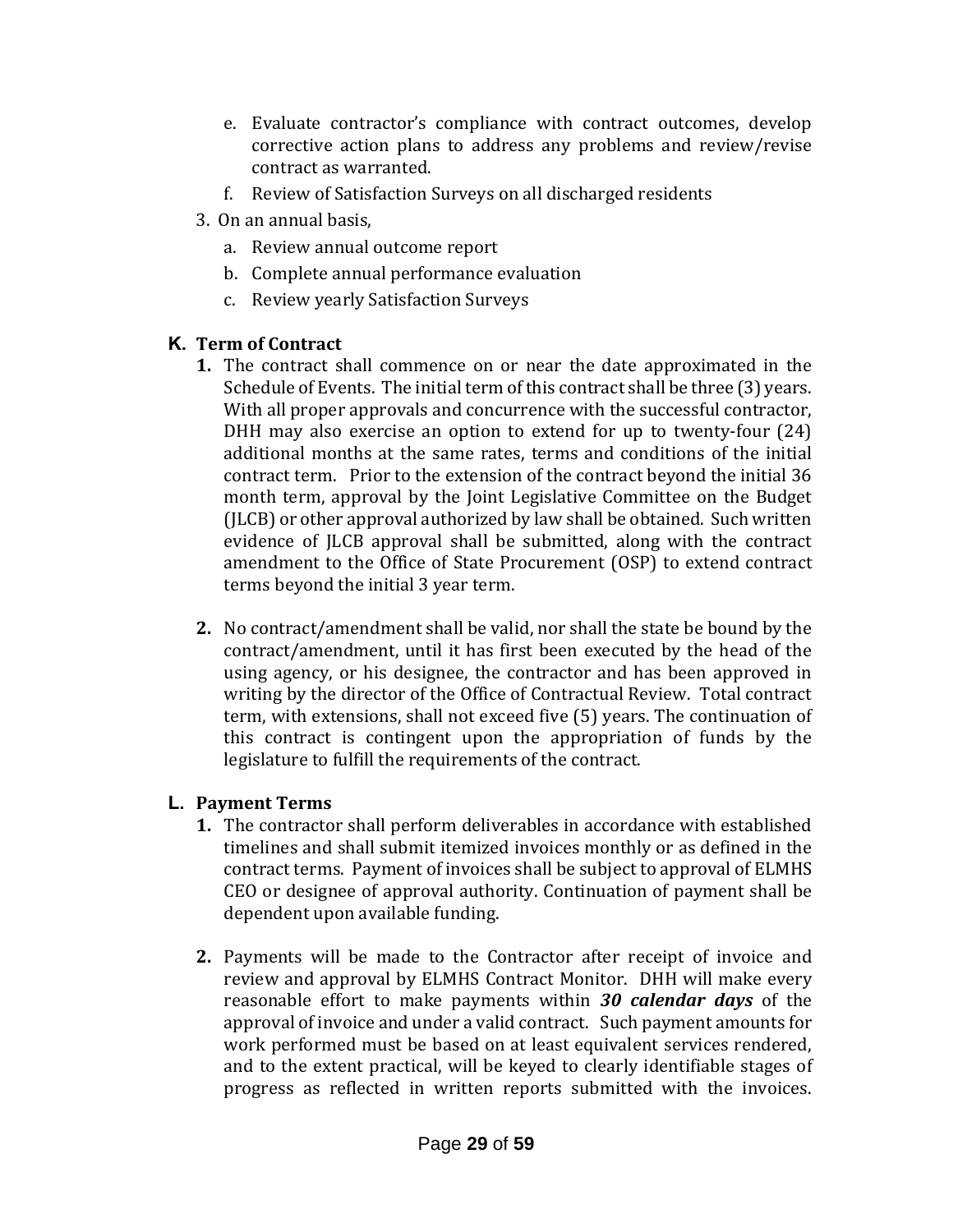e. Evaluate contractor's compliance with contract outcomes, develop corrective action plans to address any problems and review/revise contract as warranted.
   f. Review of Satisfaction Surveys on all discharged residents

3. On an annual basis,
   a. Review annual outcome report
   b. Complete annual performance evaluation
   c. Review yearly Satisfaction Surveys

### K. Term of Contract

1. The contract shall commence on or near the date approximated in the Schedule of Events. The initial term of this contract shall be three (3) years. With all proper approvals and concurrence with the successful contractor, DHH may also exercise an option to extend for up to twenty-four (24) additional months at the same rates, terms and conditions of the initial contract term. Prior to the extension of the contract beyond the initial 36 month term, approval by the Joint Legislative Committee on the Budget (JLCB) or other approval authorized by law shall be obtained. Such written evidence of JLCB approval shall be submitted, along with the contract amendment to the Office of State Procurement (OSP) to extend contract terms beyond the initial 3 year term.

2. No contract/amendment shall be valid, nor shall the state be bound by the contract/amendment, until it has first been executed by the head of the using agency, or his designee, the contractor and has been approved in writing by the director of the Office of Contractual Review. Total contract term, with extensions, shall not exceed five (5) years. The continuation of this contract is contingent upon the appropriation of funds by the legislature to fulfill the requirements of the contract.

### L. Payment Terms

1. The contractor shall perform deliverables in accordance with established timelines and shall submit itemized invoices monthly or as defined in the contract terms. Payment of invoices shall be subject to approval of ELMHS CEO or designee of approval authority. Continuation of payment shall be dependent upon available funding.

2. Payments will be made to the Contractor after receipt of invoice and review and approval by ELMHS Contract Monitor. DHH will make every reasonable effort to make payments within ***30 calendar days*** of the approval of invoice and under a valid contract. Such payment amounts for work performed must be based on at least equivalent services rendered, and to the extent practical, will be keyed to clearly identifiable stages of progress as reflected in written reports submitted with the invoices.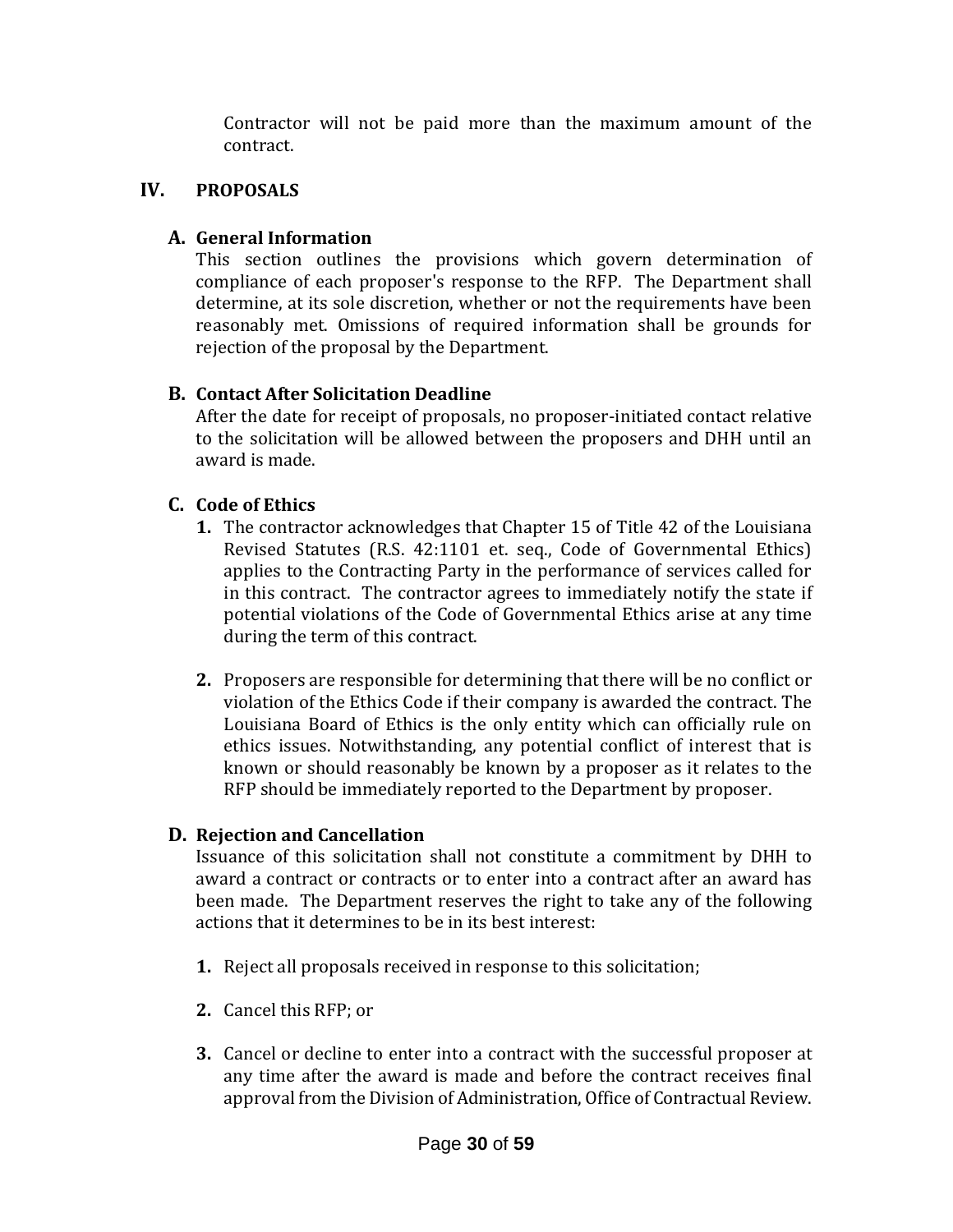Contractor will not be paid more than the maximum amount of the contract.

## IV. PROPOSALS

### A. General Information

This section outlines the provisions which govern determination of compliance of each proposer's response to the RFP. The Department shall determine, at its sole discretion, whether or not the requirements have been reasonably met. Omissions of required information shall be grounds for rejection of the proposal by the Department.

### B. Contact After Solicitation Deadline

After the date for receipt of proposals, no proposer-initiated contact relative to the solicitation will be allowed between the proposers and DHH until an award is made.

### C. Code of Ethics

1. The contractor acknowledges that Chapter 15 of Title 42 of the Louisiana Revised Statutes (R.S. 42:1101 et. seq., Code of Governmental Ethics) applies to the Contracting Party in the performance of services called for in this contract. The contractor agrees to immediately notify the state if potential violations of the Code of Governmental Ethics arise at any time during the term of this contract.

2. Proposers are responsible for determining that there will be no conflict or violation of the Ethics Code if their company is awarded the contract. The Louisiana Board of Ethics is the only entity which can officially rule on ethics issues. Notwithstanding, any potential conflict of interest that is known or should reasonably be known by a proposer as it relates to the RFP should be immediately reported to the Department by proposer.

### D. Rejection and Cancellation

Issuance of this solicitation shall not constitute a commitment by DHH to award a contract or contracts or to enter into a contract after an award has been made. The Department reserves the right to take any of the following actions that it determines to be in its best interest:

1. Reject all proposals received in response to this solicitation;

2. Cancel this RFP; or

3. Cancel or decline to enter into a contract with the successful proposer at any time after the award is made and before the contract receives final approval from the Division of Administration, Office of Contractual Review.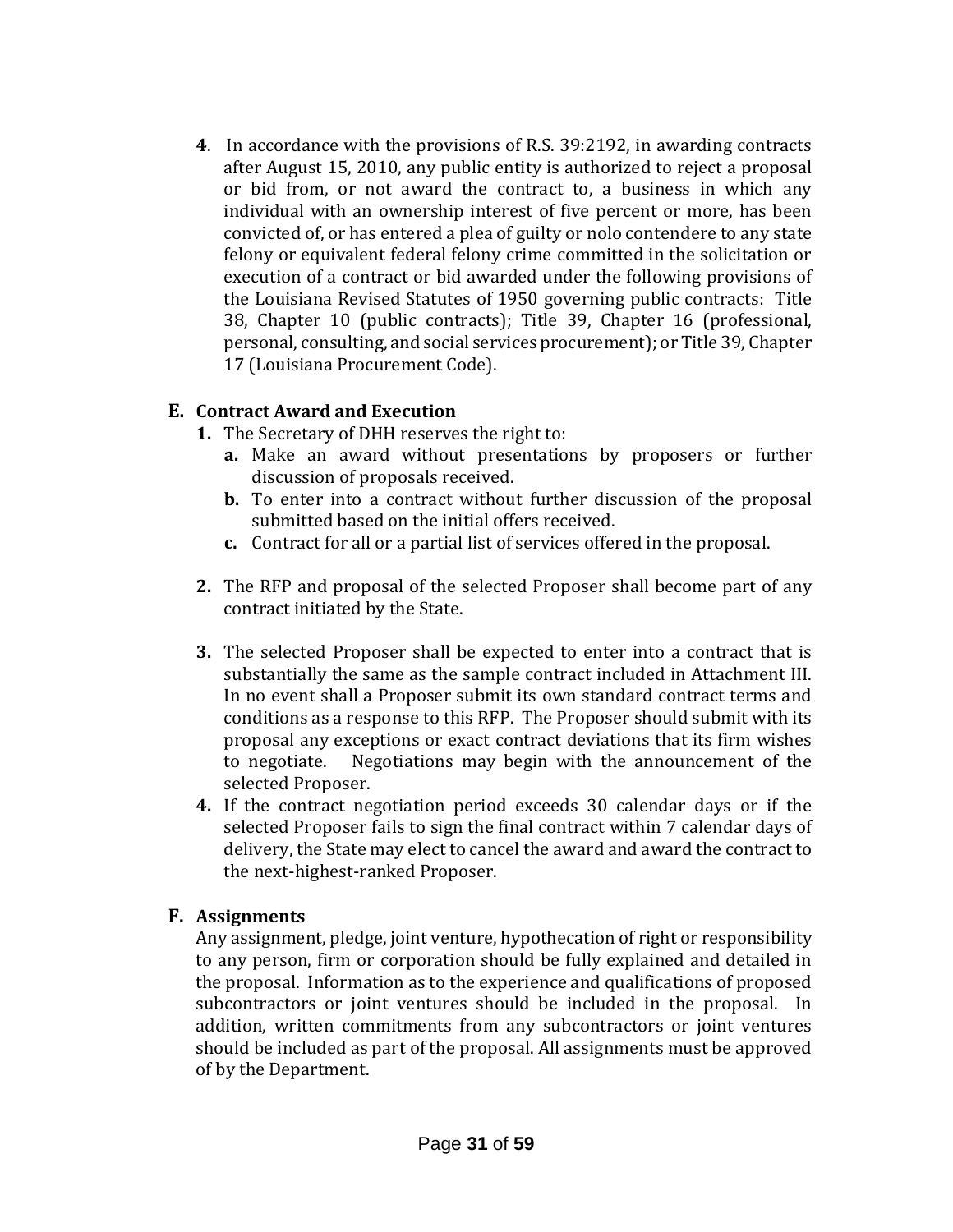**4**. In accordance with the provisions of R.S. 39:2192, in awarding contracts after August 15, 2010, any public entity is authorized to reject a proposal or bid from, or not award the contract to, a business in which any individual with an ownership interest of five percent or more, has been convicted of, or has entered a plea of guilty or nolo contendere to any state felony or equivalent federal felony crime committed in the solicitation or execution of a contract or bid awarded under the following provisions of the Louisiana Revised Statutes of 1950 governing public contracts: Title 38, Chapter 10 (public contracts); Title 39, Chapter 16 (professional, personal, consulting, and social services procurement); or Title 39, Chapter 17 (Louisiana Procurement Code).

## E. Contract Award and Execution

**1.** The Secretary of DHH reserves the right to:

- **a.** Make an award without presentations by proposers or further discussion of proposals received.
- **b.** To enter into a contract without further discussion of the proposal submitted based on the initial offers received.
- **c.** Contract for all or a partial list of services offered in the proposal.

**2.** The RFP and proposal of the selected Proposer shall become part of any contract initiated by the State.

**3.** The selected Proposer shall be expected to enter into a contract that is substantially the same as the sample contract included in Attachment III. In no event shall a Proposer submit its own standard contract terms and conditions as a response to this RFP. The Proposer should submit with its proposal any exceptions or exact contract deviations that its firm wishes to negotiate. Negotiations may begin with the announcement of the selected Proposer.

**4.** If the contract negotiation period exceeds 30 calendar days or if the selected Proposer fails to sign the final contract within 7 calendar days of delivery, the State may elect to cancel the award and award the contract to the next-highest-ranked Proposer.

## F. Assignments

Any assignment, pledge, joint venture, hypothecation of right or responsibility to any person, firm or corporation should be fully explained and detailed in the proposal. Information as to the experience and qualifications of proposed subcontractors or joint ventures should be included in the proposal. In addition, written commitments from any subcontractors or joint ventures should be included as part of the proposal. All assignments must be approved of by the Department.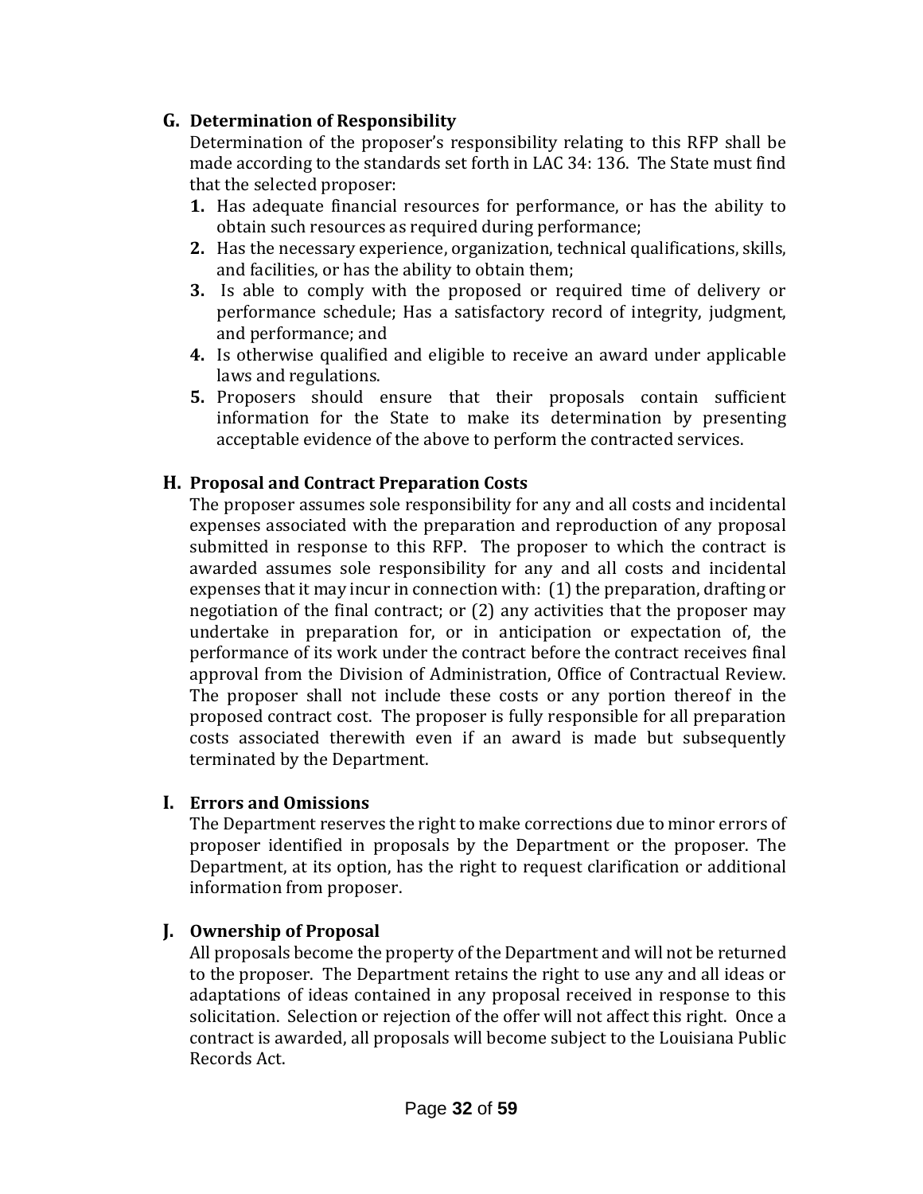### G. Determination of Responsibility

Determination of the proposer's responsibility relating to this RFP shall be made according to the standards set forth in LAC 34: 136. The State must find that the selected proposer:

1. Has adequate financial resources for performance, or has the ability to obtain such resources as required during performance;
2. Has the necessary experience, organization, technical qualifications, skills, and facilities, or has the ability to obtain them;
3. Is able to comply with the proposed or required time of delivery or performance schedule; Has a satisfactory record of integrity, judgment, and performance; and
4. Is otherwise qualified and eligible to receive an award under applicable laws and regulations.
5. Proposers should ensure that their proposals contain sufficient information for the State to make its determination by presenting acceptable evidence of the above to perform the contracted services.

### H. Proposal and Contract Preparation Costs

The proposer assumes sole responsibility for any and all costs and incidental expenses associated with the preparation and reproduction of any proposal submitted in response to this RFP. The proposer to which the contract is awarded assumes sole responsibility for any and all costs and incidental expenses that it may incur in connection with: (1) the preparation, drafting or negotiation of the final contract; or (2) any activities that the proposer may undertake in preparation for, or in anticipation or expectation of, the performance of its work under the contract before the contract receives final approval from the Division of Administration, Office of Contractual Review. The proposer shall not include these costs or any portion thereof in the proposed contract cost. The proposer is fully responsible for all preparation costs associated therewith even if an award is made but subsequently terminated by the Department.

### I. Errors and Omissions

The Department reserves the right to make corrections due to minor errors of proposer identified in proposals by the Department or the proposer. The Department, at its option, has the right to request clarification or additional information from proposer.

### J. Ownership of Proposal

All proposals become the property of the Department and will not be returned to the proposer. The Department retains the right to use any and all ideas or adaptations of ideas contained in any proposal received in response to this solicitation. Selection or rejection of the offer will not affect this right. Once a contract is awarded, all proposals will become subject to the Louisiana Public Records Act.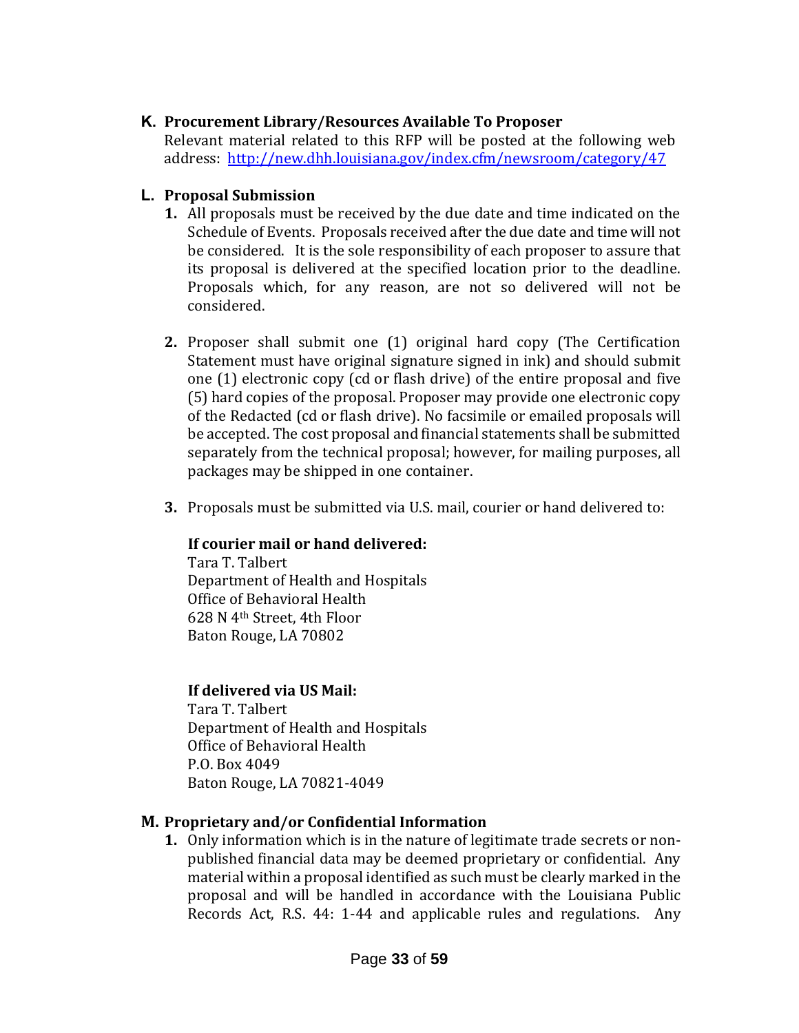**K. Procurement Library/Resources Available To Proposer**

Relevant material related to this RFP will be posted at the following web address: http://new.dhh.louisiana.gov/index.cfm/newsroom/category/47

**L. Proposal Submission**

1. All proposals must be received by the due date and time indicated on the Schedule of Events. Proposals received after the due date and time will not be considered. It is the sole responsibility of each proposer to assure that its proposal is delivered at the specified location prior to the deadline. Proposals which, for any reason, are not so delivered will not be considered.

2. Proposer shall submit one (1) original hard copy (The Certification Statement must have original signature signed in ink) and should submit one (1) electronic copy (cd or flash drive) of the entire proposal and five (5) hard copies of the proposal. Proposer may provide one electronic copy of the Redacted (cd or flash drive). No facsimile or emailed proposals will be accepted. The cost proposal and financial statements shall be submitted separately from the technical proposal; however, for mailing purposes, all packages may be shipped in one container.

3. Proposals must be submitted via U.S. mail, courier or hand delivered to:

   **If courier mail or hand delivered:**
   Tara T. Talbert
   Department of Health and Hospitals
   Office of Behavioral Health
   628 N 4th Street, 4th Floor
   Baton Rouge, LA 70802

   **If delivered via US Mail:**
   Tara T. Talbert
   Department of Health and Hospitals
   Office of Behavioral Health
   P.O. Box 4049
   Baton Rouge, LA 70821-4049

**M. Proprietary and/or Confidential Information**

1. Only information which is in the nature of legitimate trade secrets or non-published financial data may be deemed proprietary or confidential. Any material within a proposal identified as such must be clearly marked in the proposal and will be handled in accordance with the Louisiana Public Records Act, R.S. 44: 1-44 and applicable rules and regulations. Any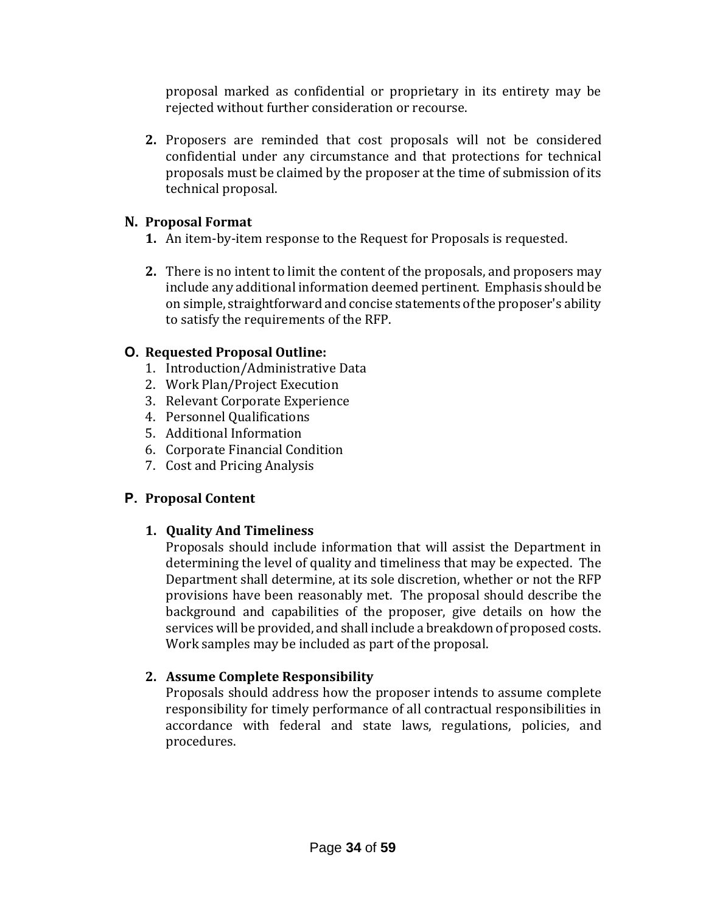proposal marked as confidential or proprietary in its entirety may be rejected without further consideration or recourse.

2. Proposers are reminded that cost proposals will not be considered confidential under any circumstance and that protections for technical proposals must be claimed by the proposer at the time of submission of its technical proposal.

### N. Proposal Format

1. An item-by-item response to the Request for Proposals is requested.

2. There is no intent to limit the content of the proposals, and proposers may include any additional information deemed pertinent. Emphasis should be on simple, straightforward and concise statements of the proposer's ability to satisfy the requirements of the RFP.

### O. Requested Proposal Outline:

1. Introduction/Administrative Data
2. Work Plan/Project Execution
3. Relevant Corporate Experience
4. Personnel Qualifications
5. Additional Information
6. Corporate Financial Condition
7. Cost and Pricing Analysis

### P. Proposal Content

**1. Quality And Timeliness**

Proposals should include information that will assist the Department in determining the level of quality and timeliness that may be expected. The Department shall determine, at its sole discretion, whether or not the RFP provisions have been reasonably met. The proposal should describe the background and capabilities of the proposer, give details on how the services will be provided, and shall include a breakdown of proposed costs. Work samples may be included as part of the proposal.

**2. Assume Complete Responsibility**

Proposals should address how the proposer intends to assume complete responsibility for timely performance of all contractual responsibilities in accordance with federal and state laws, regulations, policies, and procedures.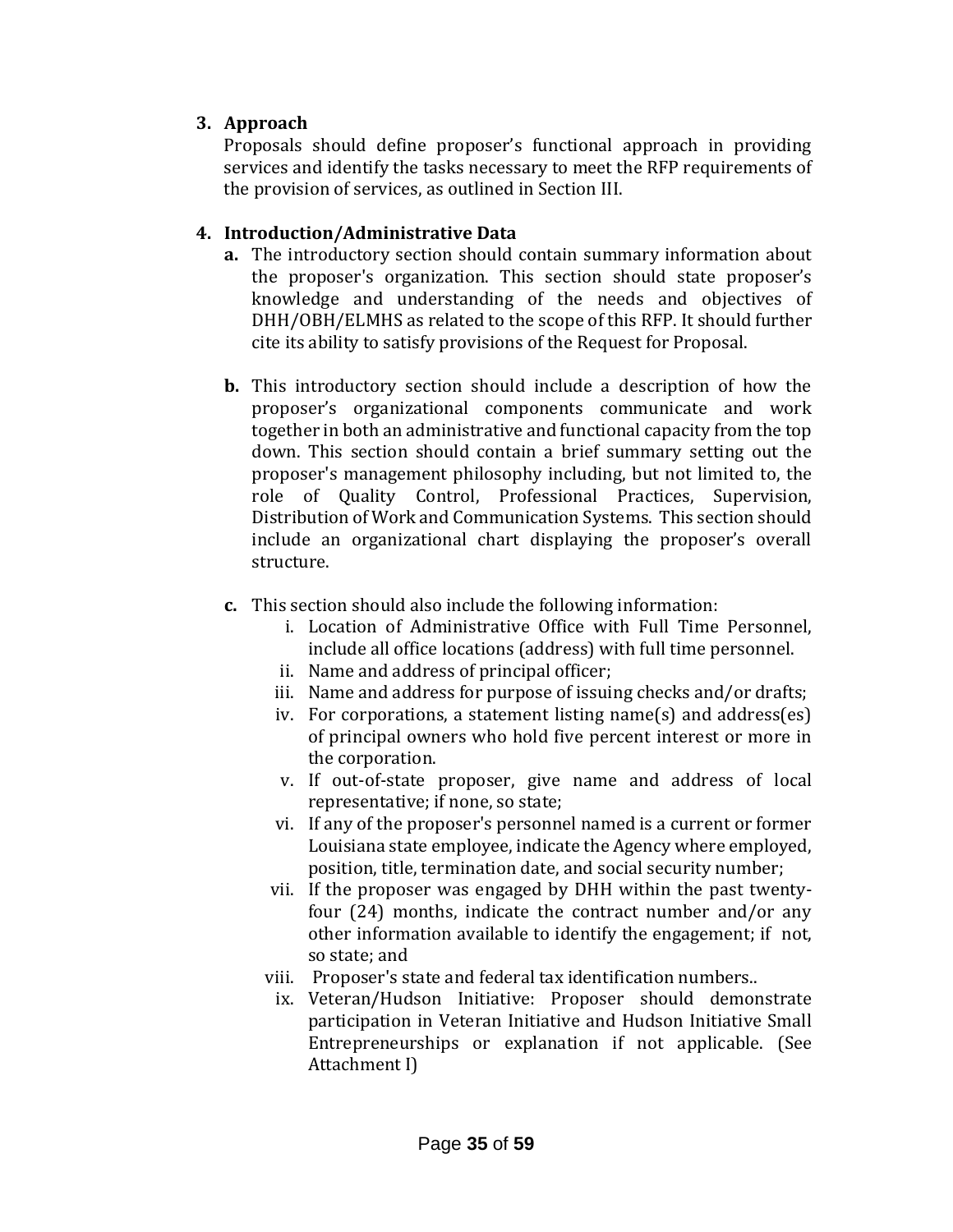3. **Approach**

   Proposals should define proposer's functional approach in providing services and identify the tasks necessary to meet the RFP requirements of the provision of services, as outlined in Section III.

4. **Introduction/Administrative Data**

   **a.** The introductory section should contain summary information about the proposer's organization. This section should state proposer's knowledge and understanding of the needs and objectives of DHH/OBH/ELMHS as related to the scope of this RFP. It should further cite its ability to satisfy provisions of the Request for Proposal.

   **b.** This introductory section should include a description of how the proposer's organizational components communicate and work together in both an administrative and functional capacity from the top down. This section should contain a brief summary setting out the proposer's management philosophy including, but not limited to, the role of Quality Control, Professional Practices, Supervision, Distribution of Work and Communication Systems. This section should include an organizational chart displaying the proposer's overall structure.

   **c.** This section should also include the following information:

      i. Location of Administrative Office with Full Time Personnel, include all office locations (address) with full time personnel.
      ii. Name and address of principal officer;
      iii. Name and address for purpose of issuing checks and/or drafts;
      iv. For corporations, a statement listing name(s) and address(es) of principal owners who hold five percent interest or more in the corporation.
      v. If out-of-state proposer, give name and address of local representative; if none, so state;
      vi. If any of the proposer's personnel named is a current or former Louisiana state employee, indicate the Agency where employed, position, title, termination date, and social security number;
      vii. If the proposer was engaged by DHH within the past twenty-four (24) months, indicate the contract number and/or any other information available to identify the engagement; if not, so state; and
      viii. Proposer's state and federal tax identification numbers..
      ix. Veteran/Hudson Initiative: Proposer should demonstrate participation in Veteran Initiative and Hudson Initiative Small Entrepreneurships or explanation if not applicable. (See Attachment I)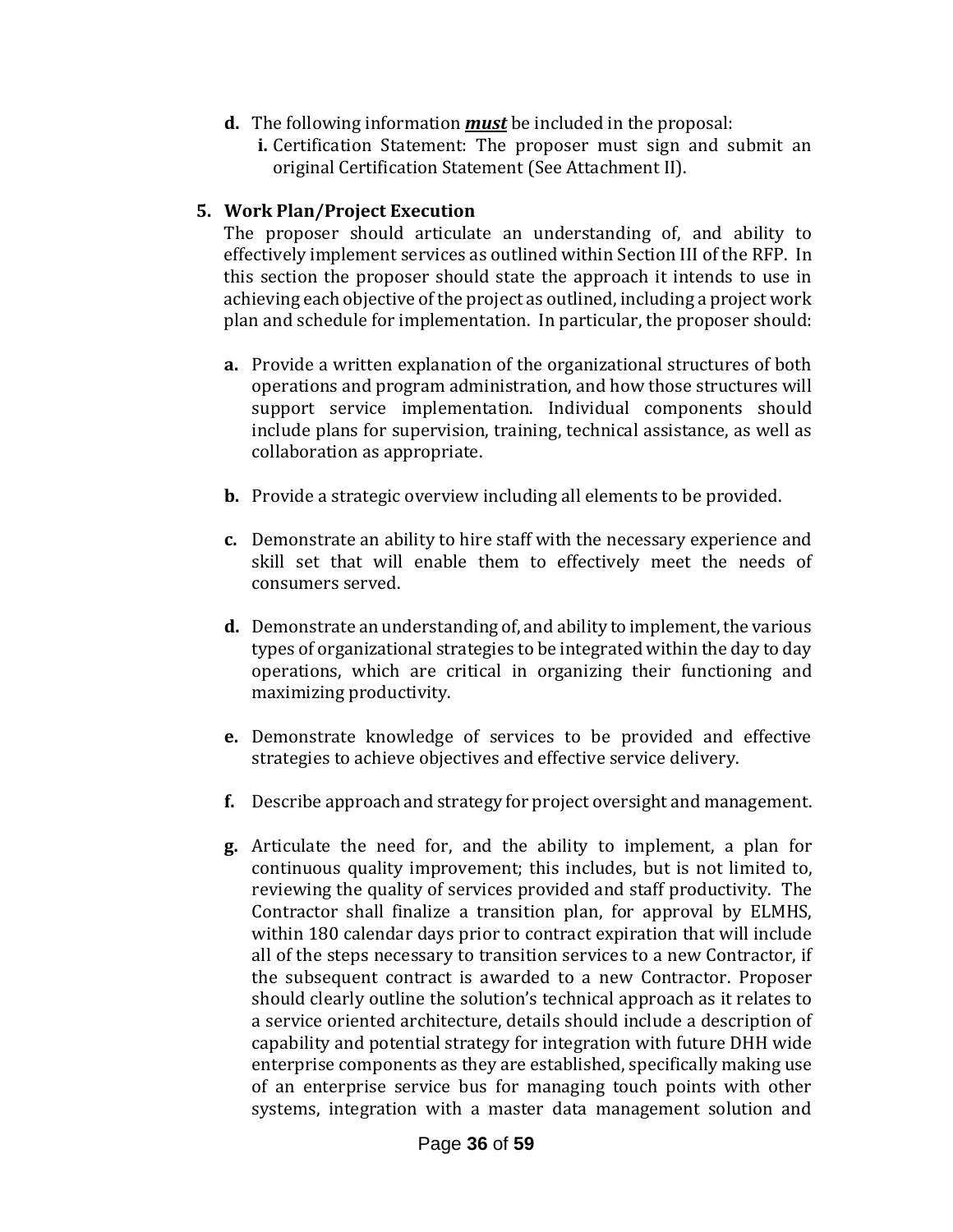**d.** The following information ***must*** be included in the proposal:

**i.** Certification Statement: The proposer must sign and submit an original Certification Statement (See Attachment II).

**5. Work Plan/Project Execution**

The proposer should articulate an understanding of, and ability to effectively implement services as outlined within Section III of the RFP. In this section the proposer should state the approach it intends to use in achieving each objective of the project as outlined, including a project work plan and schedule for implementation. In particular, the proposer should:

**a.** Provide a written explanation of the organizational structures of both operations and program administration, and how those structures will support service implementation. Individual components should include plans for supervision, training, technical assistance, as well as collaboration as appropriate.

**b.** Provide a strategic overview including all elements to be provided.

**c.** Demonstrate an ability to hire staff with the necessary experience and skill set that will enable them to effectively meet the needs of consumers served.

**d.** Demonstrate an understanding of, and ability to implement, the various types of organizational strategies to be integrated within the day to day operations, which are critical in organizing their functioning and maximizing productivity.

**e.** Demonstrate knowledge of services to be provided and effective strategies to achieve objectives and effective service delivery.

**f.** Describe approach and strategy for project oversight and management.

**g.** Articulate the need for, and the ability to implement, a plan for continuous quality improvement; this includes, but is not limited to, reviewing the quality of services provided and staff productivity. The Contractor shall finalize a transition plan, for approval by ELMHS, within 180 calendar days prior to contract expiration that will include all of the steps necessary to transition services to a new Contractor, if the subsequent contract is awarded to a new Contractor. Proposer should clearly outline the solution's technical approach as it relates to a service oriented architecture, details should include a description of capability and potential strategy for integration with future DHH wide enterprise components as they are established, specifically making use of an enterprise service bus for managing touch points with other systems, integration with a master data management solution and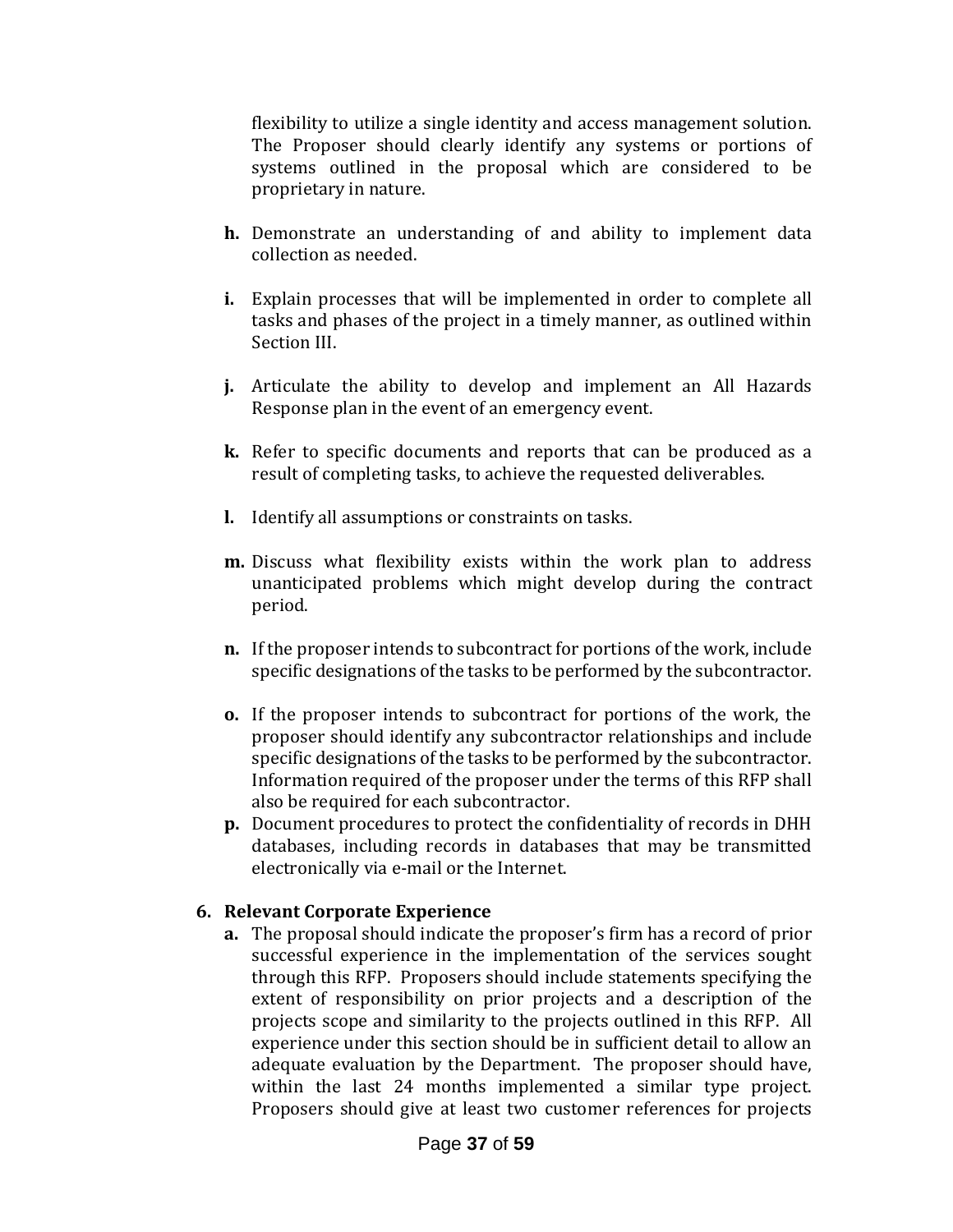flexibility to utilize a single identity and access management solution. The Proposer should clearly identify any systems or portions of systems outlined in the proposal which are considered to be proprietary in nature.

**h.** Demonstrate an understanding of and ability to implement data collection as needed.

**i.** Explain processes that will be implemented in order to complete all tasks and phases of the project in a timely manner, as outlined within Section III.

**j.** Articulate the ability to develop and implement an All Hazards Response plan in the event of an emergency event.

**k.** Refer to specific documents and reports that can be produced as a result of completing tasks, to achieve the requested deliverables.

**l.** Identify all assumptions or constraints on tasks.

**m.** Discuss what flexibility exists within the work plan to address unanticipated problems which might develop during the contract period.

**n.** If the proposer intends to subcontract for portions of the work, include specific designations of the tasks to be performed by the subcontractor.

**o.** If the proposer intends to subcontract for portions of the work, the proposer should identify any subcontractor relationships and include specific designations of the tasks to be performed by the subcontractor. Information required of the proposer under the terms of this RFP shall also be required for each subcontractor.

**p.** Document procedures to protect the confidentiality of records in DHH databases, including records in databases that may be transmitted electronically via e-mail or the Internet.

**6. Relevant Corporate Experience**

**a.** The proposal should indicate the proposer's firm has a record of prior successful experience in the implementation of the services sought through this RFP. Proposers should include statements specifying the extent of responsibility on prior projects and a description of the projects scope and similarity to the projects outlined in this RFP. All experience under this section should be in sufficient detail to allow an adequate evaluation by the Department. The proposer should have, within the last 24 months implemented a similar type project. Proposers should give at least two customer references for projects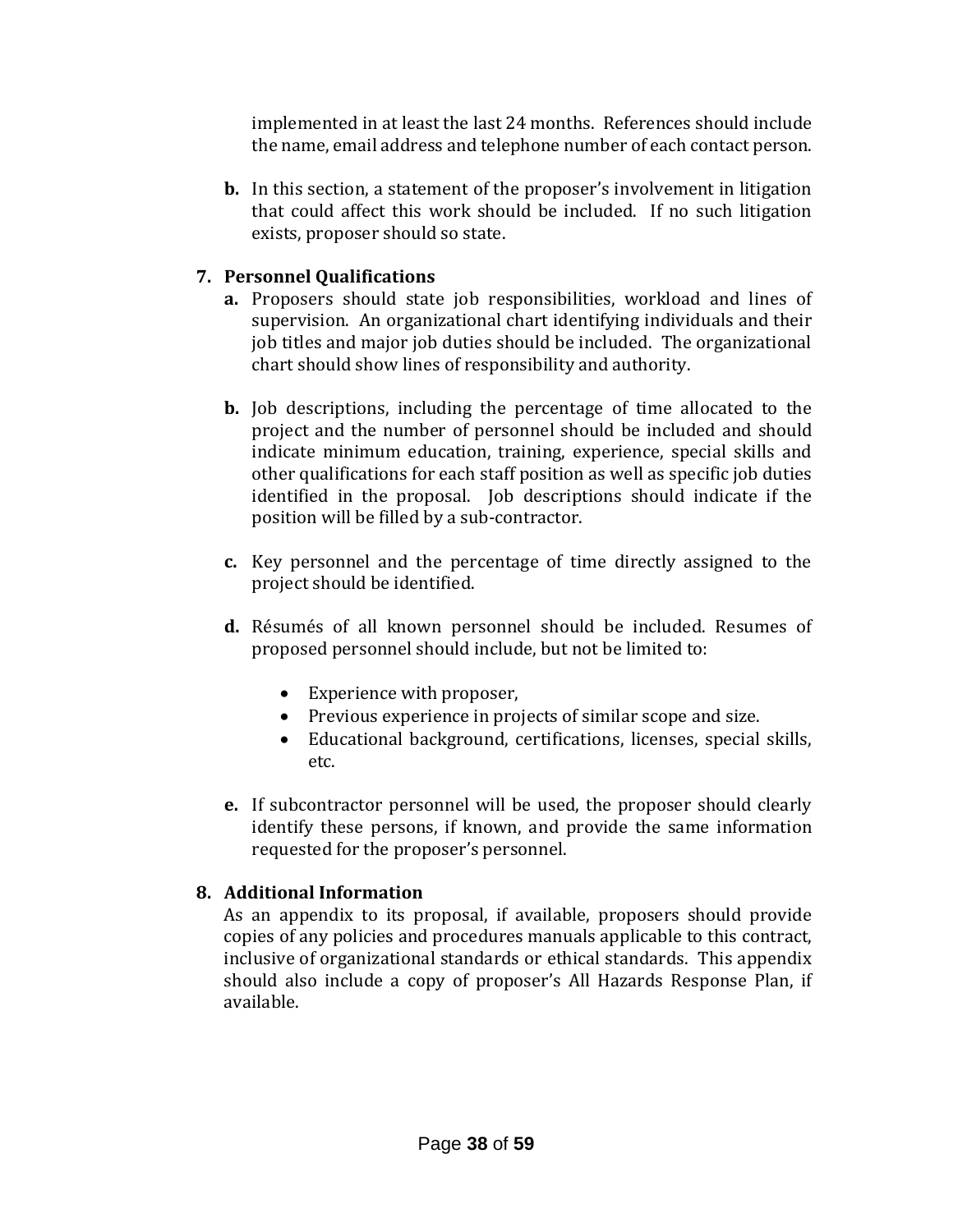implemented in at least the last 24 months. References should include the name, email address and telephone number of each contact person.

**b.** In this section, a statement of the proposer's involvement in litigation that could affect this work should be included. If no such litigation exists, proposer should so state.

**7. Personnel Qualifications**

**a.** Proposers should state job responsibilities, workload and lines of supervision. An organizational chart identifying individuals and their job titles and major job duties should be included. The organizational chart should show lines of responsibility and authority.

**b.** Job descriptions, including the percentage of time allocated to the project and the number of personnel should be included and should indicate minimum education, training, experience, special skills and other qualifications for each staff position as well as specific job duties identified in the proposal. Job descriptions should indicate if the position will be filled by a sub-contractor.

**c.** Key personnel and the percentage of time directly assigned to the project should be identified.

**d.** Résumés of all known personnel should be included. Resumes of proposed personnel should include, but not be limited to:

- Experience with proposer,
- Previous experience in projects of similar scope and size.
- Educational background, certifications, licenses, special skills, etc.

**e.** If subcontractor personnel will be used, the proposer should clearly identify these persons, if known, and provide the same information requested for the proposer's personnel.

**8. Additional Information**

As an appendix to its proposal, if available, proposers should provide copies of any policies and procedures manuals applicable to this contract, inclusive of organizational standards or ethical standards. This appendix should also include a copy of proposer's All Hazards Response Plan, if available.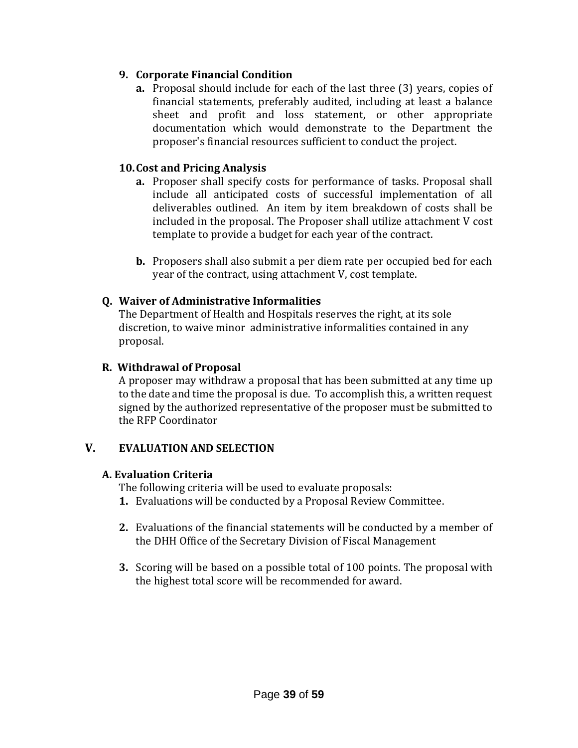9. **Corporate Financial Condition**
   - **a.** Proposal should include for each of the last three (3) years, copies of financial statements, preferably audited, including at least a balance sheet and profit and loss statement, or other appropriate documentation which would demonstrate to the Department the proposer's financial resources sufficient to conduct the project.

10. **Cost and Pricing Analysis**
    - **a.** Proposer shall specify costs for performance of tasks. Proposal shall include all anticipated costs of successful implementation of all deliverables outlined. An item by item breakdown of costs shall be included in the proposal. The Proposer shall utilize attachment V cost template to provide a budget for each year of the contract.

    - **b.** Proposers shall also submit a per diem rate per occupied bed for each year of the contract, using attachment V, cost template.

### Q. Waiver of Administrative Informalities

The Department of Health and Hospitals reserves the right, at its sole discretion, to waive minor administrative informalities contained in any proposal.

### R. Withdrawal of Proposal

A proposer may withdraw a proposal that has been submitted at any time up to the date and time the proposal is due. To accomplish this, a written request signed by the authorized representative of the proposer must be submitted to the RFP Coordinator

## V. EVALUATION AND SELECTION

### A. Evaluation Criteria

The following criteria will be used to evaluate proposals:

1. Evaluations will be conducted by a Proposal Review Committee.

2. Evaluations of the financial statements will be conducted by a member of the DHH Office of the Secretary Division of Fiscal Management

3. Scoring will be based on a possible total of 100 points. The proposal with the highest total score will be recommended for award.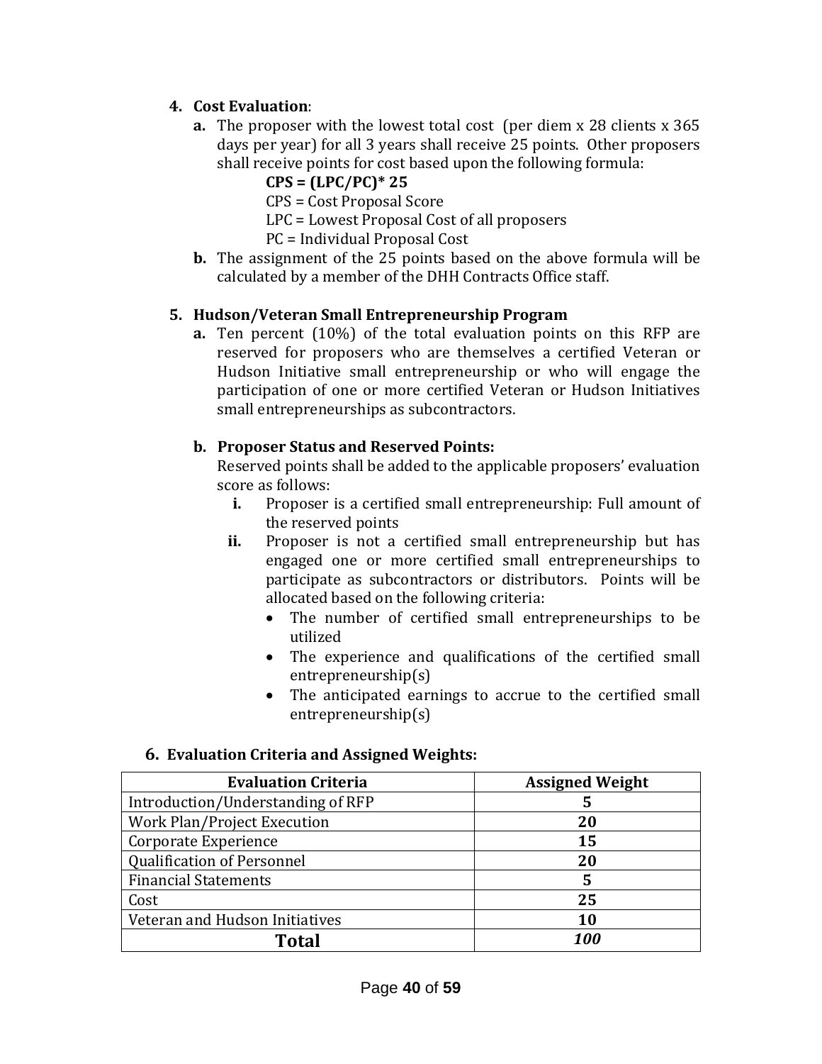4. **Cost Evaluation**:
   - **a.** The proposer with the lowest total cost (per diem x 28 clients x 365 days per year) for all 3 years shall receive 25 points. Other proposers shall receive points for cost based upon the following formula:

     **CPS = (LPC/PC)* 25**

     CPS = Cost Proposal Score

     LPC = Lowest Proposal Cost of all proposers

     PC = Individual Proposal Cost
   - **b.** The assignment of the 25 points based on the above formula will be calculated by a member of the DHH Contracts Office staff.

5. **Hudson/Veteran Small Entrepreneurship Program**
   - **a.** Ten percent (10%) of the total evaluation points on this RFP are reserved for proposers who are themselves a certified Veteran or Hudson Initiative small entrepreneurship or who will engage the participation of one or more certified Veteran or Hudson Initiatives small entrepreneurships as subcontractors.
   - **b. Proposer Status and Reserved Points:**

     Reserved points shall be added to the applicable proposers' evaluation score as follows:
     - **i.** Proposer is a certified small entrepreneurship: Full amount of the reserved points
     - **ii.** Proposer is not a certified small entrepreneurship but has engaged one or more certified small entrepreneurships to participate as subcontractors or distributors. Points will be allocated based on the following criteria:
       - The number of certified small entrepreneurships to be utilized
       - The experience and qualifications of the certified small entrepreneurship(s)
       - The anticipated earnings to accrue to the certified small entrepreneurship(s)

6. **Evaluation Criteria and Assigned Weights:**

| Evaluation Criteria | Assigned Weight |
|---|---|
| Introduction/Understanding of RFP | **5** |
| Work Plan/Project Execution | **20** |
| Corporate Experience | **15** |
| Qualification of Personnel | **20** |
| Financial Statements | **5** |
| Cost | **25** |
| Veteran and Hudson Initiatives | **10** |
| **Total** | ***100*** |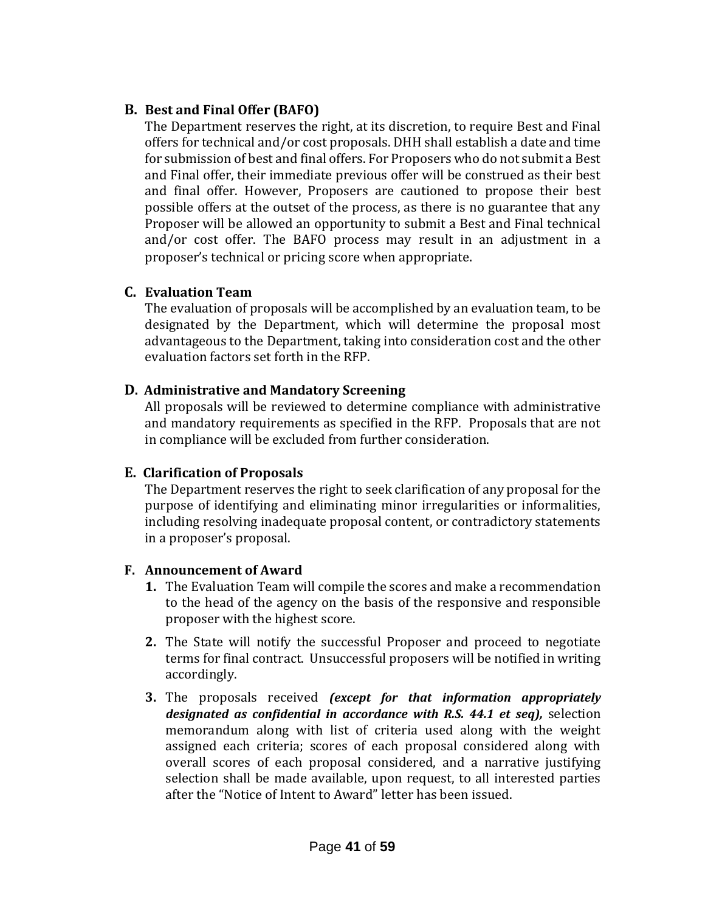## B. Best and Final Offer (BAFO)

The Department reserves the right, at its discretion, to require Best and Final offers for technical and/or cost proposals. DHH shall establish a date and time for submission of best and final offers. For Proposers who do not submit a Best and Final offer, their immediate previous offer will be construed as their best and final offer. However, Proposers are cautioned to propose their best possible offers at the outset of the process, as there is no guarantee that any Proposer will be allowed an opportunity to submit a Best and Final technical and/or cost offer. The BAFO process may result in an adjustment in a proposer's technical or pricing score when appropriate.

## C. Evaluation Team

The evaluation of proposals will be accomplished by an evaluation team, to be designated by the Department, which will determine the proposal most advantageous to the Department, taking into consideration cost and the other evaluation factors set forth in the RFP.

## D. Administrative and Mandatory Screening

All proposals will be reviewed to determine compliance with administrative and mandatory requirements as specified in the RFP. Proposals that are not in compliance will be excluded from further consideration.

## E. Clarification of Proposals

The Department reserves the right to seek clarification of any proposal for the purpose of identifying and eliminating minor irregularities or informalities, including resolving inadequate proposal content, or contradictory statements in a proposer's proposal.

## F. Announcement of Award

1. The Evaluation Team will compile the scores and make a recommendation to the head of the agency on the basis of the responsive and responsible proposer with the highest score.
2. The State will notify the successful Proposer and proceed to negotiate terms for final contract. Unsuccessful proposers will be notified in writing accordingly.
3. The proposals received ***(except for that information appropriately designated as confidential in accordance with R.S. 44.1 et seq),*** selection memorandum along with list of criteria used along with the weight assigned each criteria; scores of each proposal considered along with overall scores of each proposal considered, and a narrative justifying selection shall be made available, upon request, to all interested parties after the "Notice of Intent to Award" letter has been issued.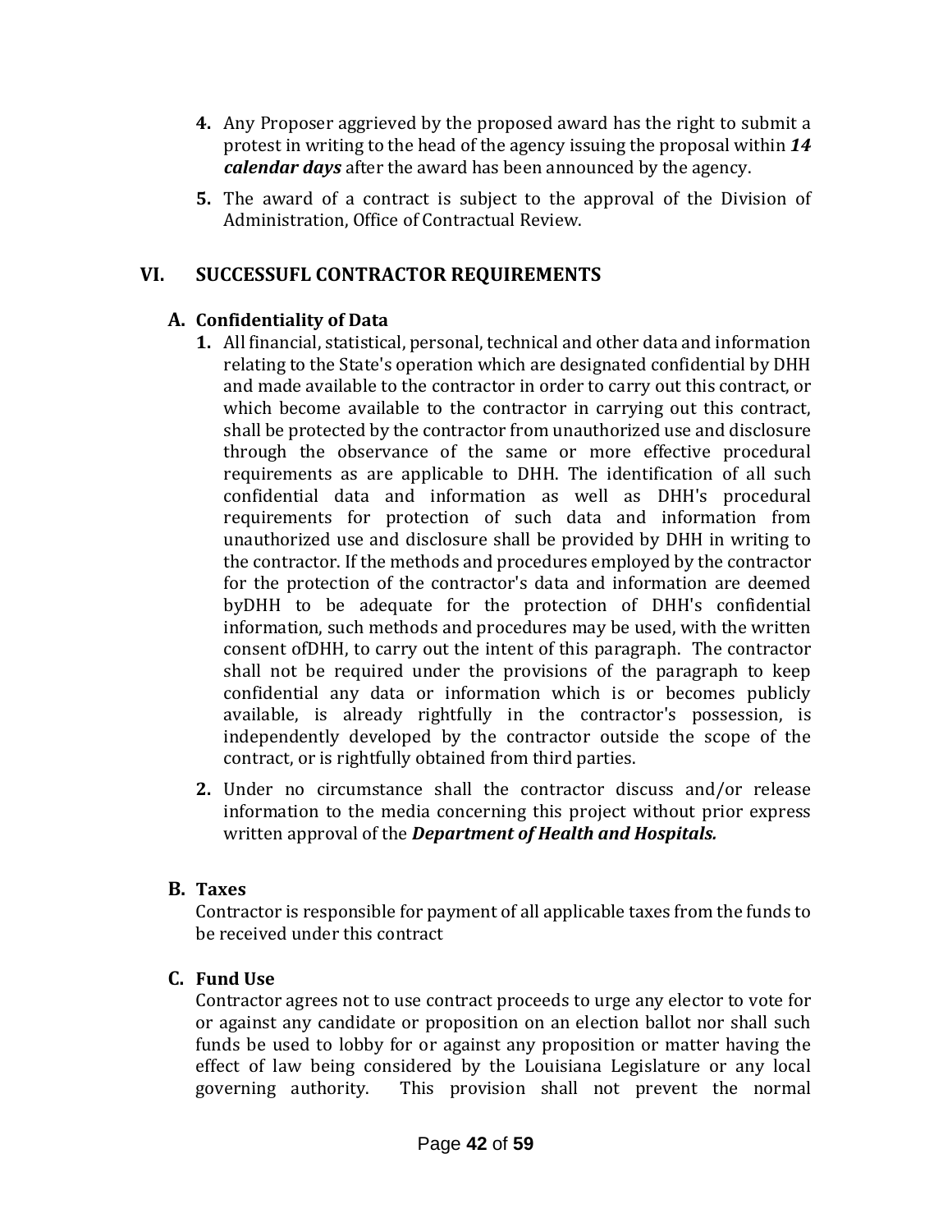4. Any Proposer aggrieved by the proposed award has the right to submit a protest in writing to the head of the agency issuing the proposal within ***14 calendar days*** after the award has been announced by the agency.

5. The award of a contract is subject to the approval of the Division of Administration, Office of Contractual Review.

## VI. SUCCESSUFL CONTRACTOR REQUIREMENTS

### A. Confidentiality of Data

1. All financial, statistical, personal, technical and other data and information relating to the State's operation which are designated confidential by DHH and made available to the contractor in order to carry out this contract, or which become available to the contractor in carrying out this contract, shall be protected by the contractor from unauthorized use and disclosure through the observance of the same or more effective procedural requirements as are applicable to DHH. The identification of all such confidential data and information as well as DHH's procedural requirements for protection of such data and information from unauthorized use and disclosure shall be provided by DHH in writing to the contractor. If the methods and procedures employed by the contractor for the protection of the contractor's data and information are deemed byDHH to be adequate for the protection of DHH's confidential information, such methods and procedures may be used, with the written consent ofDHH, to carry out the intent of this paragraph. The contractor shall not be required under the provisions of the paragraph to keep confidential any data or information which is or becomes publicly available, is already rightfully in the contractor's possession, is independently developed by the contractor outside the scope of the contract, or is rightfully obtained from third parties.

2. Under no circumstance shall the contractor discuss and/or release information to the media concerning this project without prior express written approval of the ***Department of Health and Hospitals.***

### B. Taxes

Contractor is responsible for payment of all applicable taxes from the funds to be received under this contract

### C. Fund Use

Contractor agrees not to use contract proceeds to urge any elector to vote for or against any candidate or proposition on an election ballot nor shall such funds be used to lobby for or against any proposition or matter having the effect of law being considered by the Louisiana Legislature or any local governing authority. This provision shall not prevent the normal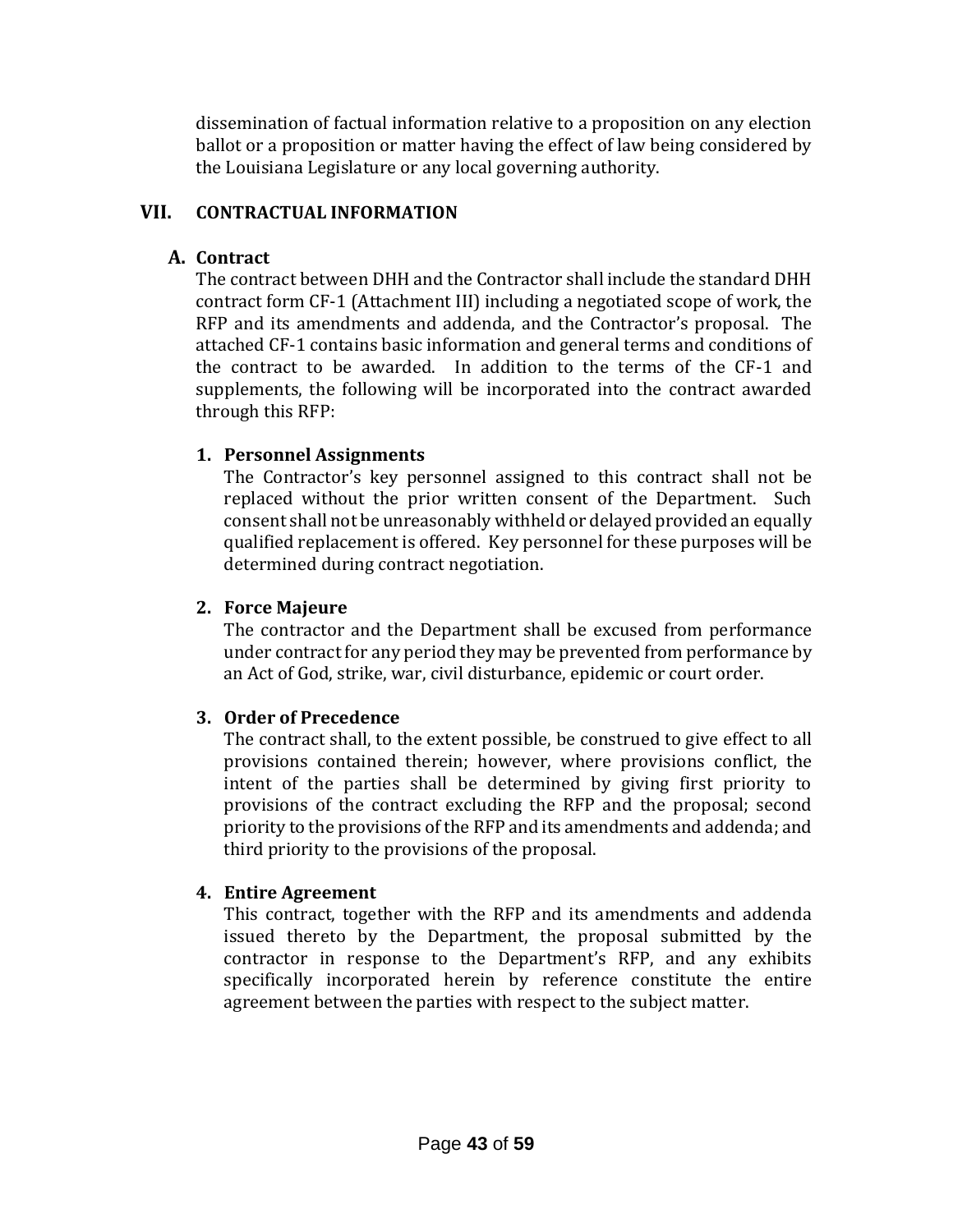dissemination of factual information relative to a proposition on any election ballot or a proposition or matter having the effect of law being considered by the Louisiana Legislature or any local governing authority.

## VII. CONTRACTUAL INFORMATION

### A. Contract

The contract between DHH and the Contractor shall include the standard DHH contract form CF-1 (Attachment III) including a negotiated scope of work, the RFP and its amendments and addenda, and the Contractor's proposal. The attached CF-1 contains basic information and general terms and conditions of the contract to be awarded. In addition to the terms of the CF-1 and supplements, the following will be incorporated into the contract awarded through this RFP:

#### 1. Personnel Assignments

The Contractor's key personnel assigned to this contract shall not be replaced without the prior written consent of the Department. Such consent shall not be unreasonably withheld or delayed provided an equally qualified replacement is offered. Key personnel for these purposes will be determined during contract negotiation.

#### 2. Force Majeure

The contractor and the Department shall be excused from performance under contract for any period they may be prevented from performance by an Act of God, strike, war, civil disturbance, epidemic or court order.

#### 3. Order of Precedence

The contract shall, to the extent possible, be construed to give effect to all provisions contained therein; however, where provisions conflict, the intent of the parties shall be determined by giving first priority to provisions of the contract excluding the RFP and the proposal; second priority to the provisions of the RFP and its amendments and addenda; and third priority to the provisions of the proposal.

#### 4. Entire Agreement

This contract, together with the RFP and its amendments and addenda issued thereto by the Department, the proposal submitted by the contractor in response to the Department's RFP, and any exhibits specifically incorporated herein by reference constitute the entire agreement between the parties with respect to the subject matter.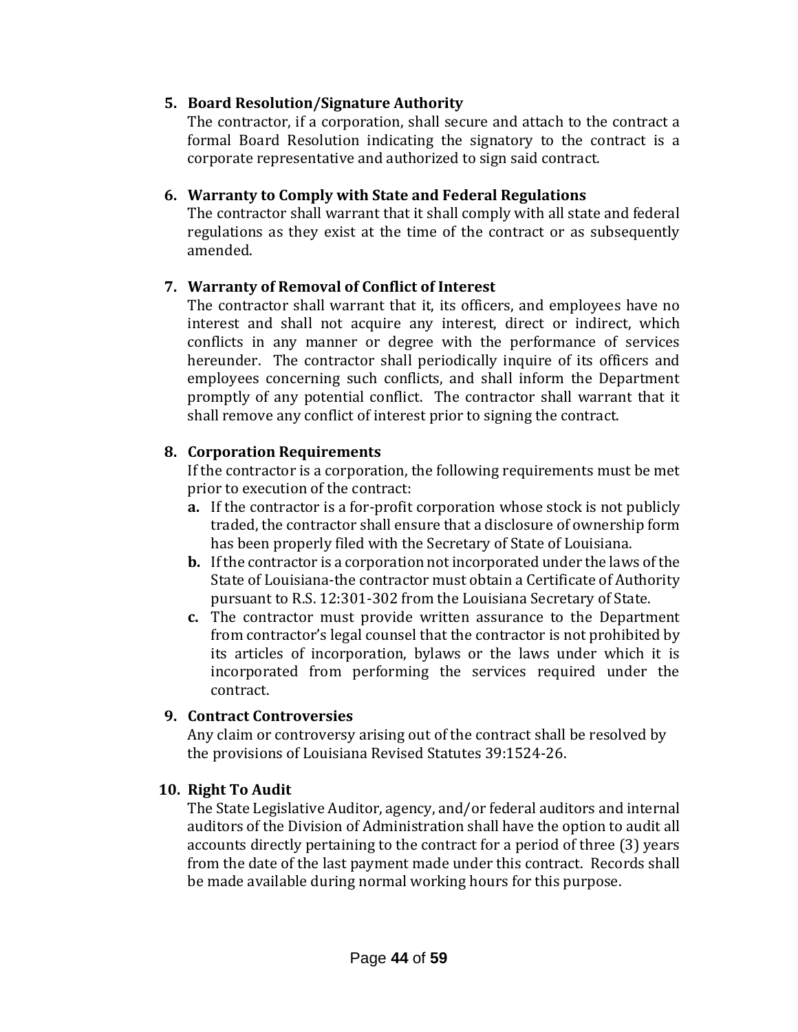5. **Board Resolution/Signature Authority**
   The contractor, if a corporation, shall secure and attach to the contract a formal Board Resolution indicating the signatory to the contract is a corporate representative and authorized to sign said contract.

6. **Warranty to Comply with State and Federal Regulations**
   The contractor shall warrant that it shall comply with all state and federal regulations as they exist at the time of the contract or as subsequently amended.

7. **Warranty of Removal of Conflict of Interest**
   The contractor shall warrant that it, its officers, and employees have no interest and shall not acquire any interest, direct or indirect, which conflicts in any manner or degree with the performance of services hereunder. The contractor shall periodically inquire of its officers and employees concerning such conflicts, and shall inform the Department promptly of any potential conflict. The contractor shall warrant that it shall remove any conflict of interest prior to signing the contract.

8. **Corporation Requirements**
   If the contractor is a corporation, the following requirements must be met prior to execution of the contract:
   - **a.** If the contractor is a for-profit corporation whose stock is not publicly traded, the contractor shall ensure that a disclosure of ownership form has been properly filed with the Secretary of State of Louisiana.
   - **b.** If the contractor is a corporation not incorporated under the laws of the State of Louisiana-the contractor must obtain a Certificate of Authority pursuant to R.S. 12:301-302 from the Louisiana Secretary of State.
   - **c.** The contractor must provide written assurance to the Department from contractor's legal counsel that the contractor is not prohibited by its articles of incorporation, bylaws or the laws under which it is incorporated from performing the services required under the contract.

9. **Contract Controversies**
   Any claim or controversy arising out of the contract shall be resolved by the provisions of Louisiana Revised Statutes 39:1524-26.

10. **Right To Audit**
    The State Legislative Auditor, agency, and/or federal auditors and internal auditors of the Division of Administration shall have the option to audit all accounts directly pertaining to the contract for a period of three (3) years from the date of the last payment made under this contract. Records shall be made available during normal working hours for this purpose.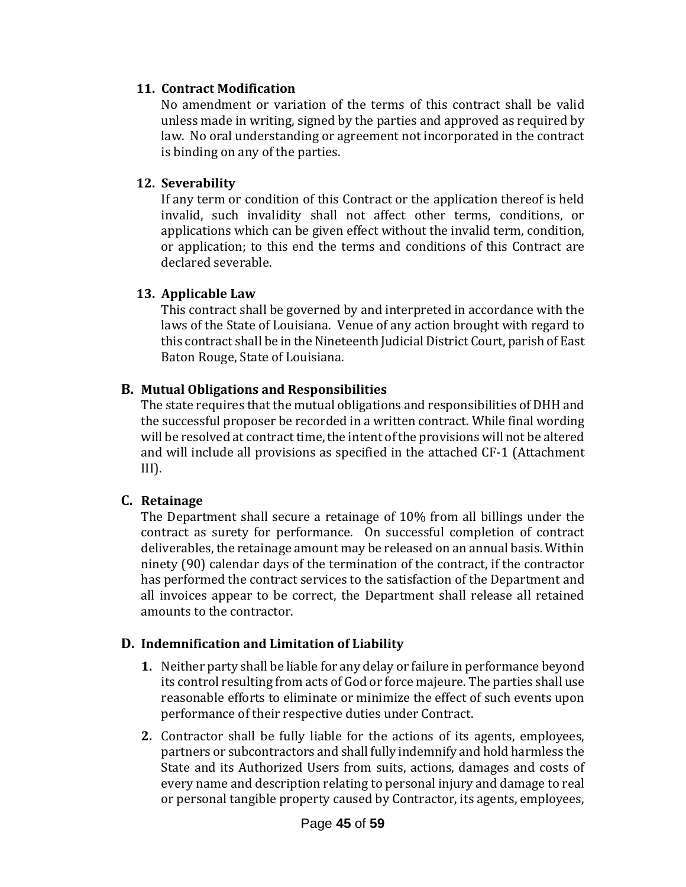**11. Contract Modification**

No amendment or variation of the terms of this contract shall be valid unless made in writing, signed by the parties and approved as required by law. No oral understanding or agreement not incorporated in the contract is binding on any of the parties.

**12. Severability**

If any term or condition of this Contract or the application thereof is held invalid, such invalidity shall not affect other terms, conditions, or applications which can be given effect without the invalid term, condition, or application; to this end the terms and conditions of this Contract are declared severable.

**13. Applicable Law**

This contract shall be governed by and interpreted in accordance with the laws of the State of Louisiana. Venue of any action brought with regard to this contract shall be in the Nineteenth Judicial District Court, parish of East Baton Rouge, State of Louisiana.

## B. Mutual Obligations and Responsibilities

The state requires that the mutual obligations and responsibilities of DHH and the successful proposer be recorded in a written contract. While final wording will be resolved at contract time, the intent of the provisions will not be altered and will include all provisions as specified in the attached CF-1 (Attachment III).

## C. Retainage

The Department shall secure a retainage of 10% from all billings under the contract as surety for performance. On successful completion of contract deliverables, the retainage amount may be released on an annual basis. Within ninety (90) calendar days of the termination of the contract, if the contractor has performed the contract services to the satisfaction of the Department and all invoices appear to be correct, the Department shall release all retained amounts to the contractor.

## D. Indemnification and Limitation of Liability

1. Neither party shall be liable for any delay or failure in performance beyond its control resulting from acts of God or force majeure. The parties shall use reasonable efforts to eliminate or minimize the effect of such events upon performance of their respective duties under Contract.

2. Contractor shall be fully liable for the actions of its agents, employees, partners or subcontractors and shall fully indemnify and hold harmless the State and its Authorized Users from suits, actions, damages and costs of every name and description relating to personal injury and damage to real or personal tangible property caused by Contractor, its agents, employees,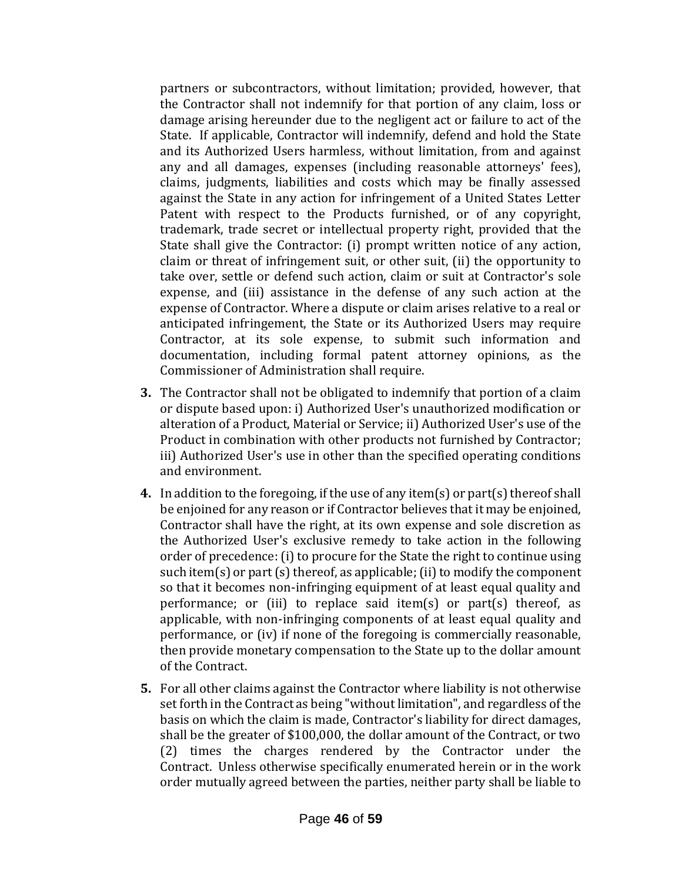partners or subcontractors, without limitation; provided, however, that the Contractor shall not indemnify for that portion of any claim, loss or damage arising hereunder due to the negligent act or failure to act of the State. If applicable, Contractor will indemnify, defend and hold the State and its Authorized Users harmless, without limitation, from and against any and all damages, expenses (including reasonable attorneys' fees), claims, judgments, liabilities and costs which may be finally assessed against the State in any action for infringement of a United States Letter Patent with respect to the Products furnished, or of any copyright, trademark, trade secret or intellectual property right, provided that the State shall give the Contractor: (i) prompt written notice of any action, claim or threat of infringement suit, or other suit, (ii) the opportunity to take over, settle or defend such action, claim or suit at Contractor's sole expense, and (iii) assistance in the defense of any such action at the expense of Contractor. Where a dispute or claim arises relative to a real or anticipated infringement, the State or its Authorized Users may require Contractor, at its sole expense, to submit such information and documentation, including formal patent attorney opinions, as the Commissioner of Administration shall require.

**3.** The Contractor shall not be obligated to indemnify that portion of a claim or dispute based upon: i) Authorized User's unauthorized modification or alteration of a Product, Material or Service; ii) Authorized User's use of the Product in combination with other products not furnished by Contractor; iii) Authorized User's use in other than the specified operating conditions and environment.

**4.** In addition to the foregoing, if the use of any item(s) or part(s) thereof shall be enjoined for any reason or if Contractor believes that it may be enjoined, Contractor shall have the right, at its own expense and sole discretion as the Authorized User's exclusive remedy to take action in the following order of precedence: (i) to procure for the State the right to continue using such item(s) or part (s) thereof, as applicable; (ii) to modify the component so that it becomes non-infringing equipment of at least equal quality and performance; or (iii) to replace said item(s) or part(s) thereof, as applicable, with non-infringing components of at least equal quality and performance, or (iv) if none of the foregoing is commercially reasonable, then provide monetary compensation to the State up to the dollar amount of the Contract.

**5.** For all other claims against the Contractor where liability is not otherwise set forth in the Contract as being "without limitation", and regardless of the basis on which the claim is made, Contractor's liability for direct damages, shall be the greater of $100,000, the dollar amount of the Contract, or two (2) times the charges rendered by the Contractor under the Contract. Unless otherwise specifically enumerated herein or in the work order mutually agreed between the parties, neither party shall be liable to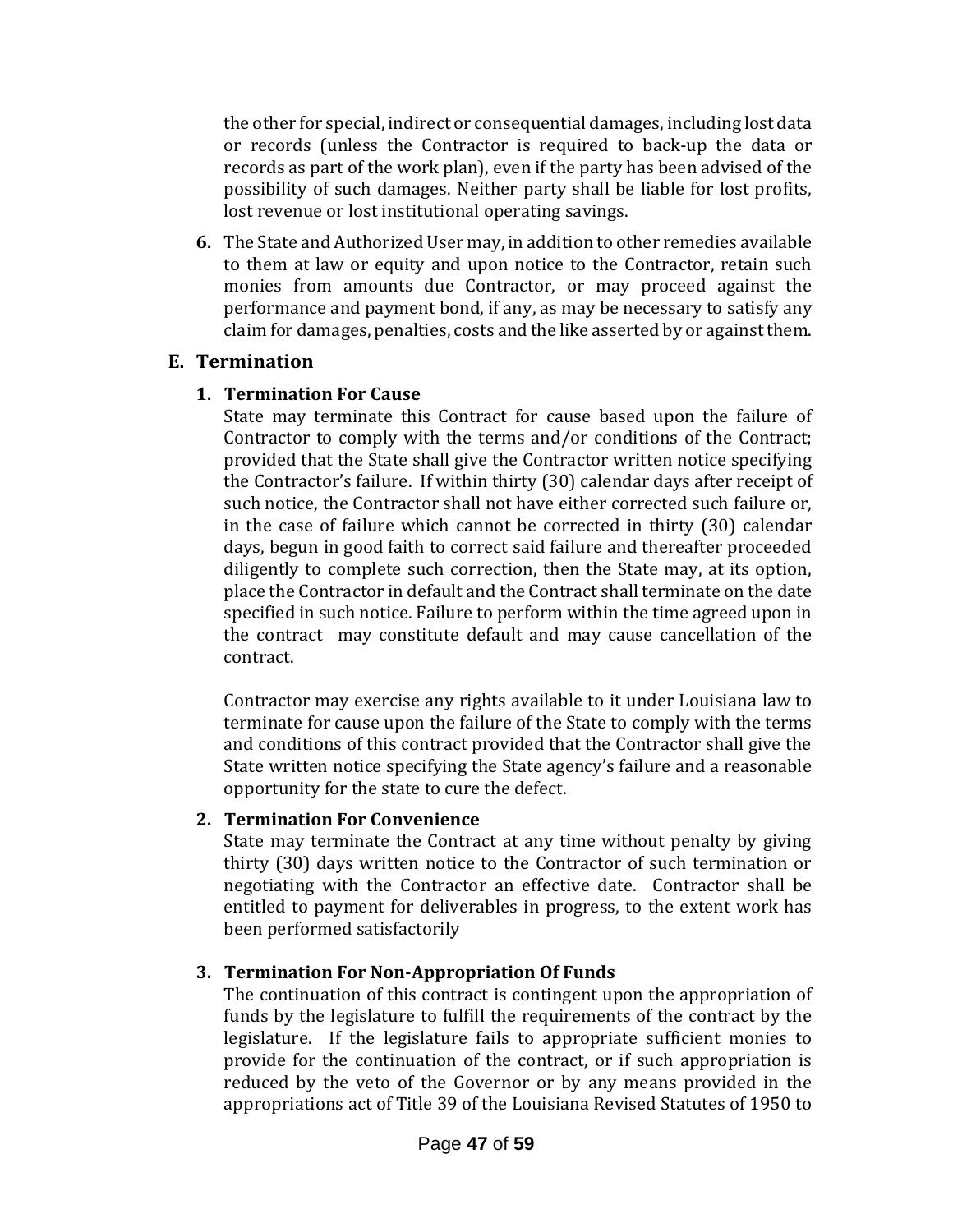the other for special, indirect or consequential damages, including lost data or records (unless the Contractor is required to back-up the data or records as part of the work plan), even if the party has been advised of the possibility of such damages. Neither party shall be liable for lost profits, lost revenue or lost institutional operating savings.

6. The State and Authorized User may, in addition to other remedies available to them at law or equity and upon notice to the Contractor, retain such monies from amounts due Contractor, or may proceed against the performance and payment bond, if any, as may be necessary to satisfy any claim for damages, penalties, costs and the like asserted by or against them.

## E. Termination

### 1. Termination For Cause

State may terminate this Contract for cause based upon the failure of Contractor to comply with the terms and/or conditions of the Contract; provided that the State shall give the Contractor written notice specifying the Contractor's failure. If within thirty (30) calendar days after receipt of such notice, the Contractor shall not have either corrected such failure or, in the case of failure which cannot be corrected in thirty (30) calendar days, begun in good faith to correct said failure and thereafter proceeded diligently to complete such correction, then the State may, at its option, place the Contractor in default and the Contract shall terminate on the date specified in such notice. Failure to perform within the time agreed upon in the contract may constitute default and may cause cancellation of the contract.

Contractor may exercise any rights available to it under Louisiana law to terminate for cause upon the failure of the State to comply with the terms and conditions of this contract provided that the Contractor shall give the State written notice specifying the State agency's failure and a reasonable opportunity for the state to cure the defect.

### 2. Termination For Convenience

State may terminate the Contract at any time without penalty by giving thirty (30) days written notice to the Contractor of such termination or negotiating with the Contractor an effective date. Contractor shall be entitled to payment for deliverables in progress, to the extent work has been performed satisfactorily

### 3. Termination For Non-Appropriation Of Funds

The continuation of this contract is contingent upon the appropriation of funds by the legislature to fulfill the requirements of the contract by the legislature. If the legislature fails to appropriate sufficient monies to provide for the continuation of the contract, or if such appropriation is reduced by the veto of the Governor or by any means provided in the appropriations act of Title 39 of the Louisiana Revised Statutes of 1950 to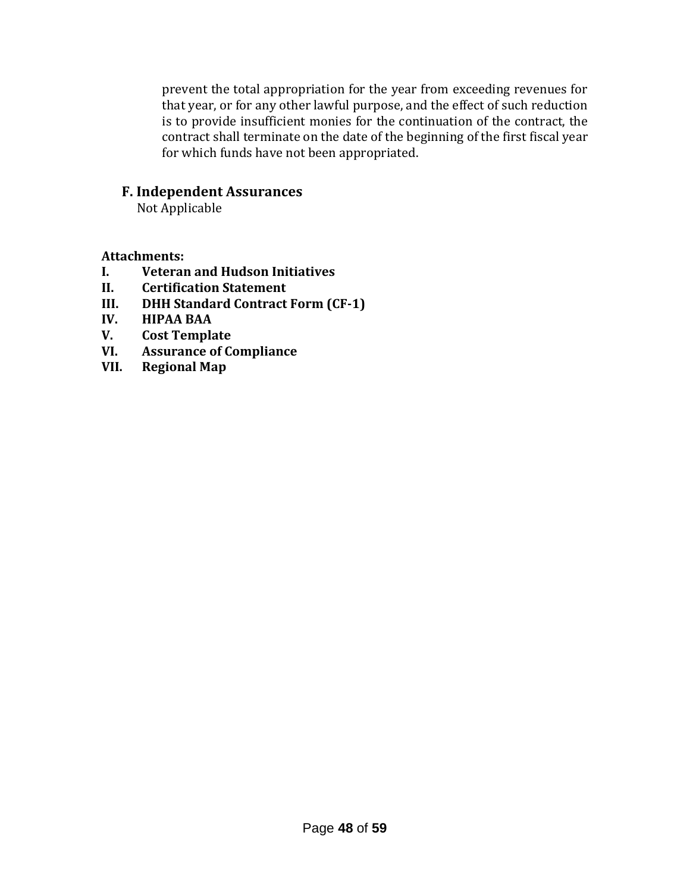prevent the total appropriation for the year from exceeding revenues for that year, or for any other lawful purpose, and the effect of such reduction is to provide insufficient monies for the continuation of the contract, the contract shall terminate on the date of the beginning of the first fiscal year for which funds have not been appropriated.

### F. Independent Assurances

Not Applicable

**Attachments:**

**I. Veteran and Hudson Initiatives**
**II. Certification Statement**
**III. DHH Standard Contract Form (CF-1)**
**IV. HIPAA BAA**
**V. Cost Template**
**VI. Assurance of Compliance**
**VII. Regional Map**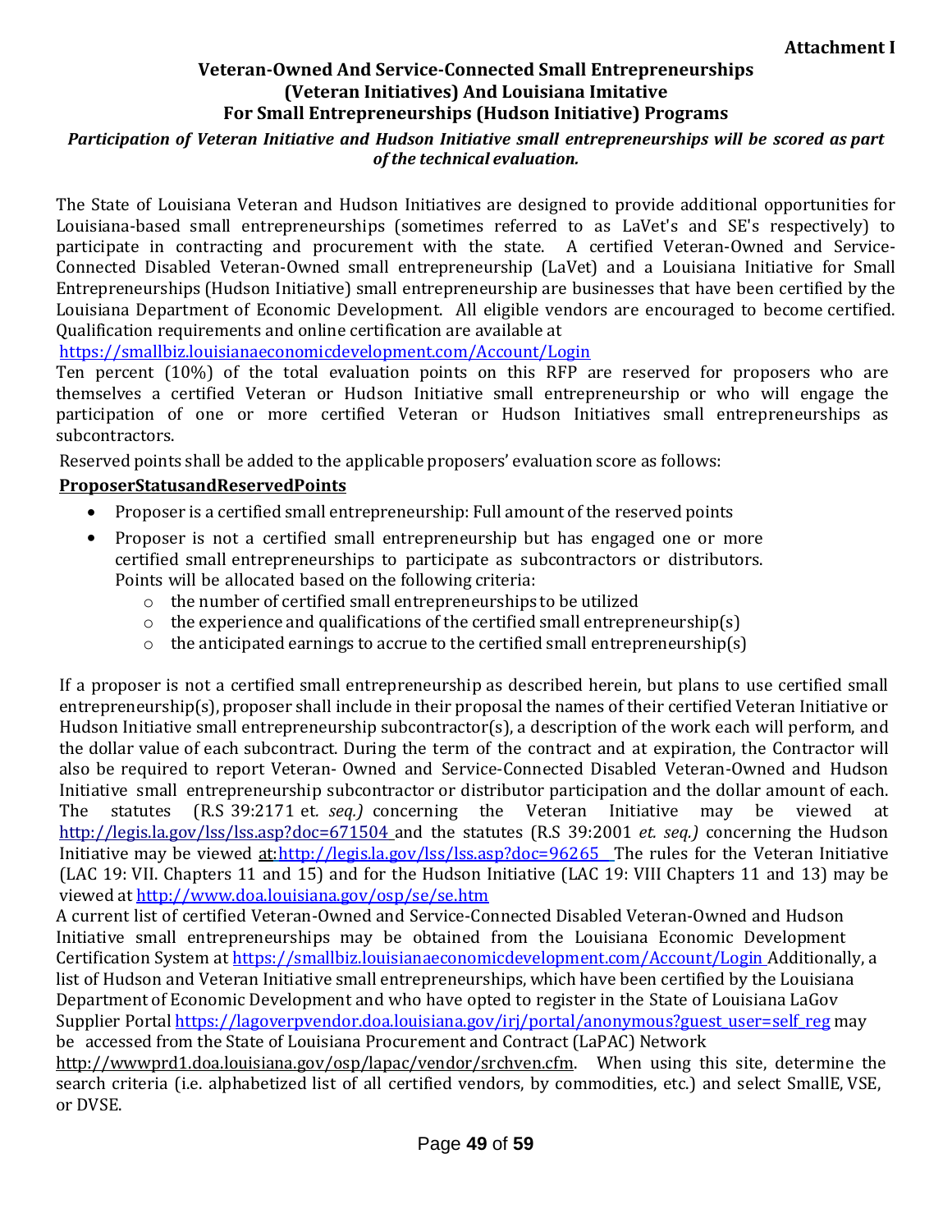**Attachment I**

## Veteran-Owned And Service-Connected Small Entrepreneurships (Veteran Initiatives) And Louisiana Imitative For Small Entrepreneurships (Hudson Initiative) Programs

***Participation of Veteran Initiative and Hudson Initiative small entrepreneurships will be scored as part of the technical evaluation.***

The State of Louisiana Veteran and Hudson Initiatives are designed to provide additional opportunities for Louisiana-based small entrepreneurships (sometimes referred to as LaVet's and SE's respectively) to participate in contracting and procurement with the state. A certified Veteran-Owned and Service-Connected Disabled Veteran-Owned small entrepreneurship (LaVet) and a Louisiana Initiative for Small Entrepreneurships (Hudson Initiative) small entrepreneurship are businesses that have been certified by the Louisiana Department of Economic Development. All eligible vendors are encouraged to become certified. Qualification requirements and online certification are available at https://smallbiz.louisianaeconomicdevelopment.com/Account/Login

Ten percent (10%) of the total evaluation points on this RFP are reserved for proposers who are themselves a certified Veteran or Hudson Initiative small entrepreneurship or who will engage the participation of one or more certified Veteran or Hudson Initiatives small entrepreneurships as subcontractors.

Reserved points shall be added to the applicable proposers' evaluation score as follows:

**ProposerStatusandReservedPoints**

- Proposer is a certified small entrepreneurship: Full amount of the reserved points
- Proposer is not a certified small entrepreneurship but has engaged one or more certified small entrepreneurships to participate as subcontractors or distributors. Points will be allocated based on the following criteria:
  - the number of certified small entrepreneurships to be utilized
  - the experience and qualifications of the certified small entrepreneurship(s)
  - the anticipated earnings to accrue to the certified small entrepreneurship(s)

If a proposer is not a certified small entrepreneurship as described herein, but plans to use certified small entrepreneurship(s), proposer shall include in their proposal the names of their certified Veteran Initiative or Hudson Initiative small entrepreneurship subcontractor(s), a description of the work each will perform, and the dollar value of each subcontract. During the term of the contract and at expiration, the Contractor will also be required to report Veteran- Owned and Service-Connected Disabled Veteran-Owned and Hudson Initiative small entrepreneurship subcontractor or distributor participation and the dollar amount of each. The statutes (R.S 39:2171 et. *seq.)* concerning the Veteran Initiative may be viewed at http://legis.la.gov/lss/lss.asp?doc=671504 and the statutes (R.S 39:2001 *et. seq.)* concerning the Hudson Initiative may be viewed at:http://legis.la.gov/lss/lss.asp?doc=96265 The rules for the Veteran Initiative (LAC 19: VII. Chapters 11 and 15) and for the Hudson Initiative (LAC 19: VIII Chapters 11 and 13) may be viewed at http://www.doa.louisiana.gov/osp/se/se.htm

A current list of certified Veteran-Owned and Service-Connected Disabled Veteran-Owned and Hudson Initiative small entrepreneurships may be obtained from the Louisiana Economic Development Certification System at https://smallbiz.louisianaeconomicdevelopment.com/Account/Login Additionally, a list of Hudson and Veteran Initiative small entrepreneurships, which have been certified by the Louisiana Department of Economic Development and who have opted to register in the State of Louisiana LaGov Supplier Portal https://lagoverpvendor.doa.louisiana.gov/irj/portal/anonymous?guest_user=self_reg may be accessed from the State of Louisiana Procurement and Contract (LaPAC) Network http://wwwprd1.doa.louisiana.gov/osp/lapac/vendor/srchven.cfm. When using this site, determine the search criteria (i.e. alphabetized list of all certified vendors, by commodities, etc.) and select SmallE, VSE, or DVSE.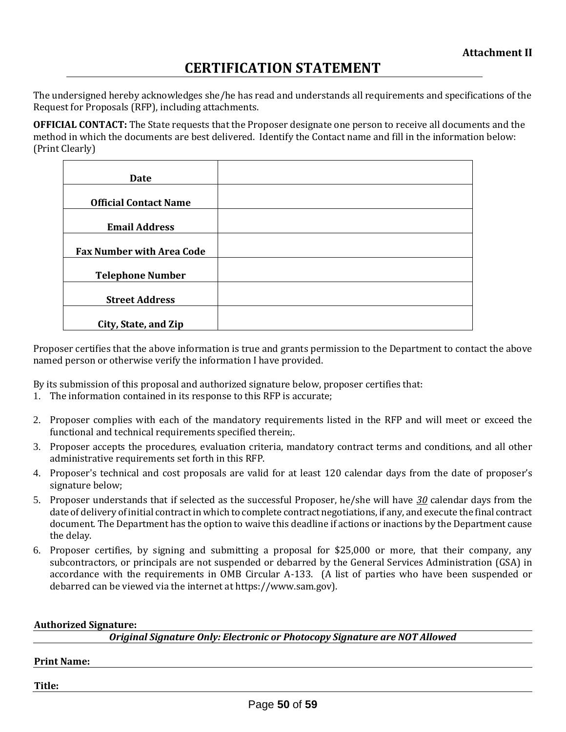**Attachment II**

# CERTIFICATION STATEMENT

The undersigned hereby acknowledges she/he has read and understands all requirements and specifications of the Request for Proposals (RFP), including attachments.

**OFFICIAL CONTACT:** The State requests that the Proposer designate one person to receive all documents and the method in which the documents are best delivered. Identify the Contact name and fill in the information below: (Print Clearly)

| | |
|---|---|
| **Date** | |
| **Official Contact Name** | |
| **Email Address** | |
| **Fax Number with Area Code** | |
| **Telephone Number** | |
| **Street Address** | |
| **City, State, and Zip** | |

Proposer certifies that the above information is true and grants permission to the Department to contact the above named person or otherwise verify the information I have provided.

By its submission of this proposal and authorized signature below, proposer certifies that:

1. The information contained in its response to this RFP is accurate;
2. Proposer complies with each of the mandatory requirements listed in the RFP and will meet or exceed the functional and technical requirements specified therein;.
3. Proposer accepts the procedures, evaluation criteria, mandatory contract terms and conditions, and all other administrative requirements set forth in this RFP.
4. Proposer's technical and cost proposals are valid for at least 120 calendar days from the date of proposer's signature below;
5. Proposer understands that if selected as the successful Proposer, he/she will have ***30*** calendar days from the date of delivery of initial contract in which to complete contract negotiations, if any, and execute the final contract document. The Department has the option to waive this deadline if actions or inactions by the Department cause the delay.
6. Proposer certifies, by signing and submitting a proposal for $25,000 or more, that their company, any subcontractors, or principals are not suspended or debarred by the General Services Administration (GSA) in accordance with the requirements in OMB Circular A-133. (A list of parties who have been suspended or debarred can be viewed via the internet at https://www.sam.gov).

**Authorized Signature:** ______________________________

***Original Signature Only: Electronic or Photocopy Signature are NOT Allowed***

**Print Name:** ______________________________

**Title:** ______________________________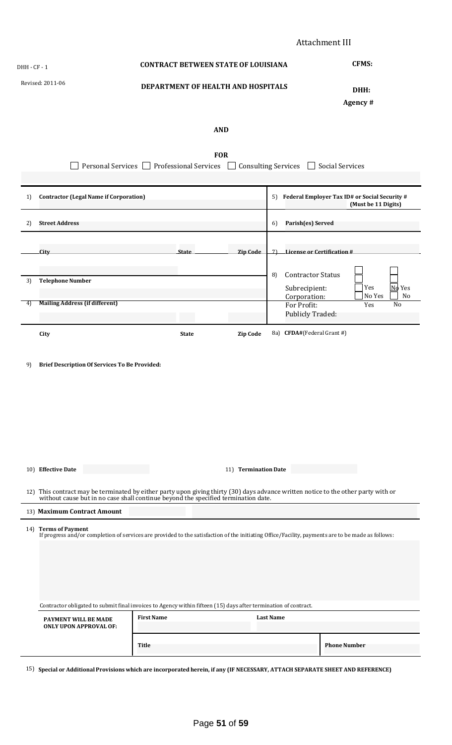Attachment III

DHH - CF - 1

Revised: 2011-06

**CONTRACT BETWEEN STATE OF LOUISIANA**

**DEPARTMENT OF HEALTH AND HOSPITALS**

**CFMS:**

**DHH:**

**Agency #**

**AND**

**FOR**

☐ Personal Services ☐ Professional Services ☐ Consulting Services ☐ Social Services

| | |
|---|---|
| 1) **Contractor (Legal Name if Corporation)** | 5) **Federal Employer Tax ID# or Social Security # (Must be 11 Digits)** |
| 2) **Street Address** | 6) **Parish(es) Served** |
| **City** **State** **Zip Code** | 7) **License or Certification #** |
| 3) **Telephone Number** | 8) Contractor Status<br>Subrecipient: ☐ Yes ☐ No<br>Corporation: ☐ Yes ☐ No<br>For Profit: ☐ Yes ☐ No<br>Publicly Traded: ☐ Yes ☐ No |
| 4) **Mailing Address (if different)** | |
| **City** **State** **Zip Code** | 8a) **CFDA#**(Federal Grant #) |

9) **Brief Description Of Services To Be Provided:**

10) **Effective Date** 11) **Termination Date**

12) This contract may be terminated by either party upon giving thirty (30) days advance written notice to the other party with or without cause but in no case shall continue beyond the specified termination date.

13) **Maximum Contract Amount**

14) **Terms of Payment**
If progress and/or completion of services are provided to the satisfaction of the initiating Office/Facility, payments are to be made as follows:

Contractor obligated to submit final invoices to Agency within fifteen (15) days after termination of contract.

| **PAYMENT WILL BE MADE ONLY UPON APPROVAL OF:** | **First Name** | **Last Name** |
|---|---|---|
| | **Title** | **Phone Number** |

15) **Special or Additional Provisions which are incorporated herein, if any (IF NECESSARY, ATTACH SEPARATE SHEET AND REFERENCE)**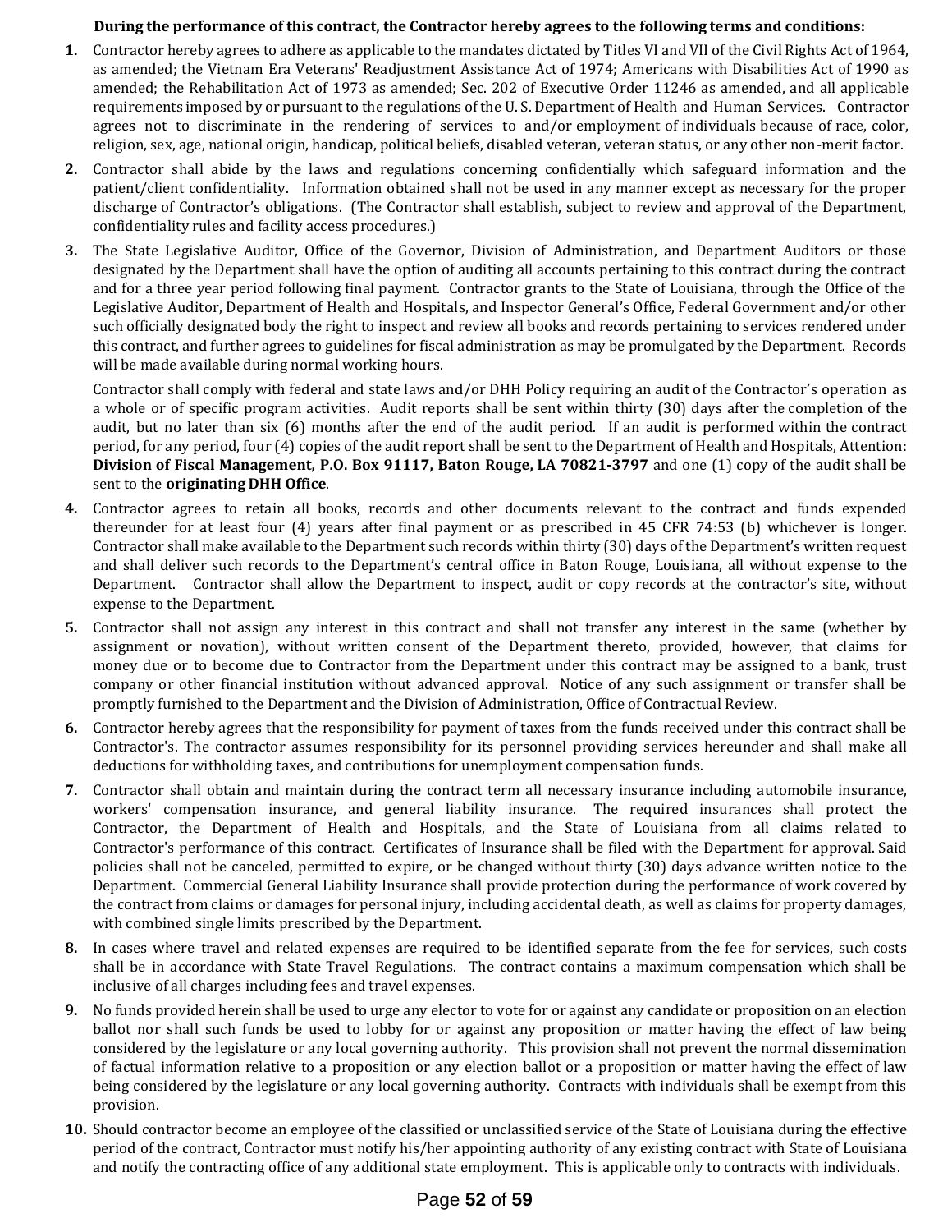**During the performance of this contract, the Contractor hereby agrees to the following terms and conditions:**

1. Contractor hereby agrees to adhere as applicable to the mandates dictated by Titles VI and VII of the Civil Rights Act of 1964, as amended; the Vietnam Era Veterans' Readjustment Assistance Act of 1974; Americans with Disabilities Act of 1990 as amended; the Rehabilitation Act of 1973 as amended; Sec. 202 of Executive Order 11246 as amended, and all applicable requirements imposed by or pursuant to the regulations of the U. S. Department of Health and Human Services. Contractor agrees not to discriminate in the rendering of services to and/or employment of individuals because of race, color, religion, sex, age, national origin, handicap, political beliefs, disabled veteran, veteran status, or any other non-merit factor.

2. Contractor shall abide by the laws and regulations concerning confidentially which safeguard information and the patient/client confidentiality. Information obtained shall not be used in any manner except as necessary for the proper discharge of Contractor's obligations. (The Contractor shall establish, subject to review and approval of the Department, confidentiality rules and facility access procedures.)

3. The State Legislative Auditor, Office of the Governor, Division of Administration, and Department Auditors or those designated by the Department shall have the option of auditing all accounts pertaining to this contract during the contract and for a three year period following final payment. Contractor grants to the State of Louisiana, through the Office of the Legislative Auditor, Department of Health and Hospitals, and Inspector General's Office, Federal Government and/or other such officially designated body the right to inspect and review all books and records pertaining to services rendered under this contract, and further agrees to guidelines for fiscal administration as may be promulgated by the Department. Records will be made available during normal working hours.

   Contractor shall comply with federal and state laws and/or DHH Policy requiring an audit of the Contractor's operation as a whole or of specific program activities. Audit reports shall be sent within thirty (30) days after the completion of the audit, but no later than six (6) months after the end of the audit period. If an audit is performed within the contract period, for any period, four (4) copies of the audit report shall be sent to the Department of Health and Hospitals, Attention: **Division of Fiscal Management, P.O. Box 91117, Baton Rouge, LA 70821-3797** and one (1) copy of the audit shall be sent to the **originating DHH Office**.

4. Contractor agrees to retain all books, records and other documents relevant to the contract and funds expended thereunder for at least four (4) years after final payment or as prescribed in 45 CFR 74:53 (b) whichever is longer. Contractor shall make available to the Department such records within thirty (30) days of the Department's written request and shall deliver such records to the Department's central office in Baton Rouge, Louisiana, all without expense to the Department. Contractor shall allow the Department to inspect, audit or copy records at the contractor's site, without expense to the Department.

5. Contractor shall not assign any interest in this contract and shall not transfer any interest in the same (whether by assignment or novation), without written consent of the Department thereto, provided, however, that claims for money due or to become due to Contractor from the Department under this contract may be assigned to a bank, trust company or other financial institution without advanced approval. Notice of any such assignment or transfer shall be promptly furnished to the Department and the Division of Administration, Office of Contractual Review.

6. Contractor hereby agrees that the responsibility for payment of taxes from the funds received under this contract shall be Contractor's. The contractor assumes responsibility for its personnel providing services hereunder and shall make all deductions for withholding taxes, and contributions for unemployment compensation funds.

7. Contractor shall obtain and maintain during the contract term all necessary insurance including automobile insurance, workers' compensation insurance, and general liability insurance. The required insurances shall protect the Contractor, the Department of Health and Hospitals, and the State of Louisiana from all claims related to Contractor's performance of this contract. Certificates of Insurance shall be filed with the Department for approval. Said policies shall not be canceled, permitted to expire, or be changed without thirty (30) days advance written notice to the Department. Commercial General Liability Insurance shall provide protection during the performance of work covered by the contract from claims or damages for personal injury, including accidental death, as well as claims for property damages, with combined single limits prescribed by the Department.

8. In cases where travel and related expenses are required to be identified separate from the fee for services, such costs shall be in accordance with State Travel Regulations. The contract contains a maximum compensation which shall be inclusive of all charges including fees and travel expenses.

9. No funds provided herein shall be used to urge any elector to vote for or against any candidate or proposition on an election ballot nor shall such funds be used to lobby for or against any proposition or matter having the effect of law being considered by the legislature or any local governing authority. This provision shall not prevent the normal dissemination of factual information relative to a proposition or any election ballot or a proposition or matter having the effect of law being considered by the legislature or any local governing authority. Contracts with individuals shall be exempt from this provision.

10. Should contractor become an employee of the classified or unclassified service of the State of Louisiana during the effective period of the contract, Contractor must notify his/her appointing authority of any existing contract with State of Louisiana and notify the contracting office of any additional state employment. This is applicable only to contracts with individuals.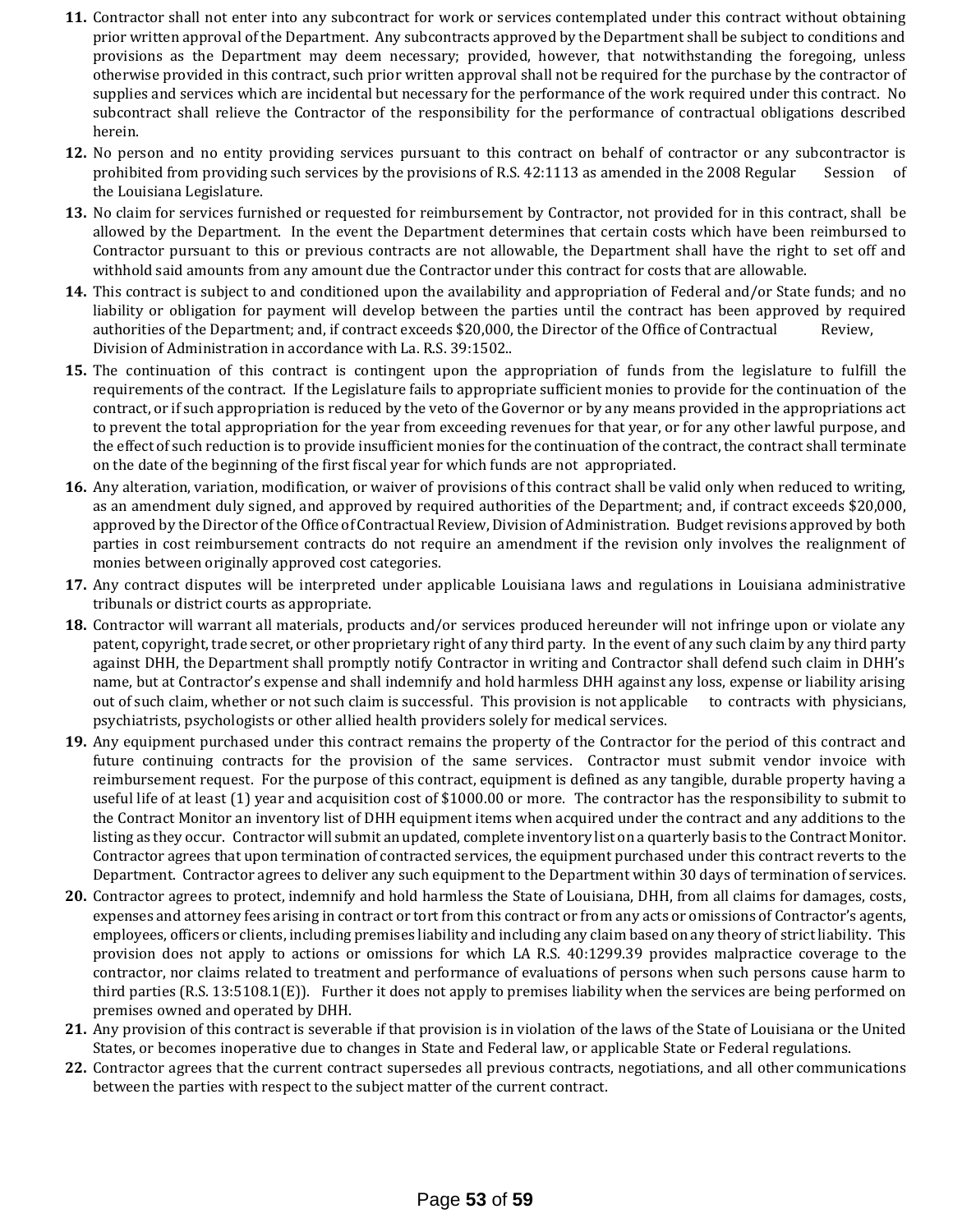11. Contractor shall not enter into any subcontract for work or services contemplated under this contract without obtaining prior written approval of the Department. Any subcontracts approved by the Department shall be subject to conditions and provisions as the Department may deem necessary; provided, however, that notwithstanding the foregoing, unless otherwise provided in this contract, such prior written approval shall not be required for the purchase by the contractor of supplies and services which are incidental but necessary for the performance of the work required under this contract. No subcontract shall relieve the Contractor of the responsibility for the performance of contractual obligations described herein.
12. No person and no entity providing services pursuant to this contract on behalf of contractor or any subcontractor is prohibited from providing such services by the provisions of R.S. 42:1113 as amended in the 2008 Regular Session of the Louisiana Legislature.
13. No claim for services furnished or requested for reimbursement by Contractor, not provided for in this contract, shall be allowed by the Department. In the event the Department determines that certain costs which have been reimbursed to Contractor pursuant to this or previous contracts are not allowable, the Department shall have the right to set off and withhold said amounts from any amount due the Contractor under this contract for costs that are allowable.
14. This contract is subject to and conditioned upon the availability and appropriation of Federal and/or State funds; and no liability or obligation for payment will develop between the parties until the contract has been approved by required authorities of the Department; and, if contract exceeds $20,000, the Director of the Office of Contractual Review, Division of Administration in accordance with La. R.S. 39:1502..
15. The continuation of this contract is contingent upon the appropriation of funds from the legislature to fulfill the requirements of the contract. If the Legislature fails to appropriate sufficient monies to provide for the continuation of the contract, or if such appropriation is reduced by the veto of the Governor or by any means provided in the appropriations act to prevent the total appropriation for the year from exceeding revenues for that year, or for any other lawful purpose, and the effect of such reduction is to provide insufficient monies for the continuation of the contract, the contract shall terminate on the date of the beginning of the first fiscal year for which funds are not appropriated.
16. Any alteration, variation, modification, or waiver of provisions of this contract shall be valid only when reduced to writing, as an amendment duly signed, and approved by required authorities of the Department; and, if contract exceeds $20,000, approved by the Director of the Office of Contractual Review, Division of Administration. Budget revisions approved by both parties in cost reimbursement contracts do not require an amendment if the revision only involves the realignment of monies between originally approved cost categories.
17. Any contract disputes will be interpreted under applicable Louisiana laws and regulations in Louisiana administrative tribunals or district courts as appropriate.
18. Contractor will warrant all materials, products and/or services produced hereunder will not infringe upon or violate any patent, copyright, trade secret, or other proprietary right of any third party. In the event of any such claim by any third party against DHH, the Department shall promptly notify Contractor in writing and Contractor shall defend such claim in DHH's name, but at Contractor's expense and shall indemnify and hold harmless DHH against any loss, expense or liability arising out of such claim, whether or not such claim is successful. This provision is not applicable to contracts with physicians, psychiatrists, psychologists or other allied health providers solely for medical services.
19. Any equipment purchased under this contract remains the property of the Contractor for the period of this contract and future continuing contracts for the provision of the same services. Contractor must submit vendor invoice with reimbursement request. For the purpose of this contract, equipment is defined as any tangible, durable property having a useful life of at least (1) year and acquisition cost of $1000.00 or more. The contractor has the responsibility to submit to the Contract Monitor an inventory list of DHH equipment items when acquired under the contract and any additions to the listing as they occur. Contractor will submit an updated, complete inventory list on a quarterly basis to the Contract Monitor. Contractor agrees that upon termination of contracted services, the equipment purchased under this contract reverts to the Department. Contractor agrees to deliver any such equipment to the Department within 30 days of termination of services.
20. Contractor agrees to protect, indemnify and hold harmless the State of Louisiana, DHH, from all claims for damages, costs, expenses and attorney fees arising in contract or tort from this contract or from any acts or omissions of Contractor's agents, employees, officers or clients, including premises liability and including any claim based on any theory of strict liability. This provision does not apply to actions or omissions for which LA R.S. 40:1299.39 provides malpractice coverage to the contractor, nor claims related to treatment and performance of evaluations of persons when such persons cause harm to third parties (R.S. 13:5108.1(E)). Further it does not apply to premises liability when the services are being performed on premises owned and operated by DHH.
21. Any provision of this contract is severable if that provision is in violation of the laws of the State of Louisiana or the United States, or becomes inoperative due to changes in State and Federal law, or applicable State or Federal regulations.
22. Contractor agrees that the current contract supersedes all previous contracts, negotiations, and all other communications between the parties with respect to the subject matter of the current contract.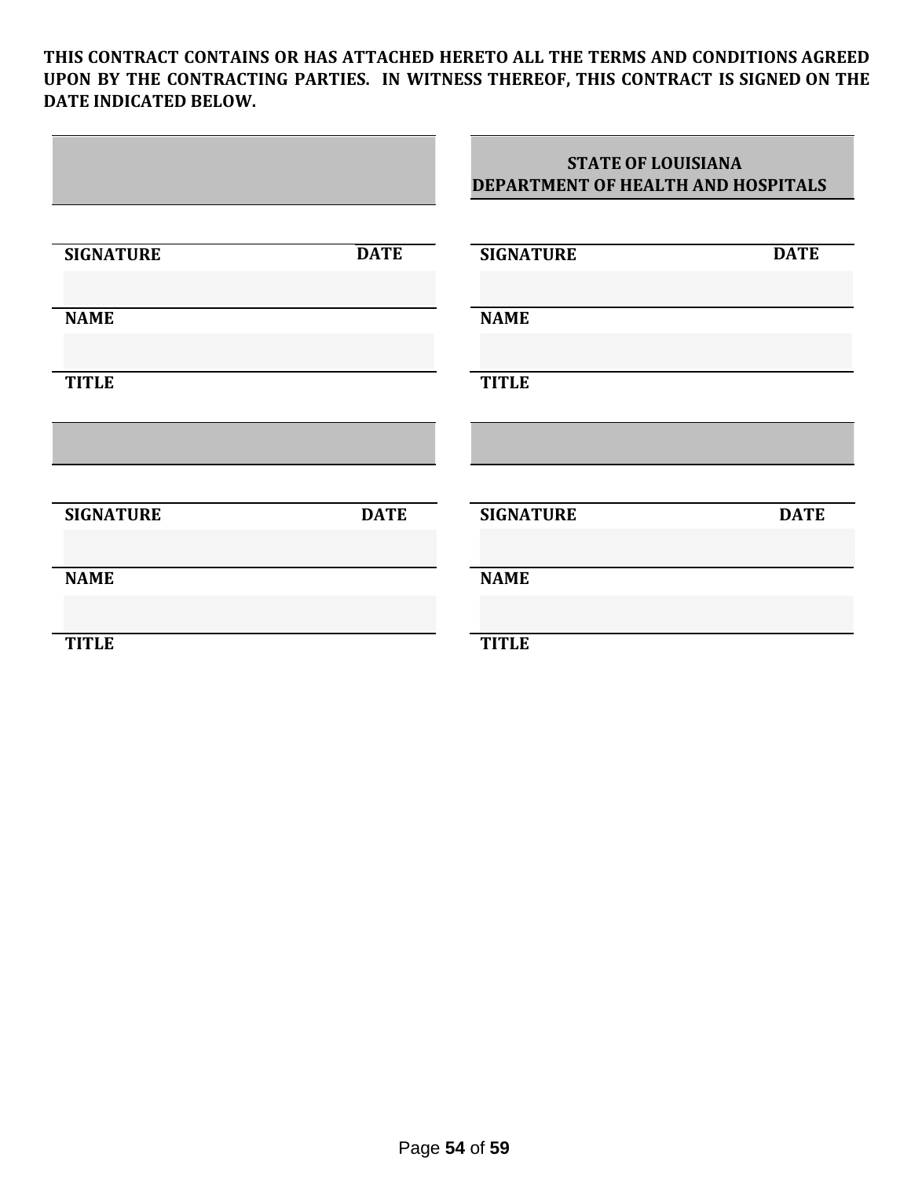**THIS CONTRACT CONTAINS OR HAS ATTACHED HERETO ALL THE TERMS AND CONDITIONS AGREED UPON BY THE CONTRACTING PARTIES. IN WITNESS THEREOF, THIS CONTRACT IS SIGNED ON THE DATE INDICATED BELOW.**

| | | | |
|---|---|---|---|
| | | **STATE OF LOUISIANA DEPARTMENT OF HEALTH AND HOSPITALS** | |
| **SIGNATURE** | **DATE** | **SIGNATURE** | **DATE** |
| **NAME** | | **NAME** | |
| **TITLE** | | **TITLE** | |
| | | | |
| **SIGNATURE** | **DATE** | **SIGNATURE** | **DATE** |
| **NAME** | | **NAME** | |
| **TITLE** | | **TITLE** | |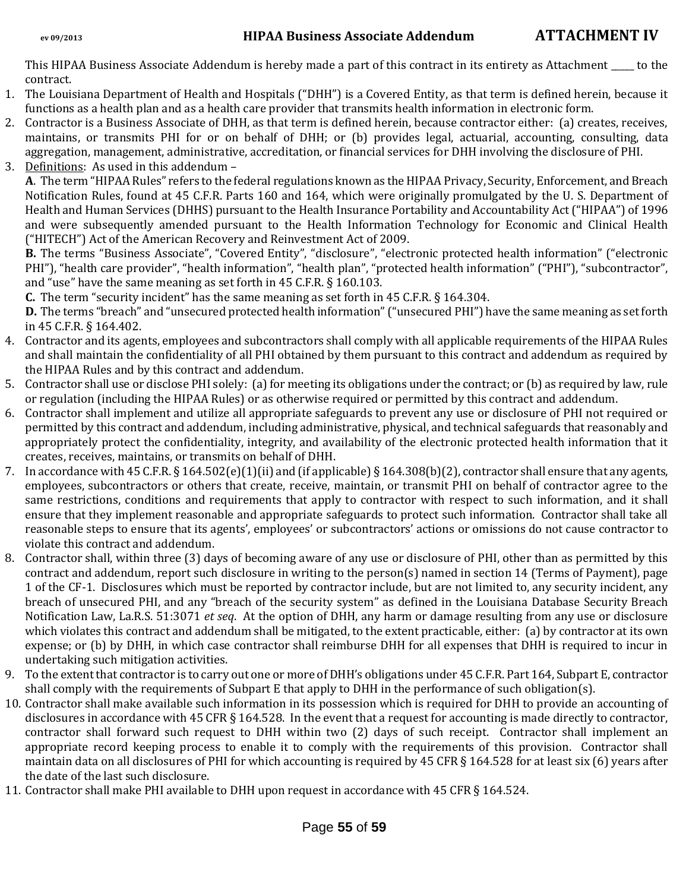# HIPAA Business Associate Addendum — ATTACHMENT IV

This HIPAA Business Associate Addendum is hereby made a part of this contract in its entirety as Attachment _____ to the contract.

1. The Louisiana Department of Health and Hospitals ("DHH") is a Covered Entity, as that term is defined herein, because it functions as a health plan and as a health care provider that transmits health information in electronic form.
2. Contractor is a Business Associate of DHH, as that term is defined herein, because contractor either: (a) creates, receives, maintains, or transmits PHI for or on behalf of DHH; or (b) provides legal, actuarial, accounting, consulting, data aggregation, management, administrative, accreditation, or financial services for DHH involving the disclosure of PHI.
3. <u>Definitions</u>: As used in this addendum –

   **A**. The term "HIPAA Rules" refers to the federal regulations known as the HIPAA Privacy, Security, Enforcement, and Breach Notification Rules, found at 45 C.F.R. Parts 160 and 164, which were originally promulgated by the U. S. Department of Health and Human Services (DHHS) pursuant to the Health Insurance Portability and Accountability Act ("HIPAA") of 1996 and were subsequently amended pursuant to the Health Information Technology for Economic and Clinical Health ("HITECH") Act of the American Recovery and Reinvestment Act of 2009.

   **B.** The terms "Business Associate", "Covered Entity", "disclosure", "electronic protected health information" ("electronic PHI"), "health care provider", "health information", "health plan", "protected health information" ("PHI"), "subcontractor", and "use" have the same meaning as set forth in 45 C.F.R. § 160.103.

   **C.** The term "security incident" has the same meaning as set forth in 45 C.F.R. § 164.304.

   **D.** The terms "breach" and "unsecured protected health information" ("unsecured PHI") have the same meaning as set forth in 45 C.F.R. § 164.402.
4. Contractor and its agents, employees and subcontractors shall comply with all applicable requirements of the HIPAA Rules and shall maintain the confidentiality of all PHI obtained by them pursuant to this contract and addendum as required by the HIPAA Rules and by this contract and addendum.
5. Contractor shall use or disclose PHI solely: (a) for meeting its obligations under the contract; or (b) as required by law, rule or regulation (including the HIPAA Rules) or as otherwise required or permitted by this contract and addendum.
6. Contractor shall implement and utilize all appropriate safeguards to prevent any use or disclosure of PHI not required or permitted by this contract and addendum, including administrative, physical, and technical safeguards that reasonably and appropriately protect the confidentiality, integrity, and availability of the electronic protected health information that it creates, receives, maintains, or transmits on behalf of DHH.
7. In accordance with 45 C.F.R. § 164.502(e)(1)(ii) and (if applicable) § 164.308(b)(2), contractor shall ensure that any agents, employees, subcontractors or others that create, receive, maintain, or transmit PHI on behalf of contractor agree to the same restrictions, conditions and requirements that apply to contractor with respect to such information, and it shall ensure that they implement reasonable and appropriate safeguards to protect such information. Contractor shall take all reasonable steps to ensure that its agents', employees' or subcontractors' actions or omissions do not cause contractor to violate this contract and addendum.
8. Contractor shall, within three (3) days of becoming aware of any use or disclosure of PHI, other than as permitted by this contract and addendum, report such disclosure in writing to the person(s) named in section 14 (Terms of Payment), page 1 of the CF-1. Disclosures which must be reported by contractor include, but are not limited to, any security incident, any breach of unsecured PHI, and any "breach of the security system" as defined in the Louisiana Database Security Breach Notification Law, La.R.S. 51:3071 *et seq*. At the option of DHH, any harm or damage resulting from any use or disclosure which violates this contract and addendum shall be mitigated, to the extent practicable, either: (a) by contractor at its own expense; or (b) by DHH, in which case contractor shall reimburse DHH for all expenses that DHH is required to incur in undertaking such mitigation activities.
9. To the extent that contractor is to carry out one or more of DHH's obligations under 45 C.F.R. Part 164, Subpart E, contractor shall comply with the requirements of Subpart E that apply to DHH in the performance of such obligation(s).
10. Contractor shall make available such information in its possession which is required for DHH to provide an accounting of disclosures in accordance with 45 CFR § 164.528. In the event that a request for accounting is made directly to contractor, contractor shall forward such request to DHH within two (2) days of such receipt. Contractor shall implement an appropriate record keeping process to enable it to comply with the requirements of this provision. Contractor shall maintain data on all disclosures of PHI for which accounting is required by 45 CFR § 164.528 for at least six (6) years after the date of the last such disclosure.
11. Contractor shall make PHI available to DHH upon request in accordance with 45 CFR § 164.524.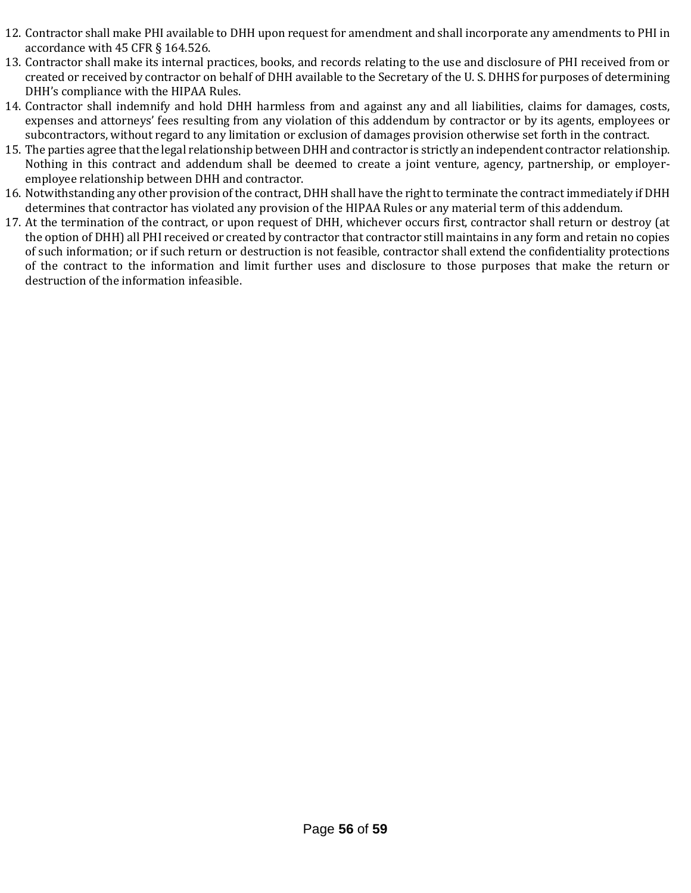12. Contractor shall make PHI available to DHH upon request for amendment and shall incorporate any amendments to PHI in accordance with 45 CFR § 164.526.
13. Contractor shall make its internal practices, books, and records relating to the use and disclosure of PHI received from or created or received by contractor on behalf of DHH available to the Secretary of the U. S. DHHS for purposes of determining DHH's compliance with the HIPAA Rules.
14. Contractor shall indemnify and hold DHH harmless from and against any and all liabilities, claims for damages, costs, expenses and attorneys' fees resulting from any violation of this addendum by contractor or by its agents, employees or subcontractors, without regard to any limitation or exclusion of damages provision otherwise set forth in the contract.
15. The parties agree that the legal relationship between DHH and contractor is strictly an independent contractor relationship. Nothing in this contract and addendum shall be deemed to create a joint venture, agency, partnership, or employer-employee relationship between DHH and contractor.
16. Notwithstanding any other provision of the contract, DHH shall have the right to terminate the contract immediately if DHH determines that contractor has violated any provision of the HIPAA Rules or any material term of this addendum.
17. At the termination of the contract, or upon request of DHH, whichever occurs first, contractor shall return or destroy (at the option of DHH) all PHI received or created by contractor that contractor still maintains in any form and retain no copies of such information; or if such return or destruction is not feasible, contractor shall extend the confidentiality protections of the contract to the information and limit further uses and disclosure to those purposes that make the return or destruction of the information infeasible.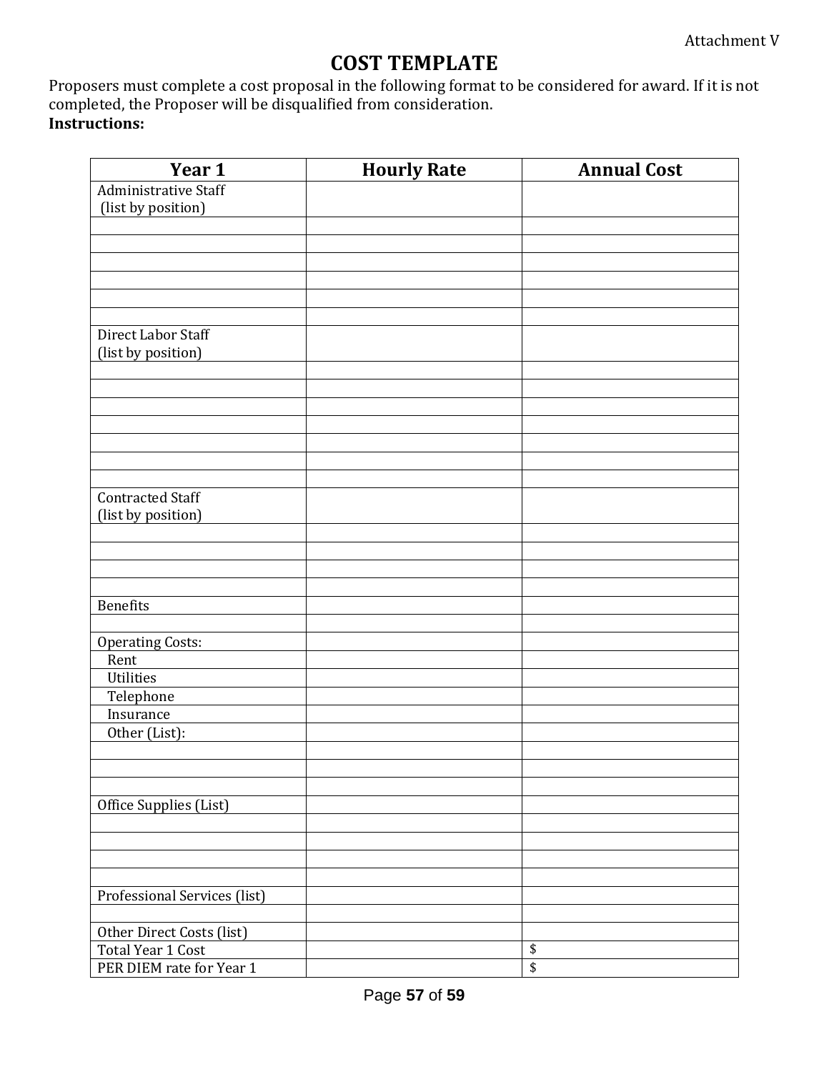Attachment V

# COST TEMPLATE

Proposers must complete a cost proposal in the following format to be considered for award. If it is not completed, the Proposer will be disqualified from consideration.

**Instructions:**

| Year 1 | Hourly Rate | Annual Cost |
|---|---|---|
| Administrative Staff (list by position) | | |
| | | |
| | | |
| | | |
| | | |
| | | |
| | | |
| Direct Labor Staff (list by position) | | |
| | | |
| | | |
| | | |
| | | |
| | | |
| | | |
| | | |
| Contracted Staff (list by position) | | |
| | | |
| | | |
| | | |
| | | |
| Benefits | | |
| | | |
| Operating Costs: | | |
| Rent | | |
| Utilities | | |
| Telephone | | |
| Insurance | | |
| Other (List): | | |
| | | |
| | | |
| | | |
| Office Supplies (List) | | |
| | | |
| | | |
| | | |
| | | |
| Professional Services (list) | | |
| | | |
| Other Direct Costs (list) | | |
| Total Year 1 Cost | | $ |
| PER DIEM rate for Year 1 | | $ |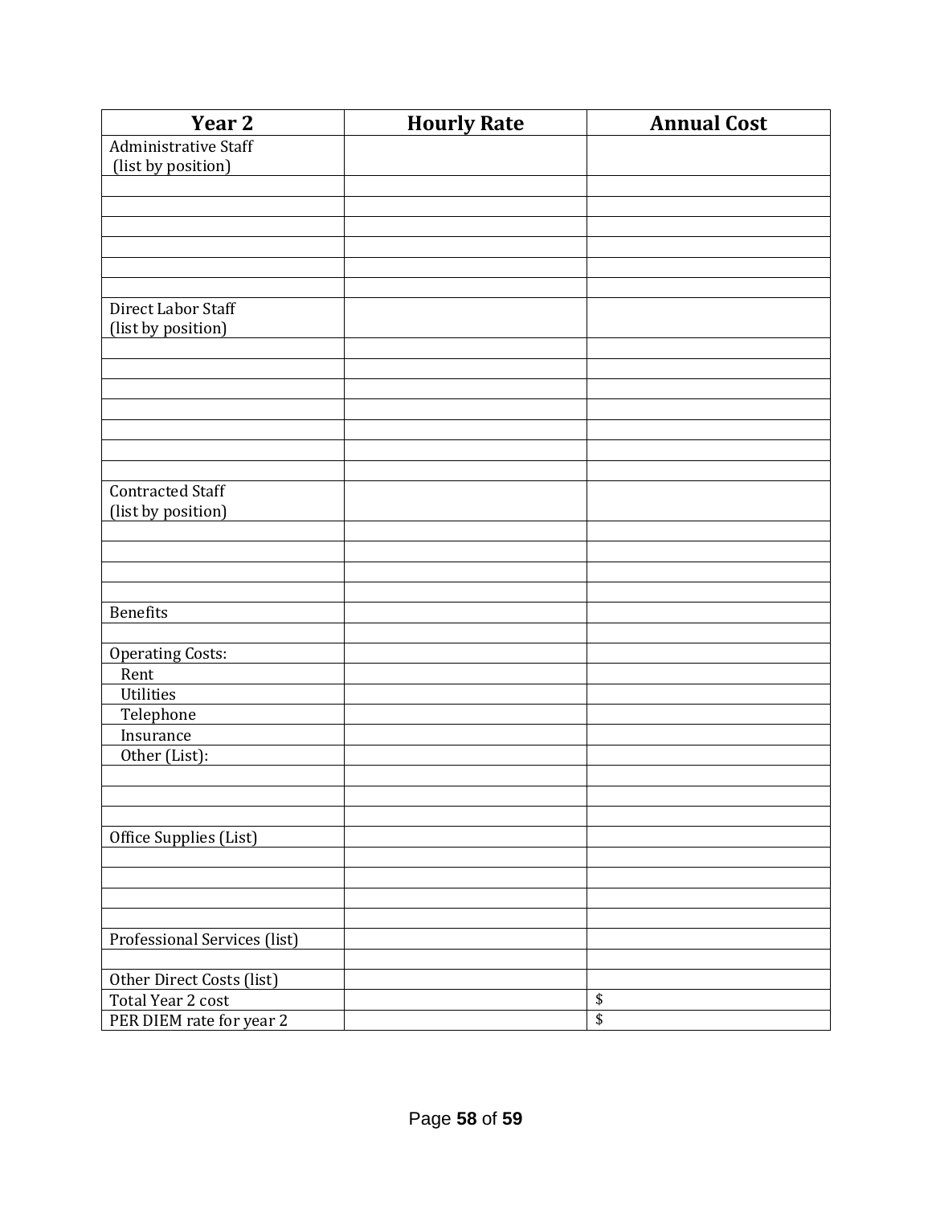| Year 2 | Hourly Rate | Annual Cost |
|---|---|---|
| Administrative Staff (list by position) | | |
| | | |
| | | |
| | | |
| | | |
| | | |
| | | |
| Direct Labor Staff (list by position) | | |
| | | |
| | | |
| | | |
| | | |
| | | |
| | | |
| | | |
| Contracted Staff (list by position) | | |
| | | |
| | | |
| | | |
| | | |
| Benefits | | |
| | | |
| Operating Costs: | | |
| Rent | | |
| Utilities | | |
| Telephone | | |
| Insurance | | |
| Other (List): | | |
| | | |
| | | |
| | | |
| Office Supplies (List) | | |
| | | |
| | | |
| | | |
| | | |
| Professional Services (list) | | |
| | | |
| Other Direct Costs (list) | | |
| Total Year 2 cost | | $ |
| PER DIEM rate for year 2 | | $ |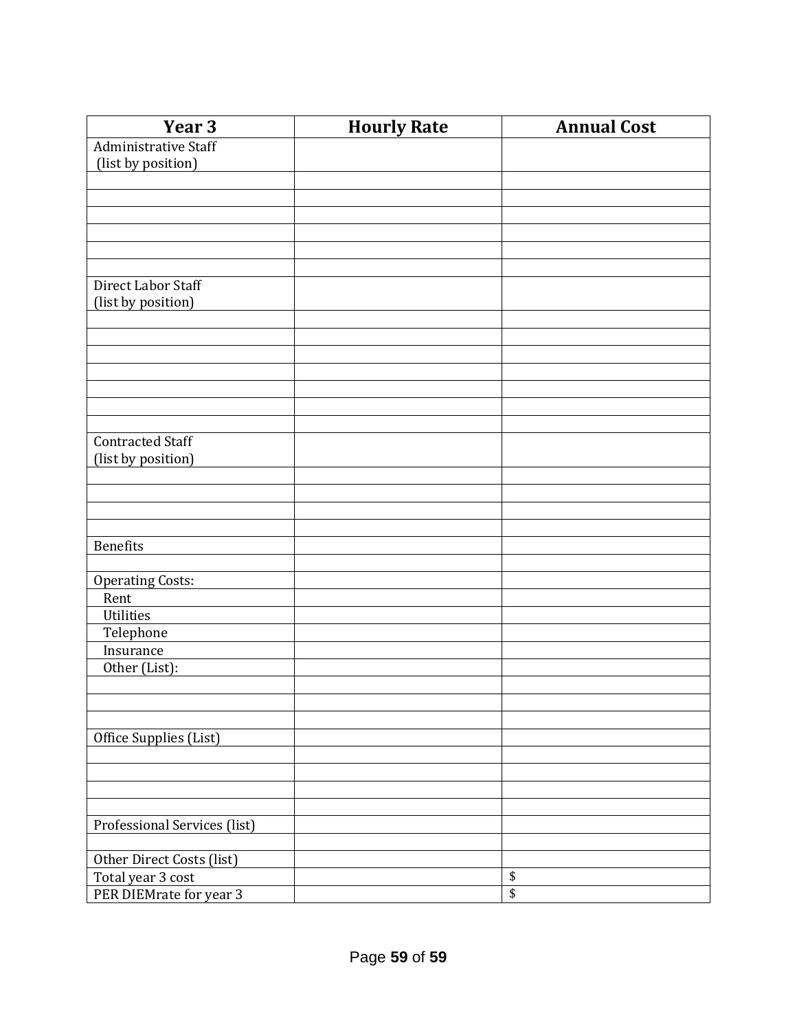| Year 3 | Hourly Rate | Annual Cost |
|---|---|---|
| Administrative Staff (list by position) | | |
| | | |
| | | |
| | | |
| | | |
| | | |
| | | |
| Direct Labor Staff (list by position) | | |
| | | |
| | | |
| | | |
| | | |
| | | |
| | | |
| | | |
| Contracted Staff (list by position) | | |
| | | |
| | | |
| | | |
| | | |
| Benefits | | |
| | | |
| Operating Costs: | | |
| Rent | | |
| Utilities | | |
| Telephone | | |
| Insurance | | |
| Other (List): | | |
| | | |
| | | |
| | | |
| Office Supplies (List) | | |
| | | |
| | | |
| | | |
| | | |
| Professional Services (list) | | |
| | | |
| Other Direct Costs (list) | | |
| Total year 3 cost | | $ |
| PER DIEMrate for year 3 | | $ |